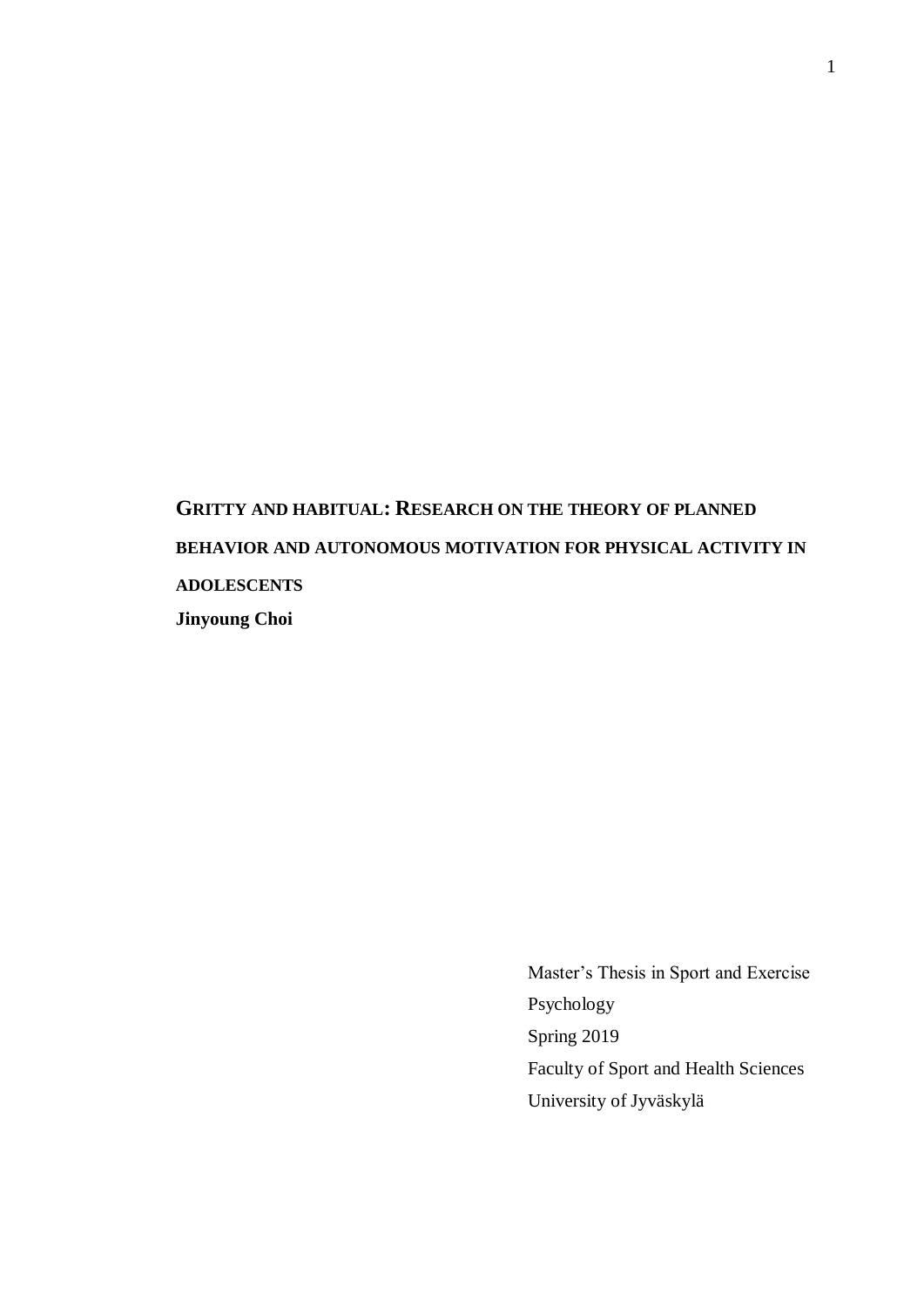# GRITTY AND HABITUAL: RESEARCH ON THE THEORY OF PLANNED BEHAVIOR AND AUTONOMOUS MOTIVATION FOR PHYSICAL ACTIVITY IN ADOLESCENTS

**Jinyoung Choi**

Master's Thesis in Sport and Exercise Psychology
Spring 2019
Faculty of Sport and Health Sciences
University of Jyväskylä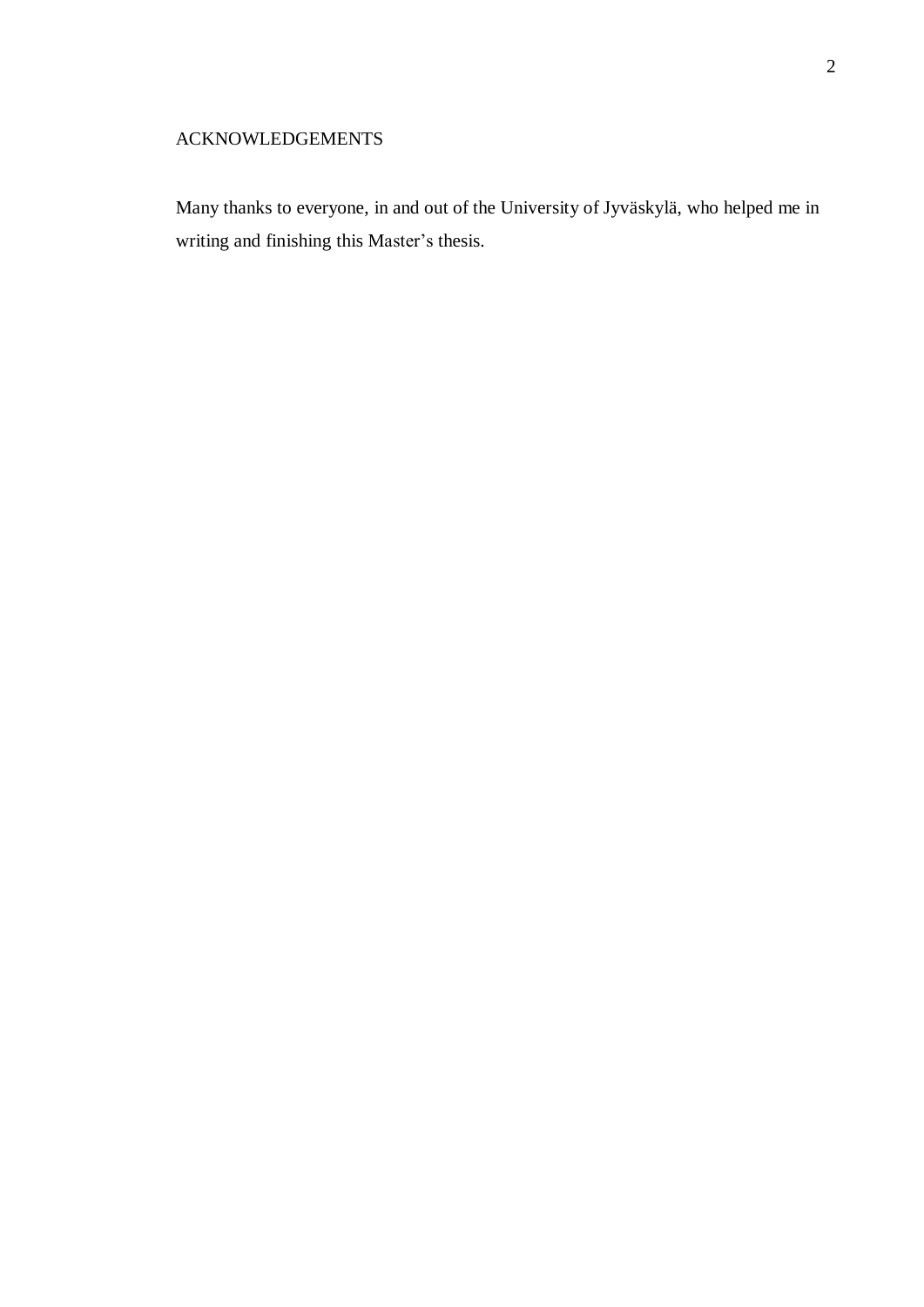## ACKNOWLEDGEMENTS

Many thanks to everyone, in and out of the University of Jyväskylä, who helped me in writing and finishing this Master's thesis.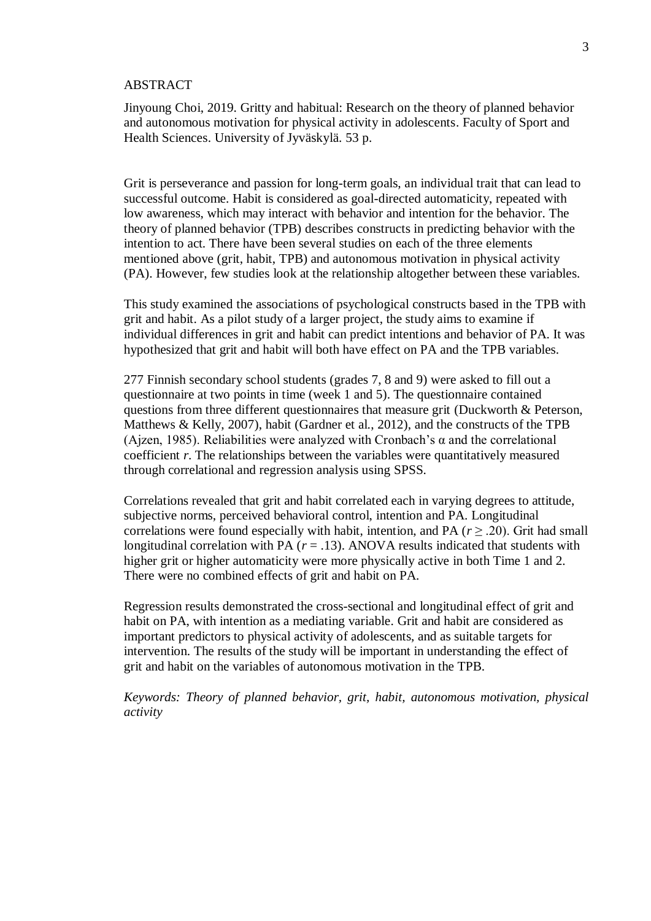# ABSTRACT

Jinyoung Choi, 2019. Gritty and habitual: Research on the theory of planned behavior and autonomous motivation for physical activity in adolescents. Faculty of Sport and Health Sciences. University of Jyväskylä. 53 p.

Grit is perseverance and passion for long-term goals, an individual trait that can lead to successful outcome. Habit is considered as goal-directed automaticity, repeated with low awareness, which may interact with behavior and intention for the behavior. The theory of planned behavior (TPB) describes constructs in predicting behavior with the intention to act. There have been several studies on each of the three elements mentioned above (grit, habit, TPB) and autonomous motivation in physical activity (PA). However, few studies look at the relationship altogether between these variables.

This study examined the associations of psychological constructs based in the TPB with grit and habit. As a pilot study of a larger project, the study aims to examine if individual differences in grit and habit can predict intentions and behavior of PA. It was hypothesized that grit and habit will both have effect on PA and the TPB variables.

277 Finnish secondary school students (grades 7, 8 and 9) were asked to fill out a questionnaire at two points in time (week 1 and 5). The questionnaire contained questions from three different questionnaires that measure grit (Duckworth & Peterson, Matthews & Kelly, 2007), habit (Gardner et al., 2012), and the constructs of the TPB (Ajzen, 1985). Reliabilities were analyzed with Cronbach's α and the correlational coefficient *r*. The relationships between the variables were quantitatively measured through correlational and regression analysis using SPSS.

Correlations revealed that grit and habit correlated each in varying degrees to attitude, subjective norms, perceived behavioral control, intention and PA. Longitudinal correlations were found especially with habit, intention, and PA ($r \geq .20$). Grit had small longitudinal correlation with PA ($r = .13$). ANOVA results indicated that students with higher grit or higher automaticity were more physically active in both Time 1 and 2. There were no combined effects of grit and habit on PA.

Regression results demonstrated the cross-sectional and longitudinal effect of grit and habit on PA, with intention as a mediating variable. Grit and habit are considered as important predictors to physical activity of adolescents, and as suitable targets for intervention. The results of the study will be important in understanding the effect of grit and habit on the variables of autonomous motivation in the TPB.

*Keywords: Theory of planned behavior, grit, habit, autonomous motivation, physical activity*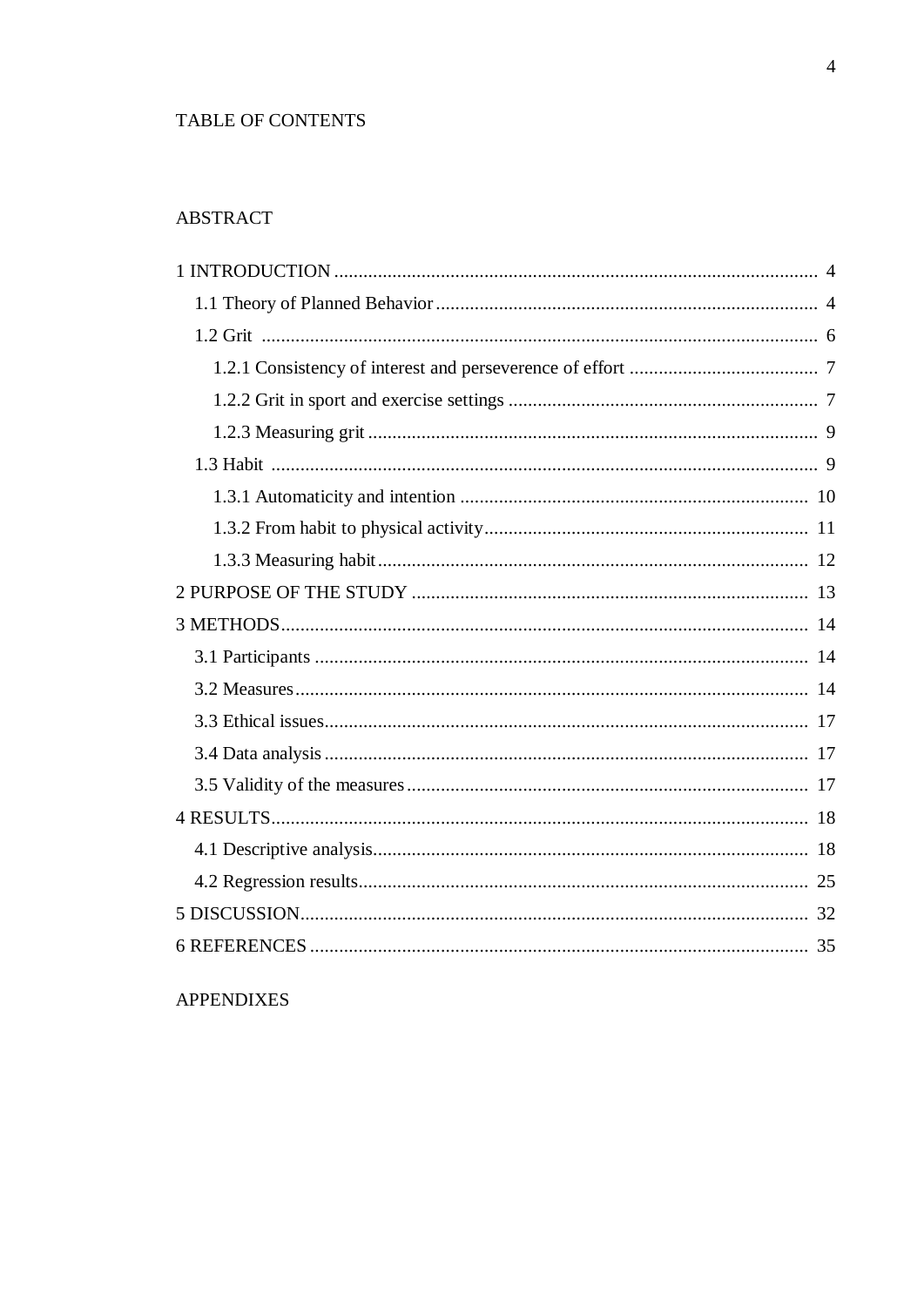# TABLE OF CONTENTS

ABSTRACT

1 INTRODUCTION .................................................................................................... 4

  1.1 Theory of Planned Behavior .............................................................................. 4

  1.2 Grit .................................................................................................................... 6

    1.2.1 Consistency of interest and perseverence of effort ....................................... 7

    1.2.2 Grit in sport and exercise settings ................................................................ 7

    1.2.3 Measuring grit ............................................................................................. 9

  1.3 Habit ................................................................................................................. 9

    1.3.1 Automaticity and intention ........................................................................ 10

    1.3.2 From habit to physical activity ................................................................... 11

    1.3.3 Measuring habit .......................................................................................... 12

2 PURPOSE OF THE STUDY .................................................................................. 13

3 METHODS ............................................................................................................ 14

  3.1 Participants ...................................................................................................... 14

  3.2 Measures .......................................................................................................... 14

  3.3 Ethical issues ................................................................................................... 17

  3.4 Data analysis .................................................................................................... 17

  3.5 Validity of the measures ................................................................................... 17

4 RESULTS .............................................................................................................. 18

  4.1 Descriptive analysis .......................................................................................... 18

  4.2 Regression results ............................................................................................. 25

5 DISCUSSION ......................................................................................................... 32

6 REFERENCES ....................................................................................................... 35

APPENDIXES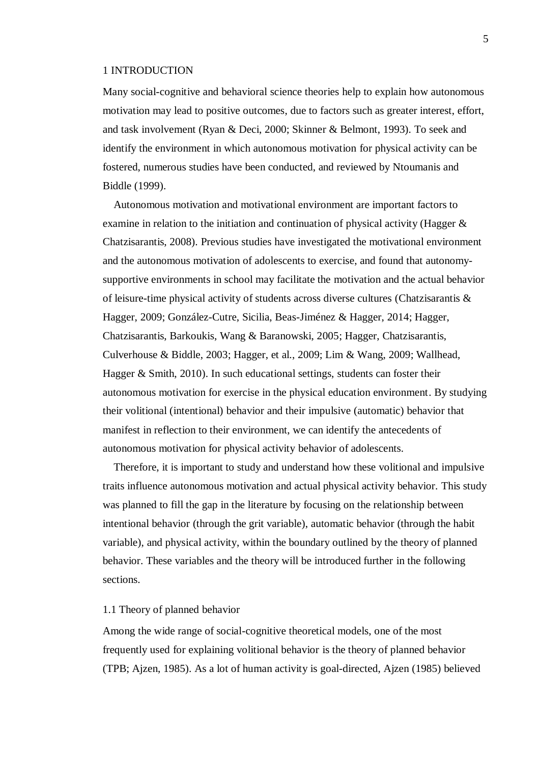# 1 INTRODUCTION

Many social-cognitive and behavioral science theories help to explain how autonomous motivation may lead to positive outcomes, due to factors such as greater interest, effort, and task involvement (Ryan & Deci, 2000; Skinner & Belmont, 1993). To seek and identify the environment in which autonomous motivation for physical activity can be fostered, numerous studies have been conducted, and reviewed by Ntoumanis and Biddle (1999).

Autonomous motivation and motivational environment are important factors to examine in relation to the initiation and continuation of physical activity (Hagger & Chatzisarantis, 2008). Previous studies have investigated the motivational environment and the autonomous motivation of adolescents to exercise, and found that autonomy-supportive environments in school may facilitate the motivation and the actual behavior of leisure-time physical activity of students across diverse cultures (Chatzisarantis & Hagger, 2009; González-Cutre, Sicilia, Beas-Jiménez & Hagger, 2014; Hagger, Chatzisarantis, Barkoukis, Wang & Baranowski, 2005; Hagger, Chatzisarantis, Culverhouse & Biddle, 2003; Hagger, et al., 2009; Lim & Wang, 2009; Wallhead, Hagger & Smith, 2010). In such educational settings, students can foster their autonomous motivation for exercise in the physical education environment. By studying their volitional (intentional) behavior and their impulsive (automatic) behavior that manifest in reflection to their environment, we can identify the antecedents of autonomous motivation for physical activity behavior of adolescents.

Therefore, it is important to study and understand how these volitional and impulsive traits influence autonomous motivation and actual physical activity behavior. This study was planned to fill the gap in the literature by focusing on the relationship between intentional behavior (through the grit variable), automatic behavior (through the habit variable), and physical activity, within the boundary outlined by the theory of planned behavior. These variables and the theory will be introduced further in the following sections.

## 1.1 Theory of planned behavior

Among the wide range of social-cognitive theoretical models, one of the most frequently used for explaining volitional behavior is the theory of planned behavior (TPB; Ajzen, 1985). As a lot of human activity is goal-directed, Ajzen (1985) believed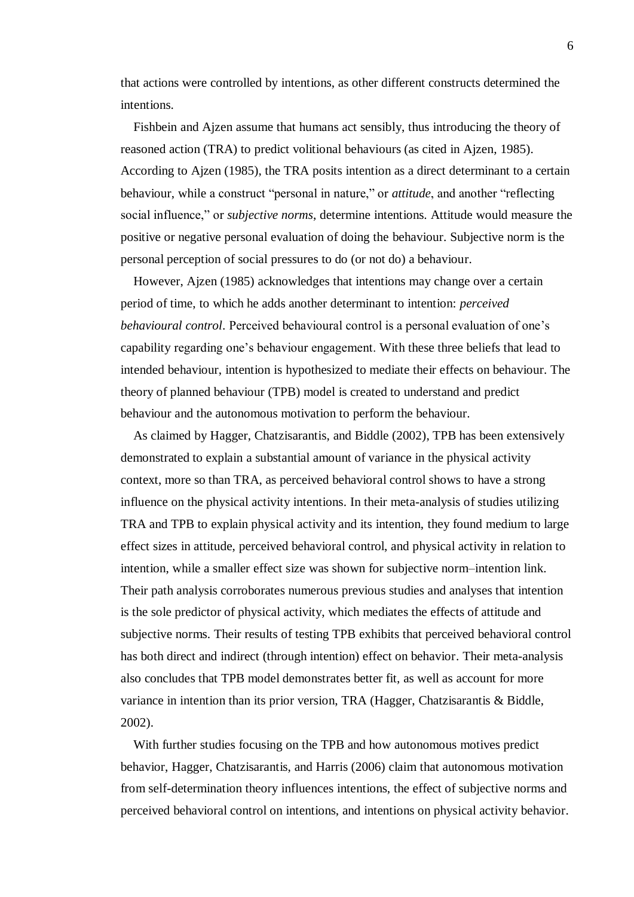that actions were controlled by intentions, as other different constructs determined the intentions.

Fishbein and Ajzen assume that humans act sensibly, thus introducing the theory of reasoned action (TRA) to predict volitional behaviours (as cited in Ajzen, 1985). According to Ajzen (1985), the TRA posits intention as a direct determinant to a certain behaviour, while a construct "personal in nature," or *attitude*, and another "reflecting social influence," or *subjective norms*, determine intentions. Attitude would measure the positive or negative personal evaluation of doing the behaviour. Subjective norm is the personal perception of social pressures to do (or not do) a behaviour.

However, Ajzen (1985) acknowledges that intentions may change over a certain period of time, to which he adds another determinant to intention: *perceived behavioural control*. Perceived behavioural control is a personal evaluation of one's capability regarding one's behaviour engagement. With these three beliefs that lead to intended behaviour, intention is hypothesized to mediate their effects on behaviour. The theory of planned behaviour (TPB) model is created to understand and predict behaviour and the autonomous motivation to perform the behaviour.

As claimed by Hagger, Chatzisarantis, and Biddle (2002), TPB has been extensively demonstrated to explain a substantial amount of variance in the physical activity context, more so than TRA, as perceived behavioral control shows to have a strong influence on the physical activity intentions. In their meta-analysis of studies utilizing TRA and TPB to explain physical activity and its intention, they found medium to large effect sizes in attitude, perceived behavioral control, and physical activity in relation to intention, while a smaller effect size was shown for subjective norm–intention link. Their path analysis corroborates numerous previous studies and analyses that intention is the sole predictor of physical activity, which mediates the effects of attitude and subjective norms. Their results of testing TPB exhibits that perceived behavioral control has both direct and indirect (through intention) effect on behavior. Their meta-analysis also concludes that TPB model demonstrates better fit, as well as account for more variance in intention than its prior version, TRA (Hagger, Chatzisarantis & Biddle, 2002).

With further studies focusing on the TPB and how autonomous motives predict behavior, Hagger, Chatzisarantis, and Harris (2006) claim that autonomous motivation from self-determination theory influences intentions, the effect of subjective norms and perceived behavioral control on intentions, and intentions on physical activity behavior.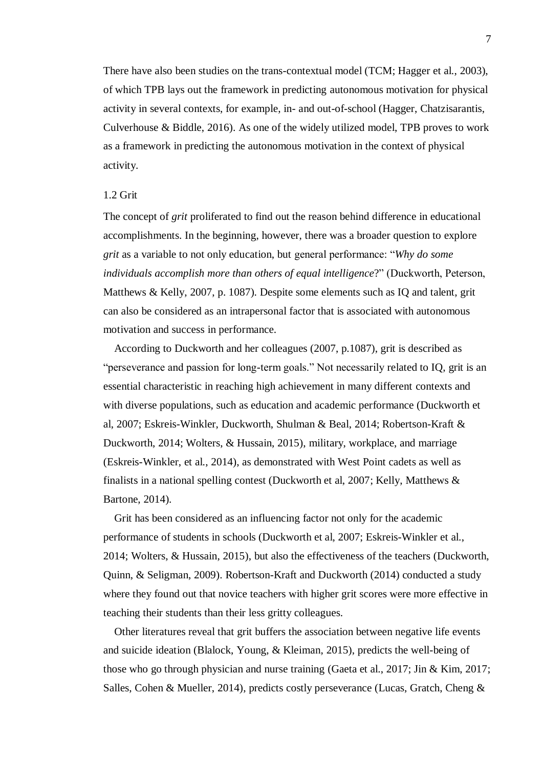There have also been studies on the trans-contextual model (TCM; Hagger et al., 2003), of which TPB lays out the framework in predicting autonomous motivation for physical activity in several contexts, for example, in- and out-of-school (Hagger, Chatzisarantis, Culverhouse & Biddle, 2016). As one of the widely utilized model, TPB proves to work as a framework in predicting the autonomous motivation in the context of physical activity.

## 1.2 Grit

The concept of *grit* proliferated to find out the reason behind difference in educational accomplishments. In the beginning, however, there was a broader question to explore *grit* as a variable to not only education, but general performance: "*Why do some individuals accomplish more than others of equal intelligence*?" (Duckworth, Peterson, Matthews & Kelly, 2007, p. 1087). Despite some elements such as IQ and talent, grit can also be considered as an intrapersonal factor that is associated with autonomous motivation and success in performance.

According to Duckworth and her colleagues (2007, p.1087), grit is described as "perseverance and passion for long-term goals." Not necessarily related to IQ, grit is an essential characteristic in reaching high achievement in many different contexts and with diverse populations, such as education and academic performance (Duckworth et al, 2007; Eskreis-Winkler, Duckworth, Shulman & Beal, 2014; Robertson-Kraft & Duckworth, 2014; Wolters, & Hussain, 2015), military, workplace, and marriage (Eskreis-Winkler, et al., 2014), as demonstrated with West Point cadets as well as finalists in a national spelling contest (Duckworth et al, 2007; Kelly, Matthews & Bartone, 2014).

Grit has been considered as an influencing factor not only for the academic performance of students in schools (Duckworth et al, 2007; Eskreis-Winkler et al., 2014; Wolters, & Hussain, 2015), but also the effectiveness of the teachers (Duckworth, Quinn, & Seligman, 2009). Robertson-Kraft and Duckworth (2014) conducted a study where they found out that novice teachers with higher grit scores were more effective in teaching their students than their less gritty colleagues.

Other literatures reveal that grit buffers the association between negative life events and suicide ideation (Blalock, Young, & Kleiman, 2015), predicts the well-being of those who go through physician and nurse training (Gaeta et al., 2017; Jin & Kim, 2017; Salles, Cohen & Mueller, 2014), predicts costly perseverance (Lucas, Gratch, Cheng &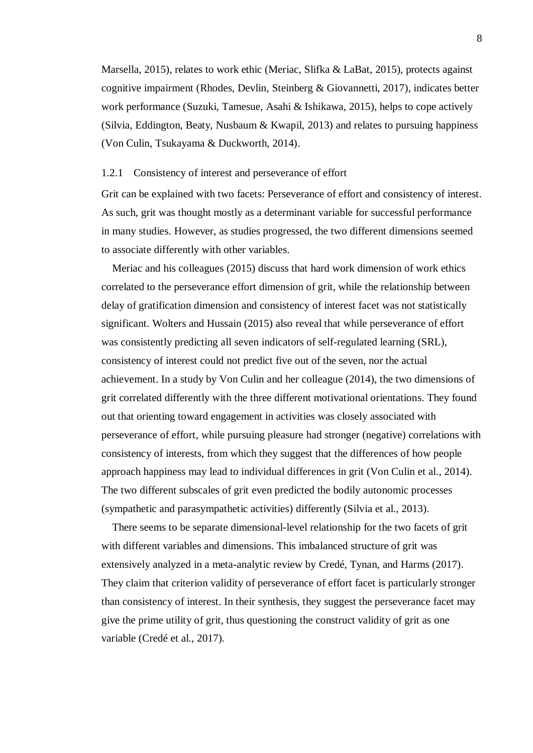Marsella, 2015), relates to work ethic (Meriac, Slifka & LaBat, 2015), protects against cognitive impairment (Rhodes, Devlin, Steinberg & Giovannetti, 2017), indicates better work performance (Suzuki, Tamesue, Asahi & Ishikawa, 2015), helps to cope actively (Silvia, Eddington, Beaty, Nusbaum & Kwapil, 2013) and relates to pursuing happiness (Von Culin, Tsukayama & Duckworth, 2014).

### 1.2.1 Consistency of interest and perseverance of effort

Grit can be explained with two facets: Perseverance of effort and consistency of interest. As such, grit was thought mostly as a determinant variable for successful performance in many studies. However, as studies progressed, the two different dimensions seemed to associate differently with other variables.

Meriac and his colleagues (2015) discuss that hard work dimension of work ethics correlated to the perseverance effort dimension of grit, while the relationship between delay of gratification dimension and consistency of interest facet was not statistically significant. Wolters and Hussain (2015) also reveal that while perseverance of effort was consistently predicting all seven indicators of self-regulated learning (SRL), consistency of interest could not predict five out of the seven, nor the actual achievement. In a study by Von Culin and her colleague (2014), the two dimensions of grit correlated differently with the three different motivational orientations. They found out that orienting toward engagement in activities was closely associated with perseverance of effort, while pursuing pleasure had stronger (negative) correlations with consistency of interests, from which they suggest that the differences of how people approach happiness may lead to individual differences in grit (Von Culin et al., 2014). The two different subscales of grit even predicted the bodily autonomic processes (sympathetic and parasympathetic activities) differently (Silvia et al., 2013).

There seems to be separate dimensional-level relationship for the two facets of grit with different variables and dimensions. This imbalanced structure of grit was extensively analyzed in a meta-analytic review by Credé, Tynan, and Harms (2017). They claim that criterion validity of perseverance of effort facet is particularly stronger than consistency of interest. In their synthesis, they suggest the perseverance facet may give the prime utility of grit, thus questioning the construct validity of grit as one variable (Credé et al., 2017).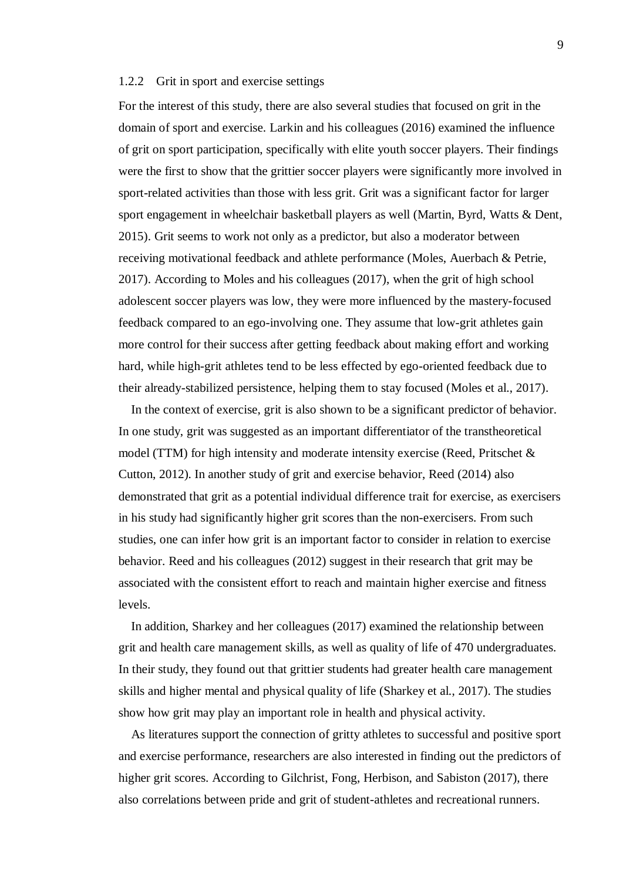### 1.2.2 Grit in sport and exercise settings

For the interest of this study, there are also several studies that focused on grit in the domain of sport and exercise. Larkin and his colleagues (2016) examined the influence of grit on sport participation, specifically with elite youth soccer players. Their findings were the first to show that the grittier soccer players were significantly more involved in sport-related activities than those with less grit. Grit was a significant factor for larger sport engagement in wheelchair basketball players as well (Martin, Byrd, Watts & Dent, 2015). Grit seems to work not only as a predictor, but also a moderator between receiving motivational feedback and athlete performance (Moles, Auerbach & Petrie, 2017). According to Moles and his colleagues (2017), when the grit of high school adolescent soccer players was low, they were more influenced by the mastery-focused feedback compared to an ego-involving one. They assume that low-grit athletes gain more control for their success after getting feedback about making effort and working hard, while high-grit athletes tend to be less effected by ego-oriented feedback due to their already-stabilized persistence, helping them to stay focused (Moles et al., 2017).

In the context of exercise, grit is also shown to be a significant predictor of behavior. In one study, grit was suggested as an important differentiator of the transtheoretical model (TTM) for high intensity and moderate intensity exercise (Reed, Pritschet & Cutton, 2012). In another study of grit and exercise behavior, Reed (2014) also demonstrated that grit as a potential individual difference trait for exercise, as exercisers in his study had significantly higher grit scores than the non-exercisers. From such studies, one can infer how grit is an important factor to consider in relation to exercise behavior. Reed and his colleagues (2012) suggest in their research that grit may be associated with the consistent effort to reach and maintain higher exercise and fitness levels.

In addition, Sharkey and her colleagues (2017) examined the relationship between grit and health care management skills, as well as quality of life of 470 undergraduates. In their study, they found out that grittier students had greater health care management skills and higher mental and physical quality of life (Sharkey et al., 2017). The studies show how grit may play an important role in health and physical activity.

As literatures support the connection of gritty athletes to successful and positive sport and exercise performance, researchers are also interested in finding out the predictors of higher grit scores. According to Gilchrist, Fong, Herbison, and Sabiston (2017), there also correlations between pride and grit of student-athletes and recreational runners.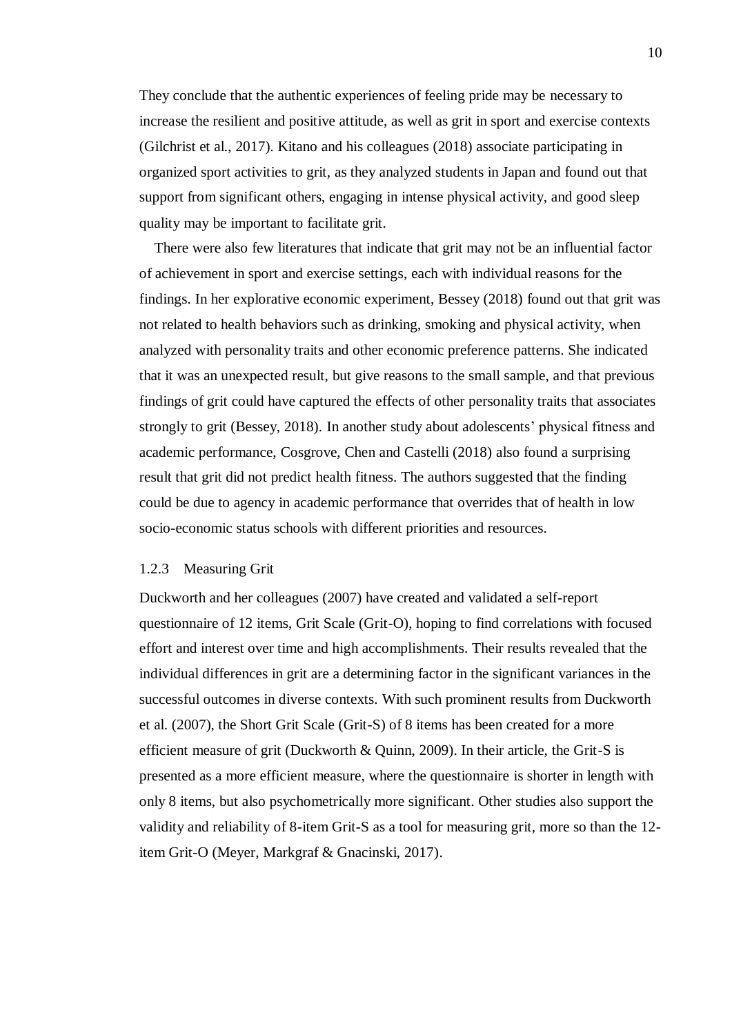They conclude that the authentic experiences of feeling pride may be necessary to increase the resilient and positive attitude, as well as grit in sport and exercise contexts (Gilchrist et al., 2017). Kitano and his colleagues (2018) associate participating in organized sport activities to grit, as they analyzed students in Japan and found out that support from significant others, engaging in intense physical activity, and good sleep quality may be important to facilitate grit.

There were also few literatures that indicate that grit may not be an influential factor of achievement in sport and exercise settings, each with individual reasons for the findings. In her explorative economic experiment, Bessey (2018) found out that grit was not related to health behaviors such as drinking, smoking and physical activity, when analyzed with personality traits and other economic preference patterns. She indicated that it was an unexpected result, but give reasons to the small sample, and that previous findings of grit could have captured the effects of other personality traits that associates strongly to grit (Bessey, 2018). In another study about adolescents' physical fitness and academic performance, Cosgrove, Chen and Castelli (2018) also found a surprising result that grit did not predict health fitness. The authors suggested that the finding could be due to agency in academic performance that overrides that of health in low socio-economic status schools with different priorities and resources.

### 1.2.3 Measuring Grit

Duckworth and her colleagues (2007) have created and validated a self-report questionnaire of 12 items, Grit Scale (Grit-O), hoping to find correlations with focused effort and interest over time and high accomplishments. Their results revealed that the individual differences in grit are a determining factor in the significant variances in the successful outcomes in diverse contexts. With such prominent results from Duckworth et al. (2007), the Short Grit Scale (Grit-S) of 8 items has been created for a more efficient measure of grit (Duckworth & Quinn, 2009). In their article, the Grit-S is presented as a more efficient measure, where the questionnaire is shorter in length with only 8 items, but also psychometrically more significant. Other studies also support the validity and reliability of 8-item Grit-S as a tool for measuring grit, more so than the 12-item Grit-O (Meyer, Markgraf & Gnacinski, 2017).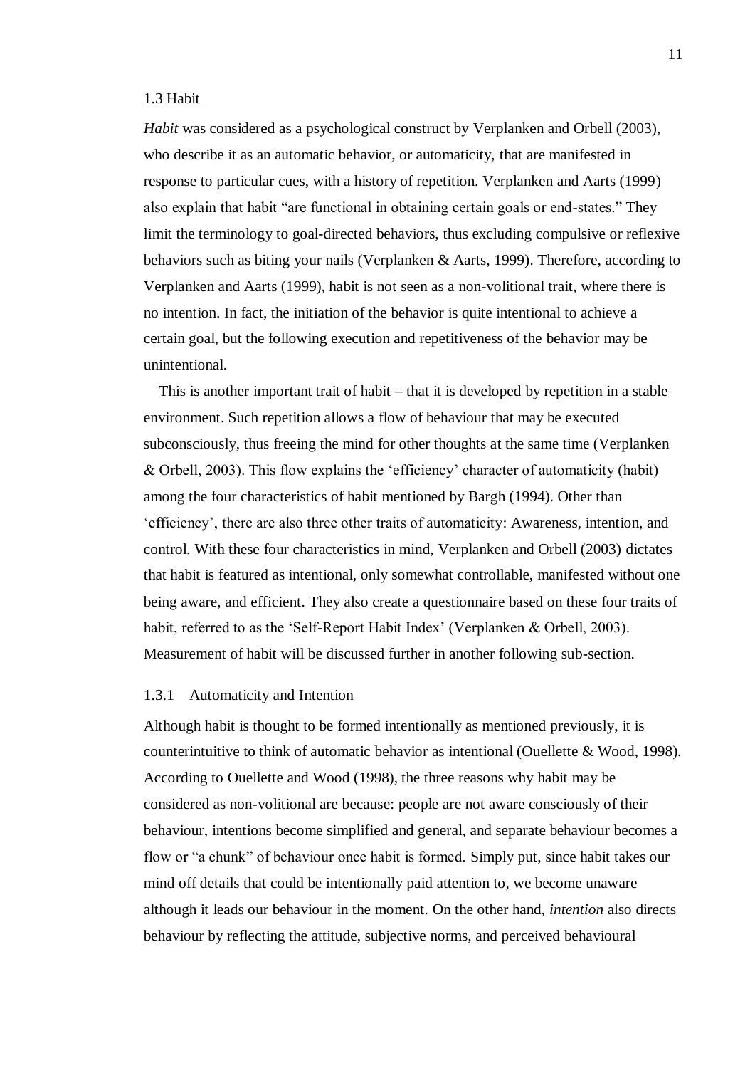## 1.3 Habit

*Habit* was considered as a psychological construct by Verplanken and Orbell (2003), who describe it as an automatic behavior, or automaticity, that are manifested in response to particular cues, with a history of repetition. Verplanken and Aarts (1999) also explain that habit "are functional in obtaining certain goals or end-states." They limit the terminology to goal-directed behaviors, thus excluding compulsive or reflexive behaviors such as biting your nails (Verplanken & Aarts, 1999). Therefore, according to Verplanken and Aarts (1999), habit is not seen as a non-volitional trait, where there is no intention. In fact, the initiation of the behavior is quite intentional to achieve a certain goal, but the following execution and repetitiveness of the behavior may be unintentional.

This is another important trait of habit – that it is developed by repetition in a stable environment. Such repetition allows a flow of behaviour that may be executed subconsciously, thus freeing the mind for other thoughts at the same time (Verplanken & Orbell, 2003). This flow explains the 'efficiency' character of automaticity (habit) among the four characteristics of habit mentioned by Bargh (1994). Other than 'efficiency', there are also three other traits of automaticity: Awareness, intention, and control. With these four characteristics in mind, Verplanken and Orbell (2003) dictates that habit is featured as intentional, only somewhat controllable, manifested without one being aware, and efficient. They also create a questionnaire based on these four traits of habit, referred to as the 'Self-Report Habit Index' (Verplanken & Orbell, 2003). Measurement of habit will be discussed further in another following sub-section.

### 1.3.1 Automaticity and Intention

Although habit is thought to be formed intentionally as mentioned previously, it is counterintuitive to think of automatic behavior as intentional (Ouellette & Wood, 1998). According to Ouellette and Wood (1998), the three reasons why habit may be considered as non-volitional are because: people are not aware consciously of their behaviour, intentions become simplified and general, and separate behaviour becomes a flow or "a chunk" of behaviour once habit is formed. Simply put, since habit takes our mind off details that could be intentionally paid attention to, we become unaware although it leads our behaviour in the moment. On the other hand, *intention* also directs behaviour by reflecting the attitude, subjective norms, and perceived behavioural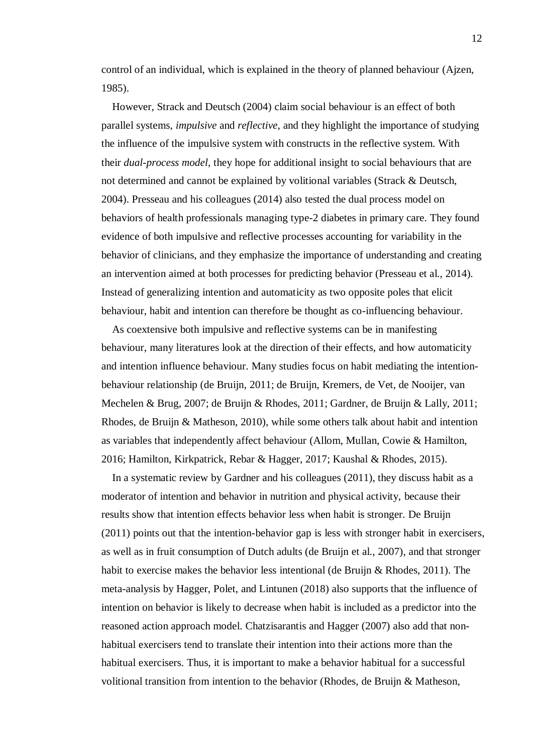control of an individual, which is explained in the theory of planned behaviour (Ajzen, 1985).

However, Strack and Deutsch (2004) claim social behaviour is an effect of both parallel systems, *impulsive* and *reflective*, and they highlight the importance of studying the influence of the impulsive system with constructs in the reflective system. With their *dual-process model*, they hope for additional insight to social behaviours that are not determined and cannot be explained by volitional variables (Strack & Deutsch, 2004). Presseau and his colleagues (2014) also tested the dual process model on behaviors of health professionals managing type-2 diabetes in primary care. They found evidence of both impulsive and reflective processes accounting for variability in the behavior of clinicians, and they emphasize the importance of understanding and creating an intervention aimed at both processes for predicting behavior (Presseau et al., 2014). Instead of generalizing intention and automaticity as two opposite poles that elicit behaviour, habit and intention can therefore be thought as co-influencing behaviour.

As coextensive both impulsive and reflective systems can be in manifesting behaviour, many literatures look at the direction of their effects, and how automaticity and intention influence behaviour. Many studies focus on habit mediating the intention-behaviour relationship (de Bruijn, 2011; de Bruijn, Kremers, de Vet, de Nooijer, van Mechelen & Brug, 2007; de Bruijn & Rhodes, 2011; Gardner, de Bruijn & Lally, 2011; Rhodes, de Bruijn & Matheson, 2010), while some others talk about habit and intention as variables that independently affect behaviour (Allom, Mullan, Cowie & Hamilton, 2016; Hamilton, Kirkpatrick, Rebar & Hagger, 2017; Kaushal & Rhodes, 2015).

In a systematic review by Gardner and his colleagues (2011), they discuss habit as a moderator of intention and behavior in nutrition and physical activity, because their results show that intention effects behavior less when habit is stronger. De Bruijn (2011) points out that the intention-behavior gap is less with stronger habit in exercisers, as well as in fruit consumption of Dutch adults (de Bruijn et al., 2007), and that stronger habit to exercise makes the behavior less intentional (de Bruijn & Rhodes, 2011). The meta-analysis by Hagger, Polet, and Lintunen (2018) also supports that the influence of intention on behavior is likely to decrease when habit is included as a predictor into the reasoned action approach model. Chatzisarantis and Hagger (2007) also add that non-habitual exercisers tend to translate their intention into their actions more than the habitual exercisers. Thus, it is important to make a behavior habitual for a successful volitional transition from intention to the behavior (Rhodes, de Bruijn & Matheson,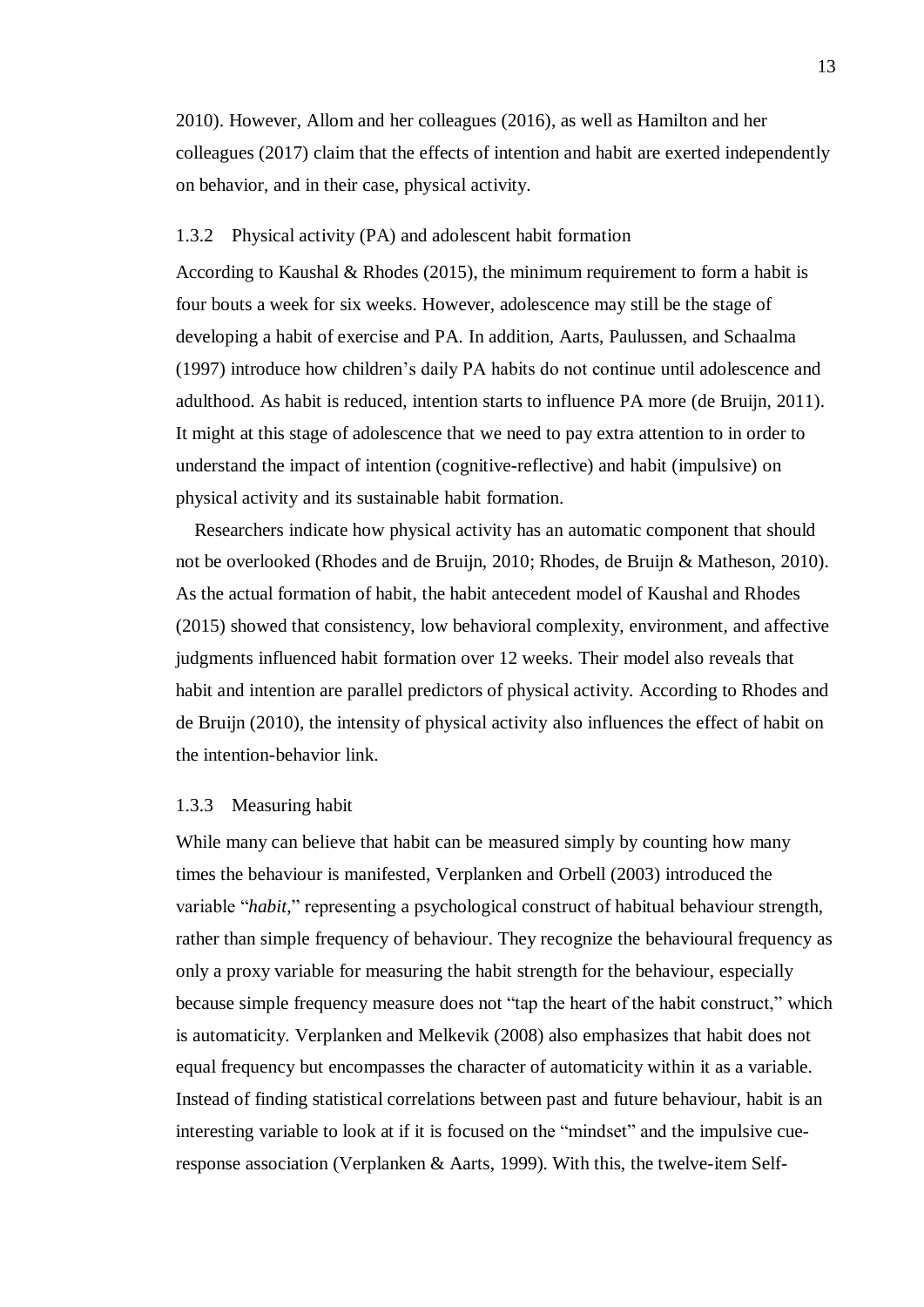2010). However, Allom and her colleagues (2016), as well as Hamilton and her colleagues (2017) claim that the effects of intention and habit are exerted independently on behavior, and in their case, physical activity.

### 1.3.2 Physical activity (PA) and adolescent habit formation

According to Kaushal & Rhodes (2015), the minimum requirement to form a habit is four bouts a week for six weeks. However, adolescence may still be the stage of developing a habit of exercise and PA. In addition, Aarts, Paulussen, and Schaalma (1997) introduce how children's daily PA habits do not continue until adolescence and adulthood. As habit is reduced, intention starts to influence PA more (de Bruijn, 2011). It might at this stage of adolescence that we need to pay extra attention to in order to understand the impact of intention (cognitive-reflective) and habit (impulsive) on physical activity and its sustainable habit formation.

Researchers indicate how physical activity has an automatic component that should not be overlooked (Rhodes and de Bruijn, 2010; Rhodes, de Bruijn & Matheson, 2010). As the actual formation of habit, the habit antecedent model of Kaushal and Rhodes (2015) showed that consistency, low behavioral complexity, environment, and affective judgments influenced habit formation over 12 weeks. Their model also reveals that habit and intention are parallel predictors of physical activity. According to Rhodes and de Bruijn (2010), the intensity of physical activity also influences the effect of habit on the intention-behavior link.

### 1.3.3 Measuring habit

While many can believe that habit can be measured simply by counting how many times the behaviour is manifested, Verplanken and Orbell (2003) introduced the variable "*habit*," representing a psychological construct of habitual behaviour strength, rather than simple frequency of behaviour. They recognize the behavioural frequency as only a proxy variable for measuring the habit strength for the behaviour, especially because simple frequency measure does not "tap the heart of the habit construct," which is automaticity. Verplanken and Melkevik (2008) also emphasizes that habit does not equal frequency but encompasses the character of automaticity within it as a variable. Instead of finding statistical correlations between past and future behaviour, habit is an interesting variable to look at if it is focused on the "mindset" and the impulsive cue-response association (Verplanken & Aarts, 1999). With this, the twelve-item Self-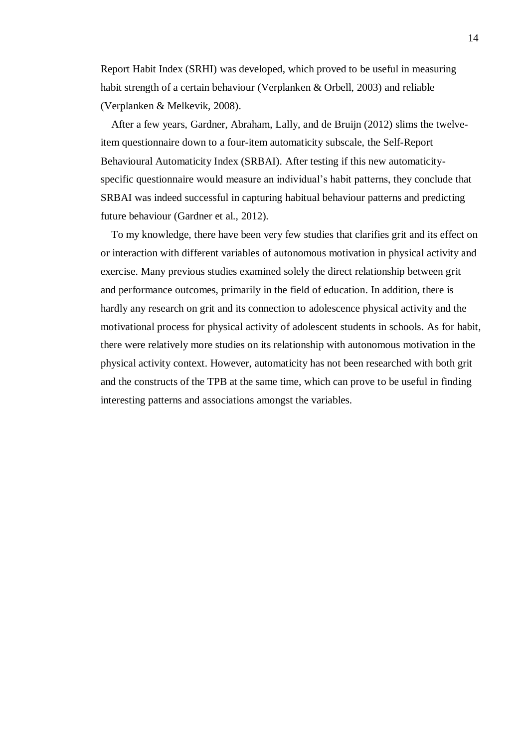Report Habit Index (SRHI) was developed, which proved to be useful in measuring habit strength of a certain behaviour (Verplanken & Orbell, 2003) and reliable (Verplanken & Melkevik, 2008).

After a few years, Gardner, Abraham, Lally, and de Bruijn (2012) slims the twelve-item questionnaire down to a four-item automaticity subscale, the Self-Report Behavioural Automaticity Index (SRBAI). After testing if this new automaticity-specific questionnaire would measure an individual's habit patterns, they conclude that SRBAI was indeed successful in capturing habitual behaviour patterns and predicting future behaviour (Gardner et al., 2012).

To my knowledge, there have been very few studies that clarifies grit and its effect on or interaction with different variables of autonomous motivation in physical activity and exercise. Many previous studies examined solely the direct relationship between grit and performance outcomes, primarily in the field of education. In addition, there is hardly any research on grit and its connection to adolescence physical activity and the motivational process for physical activity of adolescent students in schools. As for habit, there were relatively more studies on its relationship with autonomous motivation in the physical activity context. However, automaticity has not been researched with both grit and the constructs of the TPB at the same time, which can prove to be useful in finding interesting patterns and associations amongst the variables.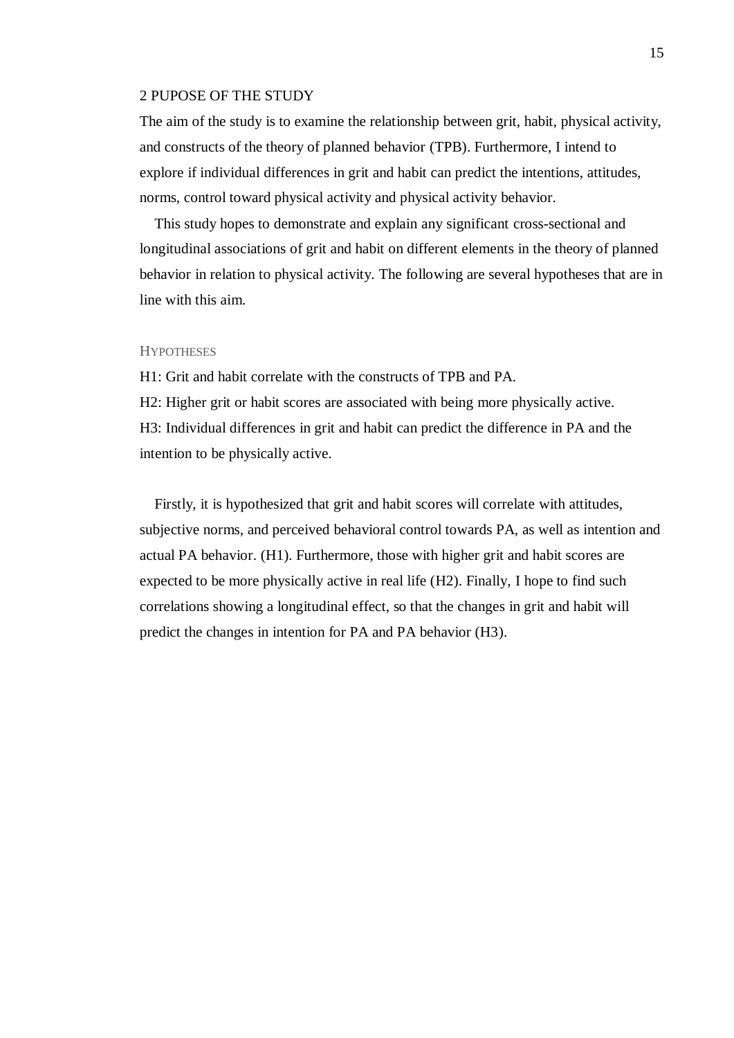# 2 PUPOSE OF THE STUDY

The aim of the study is to examine the relationship between grit, habit, physical activity, and constructs of the theory of planned behavior (TPB). Furthermore, I intend to explore if individual differences in grit and habit can predict the intentions, attitudes, norms, control toward physical activity and physical activity behavior.

This study hopes to demonstrate and explain any significant cross-sectional and longitudinal associations of grit and habit on different elements in the theory of planned behavior in relation to physical activity. The following are several hypotheses that are in line with this aim.

## HYPOTHESES

H1: Grit and habit correlate with the constructs of TPB and PA.

H2: Higher grit or habit scores are associated with being more physically active.

H3: Individual differences in grit and habit can predict the difference in PA and the intention to be physically active.

Firstly, it is hypothesized that grit and habit scores will correlate with attitudes, subjective norms, and perceived behavioral control towards PA, as well as intention and actual PA behavior. (H1). Furthermore, those with higher grit and habit scores are expected to be more physically active in real life (H2). Finally, I hope to find such correlations showing a longitudinal effect, so that the changes in grit and habit will predict the changes in intention for PA and PA behavior (H3).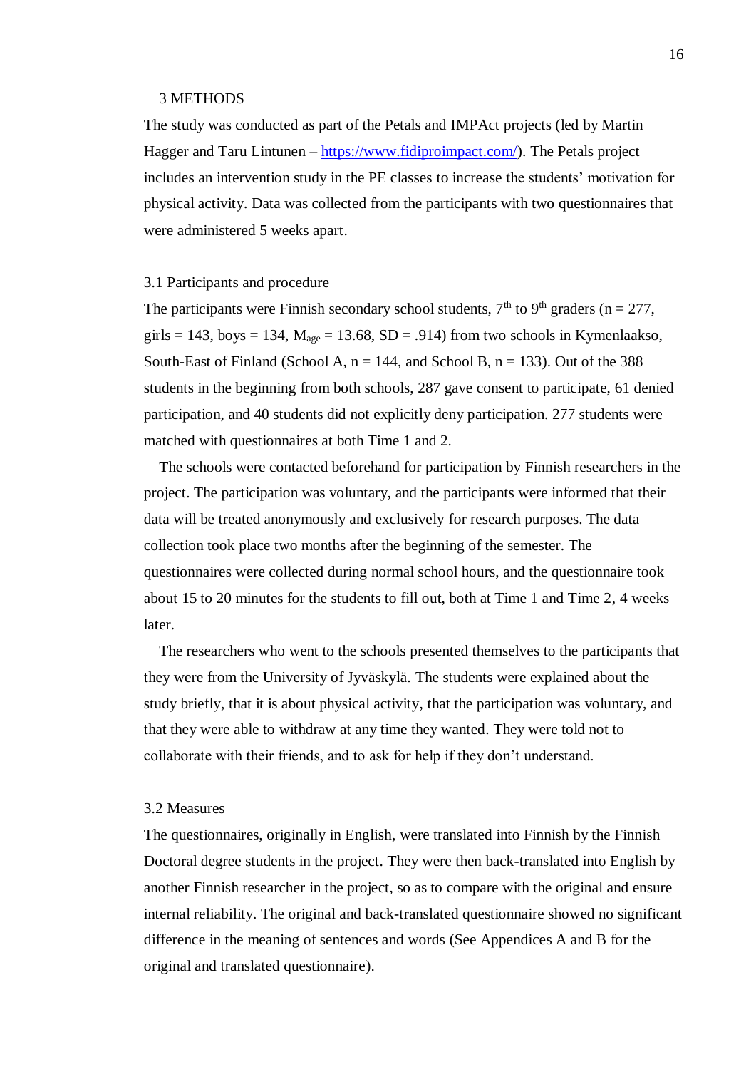# 3 METHODS

The study was conducted as part of the Petals and IMPAct projects (led by Martin Hagger and Taru Lintunen – https://www.fidiproimpact.com/). The Petals project includes an intervention study in the PE classes to increase the students' motivation for physical activity. Data was collected from the participants with two questionnaires that were administered 5 weeks apart.

## 3.1 Participants and procedure

The participants were Finnish secondary school students, $7^{th}$ to $9^{th}$ graders (n = 277, girls = 143, boys = 134, $M_{age}$ = 13.68, SD = .914) from two schools in Kymenlaakso, South-East of Finland (School A, n = 144, and School B, n = 133). Out of the 388 students in the beginning from both schools, 287 gave consent to participate, 61 denied participation, and 40 students did not explicitly deny participation. 277 students were matched with questionnaires at both Time 1 and 2.

The schools were contacted beforehand for participation by Finnish researchers in the project. The participation was voluntary, and the participants were informed that their data will be treated anonymously and exclusively for research purposes. The data collection took place two months after the beginning of the semester. The questionnaires were collected during normal school hours, and the questionnaire took about 15 to 20 minutes for the students to fill out, both at Time 1 and Time 2, 4 weeks later.

The researchers who went to the schools presented themselves to the participants that they were from the University of Jyväskylä. The students were explained about the study briefly, that it is about physical activity, that the participation was voluntary, and that they were able to withdraw at any time they wanted. They were told not to collaborate with their friends, and to ask for help if they don't understand.

## 3.2 Measures

The questionnaires, originally in English, were translated into Finnish by the Finnish Doctoral degree students in the project. They were then back-translated into English by another Finnish researcher in the project, so as to compare with the original and ensure internal reliability. The original and back-translated questionnaire showed no significant difference in the meaning of sentences and words (See Appendices A and B for the original and translated questionnaire).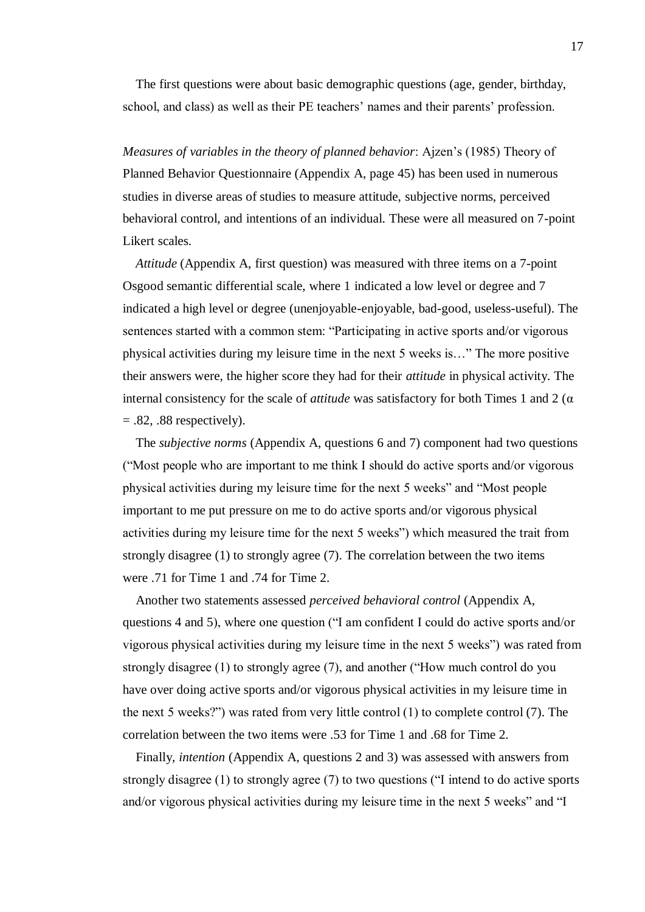The first questions were about basic demographic questions (age, gender, birthday, school, and class) as well as their PE teachers' names and their parents' profession.

*Measures of variables in the theory of planned behavior*: Ajzen's (1985) Theory of Planned Behavior Questionnaire (Appendix A, page 45) has been used in numerous studies in diverse areas of studies to measure attitude, subjective norms, perceived behavioral control, and intentions of an individual. These were all measured on 7-point Likert scales.

*Attitude* (Appendix A, first question) was measured with three items on a 7-point Osgood semantic differential scale, where 1 indicated a low level or degree and 7 indicated a high level or degree (unenjoyable-enjoyable, bad-good, useless-useful). The sentences started with a common stem: "Participating in active sports and/or vigorous physical activities during my leisure time in the next 5 weeks is…" The more positive their answers were, the higher score they had for their *attitude* in physical activity. The internal consistency for the scale of *attitude* was satisfactory for both Times 1 and 2 ($\alpha = .82, .88$ respectively).

The *subjective norms* (Appendix A, questions 6 and 7) component had two questions ("Most people who are important to me think I should do active sports and/or vigorous physical activities during my leisure time for the next 5 weeks" and "Most people important to me put pressure on me to do active sports and/or vigorous physical activities during my leisure time for the next 5 weeks") which measured the trait from strongly disagree (1) to strongly agree (7). The correlation between the two items were .71 for Time 1 and .74 for Time 2.

Another two statements assessed *perceived behavioral control* (Appendix A, questions 4 and 5), where one question ("I am confident I could do active sports and/or vigorous physical activities during my leisure time in the next 5 weeks") was rated from strongly disagree (1) to strongly agree (7), and another ("How much control do you have over doing active sports and/or vigorous physical activities in my leisure time in the next 5 weeks?") was rated from very little control (1) to complete control (7). The correlation between the two items were .53 for Time 1 and .68 for Time 2.

Finally, *intention* (Appendix A, questions 2 and 3) was assessed with answers from strongly disagree (1) to strongly agree (7) to two questions ("I intend to do active sports and/or vigorous physical activities during my leisure time in the next 5 weeks" and "I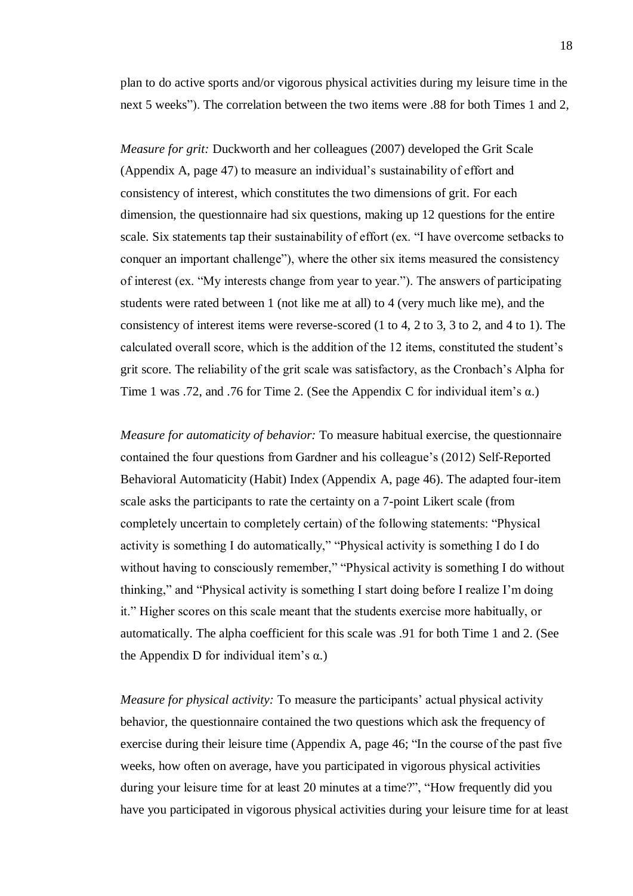plan to do active sports and/or vigorous physical activities during my leisure time in the next 5 weeks"). The correlation between the two items were .88 for both Times 1 and 2,

*Measure for grit:* Duckworth and her colleagues (2007) developed the Grit Scale (Appendix A, page 47) to measure an individual's sustainability of effort and consistency of interest, which constitutes the two dimensions of grit. For each dimension, the questionnaire had six questions, making up 12 questions for the entire scale. Six statements tap their sustainability of effort (ex. "I have overcome setbacks to conquer an important challenge"), where the other six items measured the consistency of interest (ex. "My interests change from year to year."). The answers of participating students were rated between 1 (not like me at all) to 4 (very much like me), and the consistency of interest items were reverse-scored (1 to 4, 2 to 3, 3 to 2, and 4 to 1). The calculated overall score, which is the addition of the 12 items, constituted the student's grit score. The reliability of the grit scale was satisfactory, as the Cronbach's Alpha for Time 1 was .72, and .76 for Time 2. (See the Appendix C for individual item's α.)

*Measure for automaticity of behavior:* To measure habitual exercise, the questionnaire contained the four questions from Gardner and his colleague's (2012) Self-Reported Behavioral Automaticity (Habit) Index (Appendix A, page 46). The adapted four-item scale asks the participants to rate the certainty on a 7-point Likert scale (from completely uncertain to completely certain) of the following statements: "Physical activity is something I do automatically," "Physical activity is something I do I do without having to consciously remember," "Physical activity is something I do without thinking," and "Physical activity is something I start doing before I realize I'm doing it." Higher scores on this scale meant that the students exercise more habitually, or automatically. The alpha coefficient for this scale was .91 for both Time 1 and 2. (See the Appendix D for individual item's α.)

*Measure for physical activity:* To measure the participants' actual physical activity behavior, the questionnaire contained the two questions which ask the frequency of exercise during their leisure time (Appendix A, page 46; "In the course of the past five weeks, how often on average, have you participated in vigorous physical activities during your leisure time for at least 20 minutes at a time?", "How frequently did you have you participated in vigorous physical activities during your leisure time for at least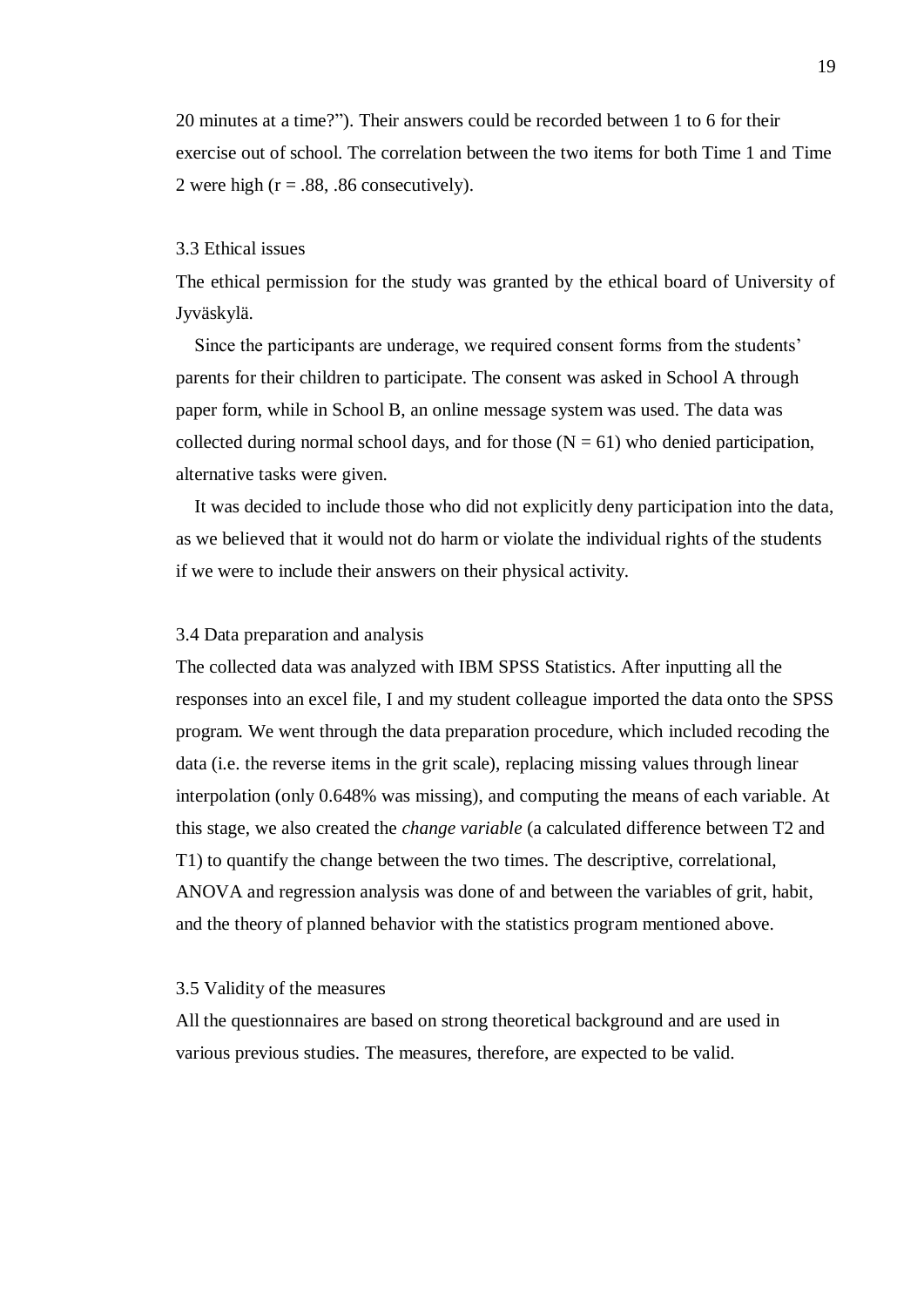20 minutes at a time?"). Their answers could be recorded between 1 to 6 for their exercise out of school. The correlation between the two items for both Time 1 and Time 2 were high ($r = .88, .86$ consecutively).

### 3.3 Ethical issues

The ethical permission for the study was granted by the ethical board of University of Jyväskylä.

Since the participants are underage, we required consent forms from the students' parents for their children to participate. The consent was asked in School A through paper form, while in School B, an online message system was used. The data was collected during normal school days, and for those ($N = 61$) who denied participation, alternative tasks were given.

It was decided to include those who did not explicitly deny participation into the data, as we believed that it would not do harm or violate the individual rights of the students if we were to include their answers on their physical activity.

### 3.4 Data preparation and analysis

The collected data was analyzed with IBM SPSS Statistics. After inputting all the responses into an excel file, I and my student colleague imported the data onto the SPSS program. We went through the data preparation procedure, which included recoding the data (i.e. the reverse items in the grit scale), replacing missing values through linear interpolation (only 0.648% was missing), and computing the means of each variable. At this stage, we also created the *change variable* (a calculated difference between T2 and T1) to quantify the change between the two times. The descriptive, correlational, ANOVA and regression analysis was done of and between the variables of grit, habit, and the theory of planned behavior with the statistics program mentioned above.

### 3.5 Validity of the measures

All the questionnaires are based on strong theoretical background and are used in various previous studies. The measures, therefore, are expected to be valid.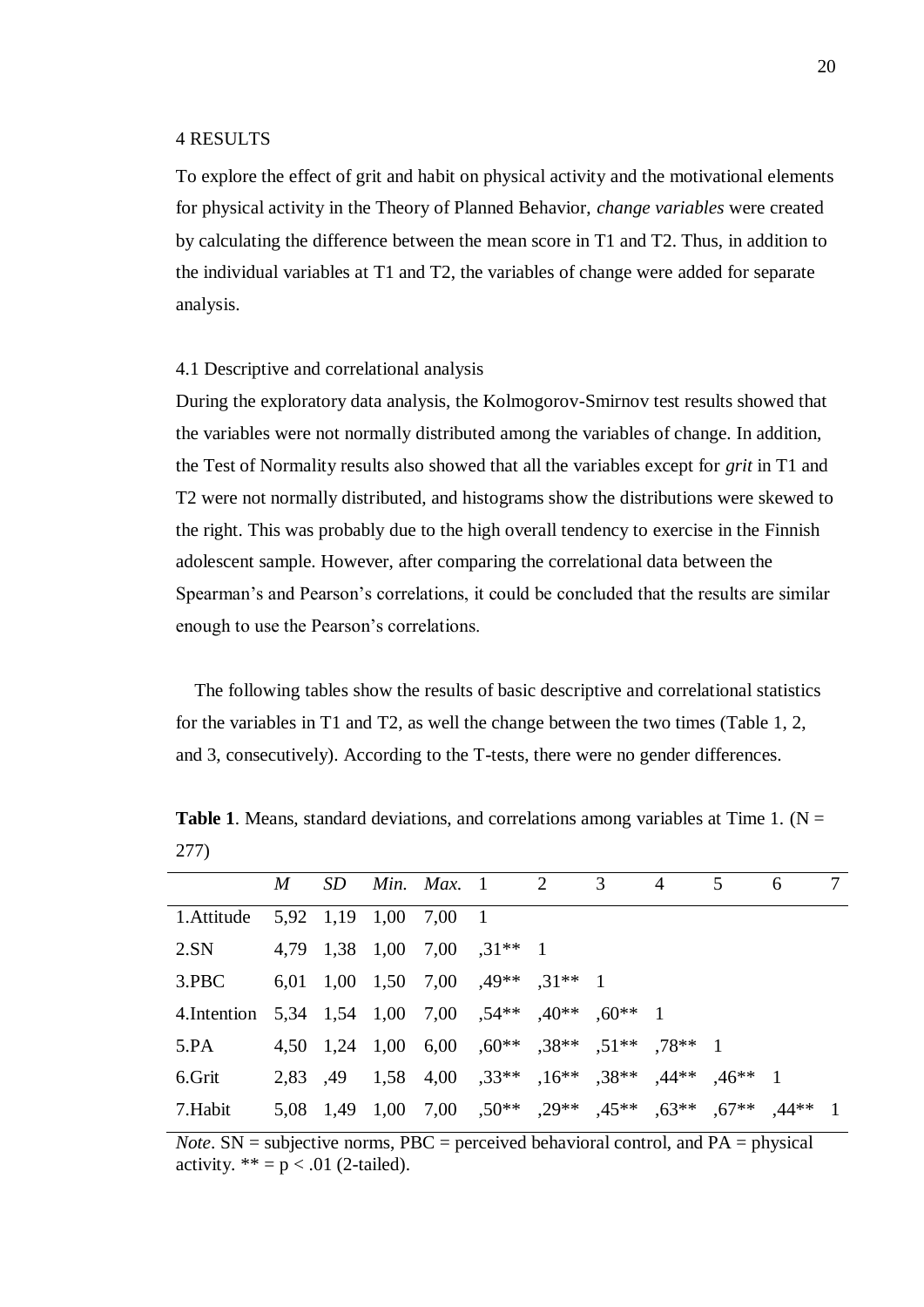# 4 RESULTS

To explore the effect of grit and habit on physical activity and the motivational elements for physical activity in the Theory of Planned Behavior, *change variables* were created by calculating the difference between the mean score in T1 and T2. Thus, in addition to the individual variables at T1 and T2, the variables of change were added for separate analysis.

## 4.1 Descriptive and correlational analysis

During the exploratory data analysis, the Kolmogorov-Smirnov test results showed that the variables were not normally distributed among the variables of change. In addition, the Test of Normality results also showed that all the variables except for *grit* in T1 and T2 were not normally distributed, and histograms show the distributions were skewed to the right. This was probably due to the high overall tendency to exercise in the Finnish adolescent sample. However, after comparing the correlational data between the Spearman's and Pearson's correlations, it could be concluded that the results are similar enough to use the Pearson's correlations.

The following tables show the results of basic descriptive and correlational statistics for the variables in T1 and T2, as well the change between the two times (Table 1, 2, and 3, consecutively). According to the T-tests, there were no gender differences.

**Table 1**. Means, standard deviations, and correlations among variables at Time 1. (N = 277)

| | *M* | *SD* | *Min.* | *Max.* | 1 | 2 | 3 | 4 | 5 | 6 | 7 |
|---|---|---|---|---|---|---|---|---|---|---|---|
| 1.Attitude | 5,92 | 1,19 | 1,00 | 7,00 | 1 | | | | | | |
| 2.SN | 4,79 | 1,38 | 1,00 | 7,00 | ,31** | 1 | | | | | |
| 3.PBC | 6,01 | 1,00 | 1,50 | 7,00 | ,49** | ,31** | 1 | | | | |
| 4.Intention | 5,34 | 1,54 | 1,00 | 7,00 | ,54** | ,40** | ,60** | 1 | | | |
| 5.PA | 4,50 | 1,24 | 1,00 | 6,00 | ,60** | ,38** | ,51** | ,78** | 1 | | |
| 6.Grit | 2,83 | ,49 | 1,58 | 4,00 | ,33** | ,16** | ,38** | ,44** | ,46** | 1 | |
| 7.Habit | 5,08 | 1,49 | 1,00 | 7,00 | ,50** | ,29** | ,45** | ,63** | ,67** | ,44** | 1 |

*Note*. SN = subjective norms, PBC = perceived behavioral control, and PA = physical activity. ** = $p < .01$ (2-tailed).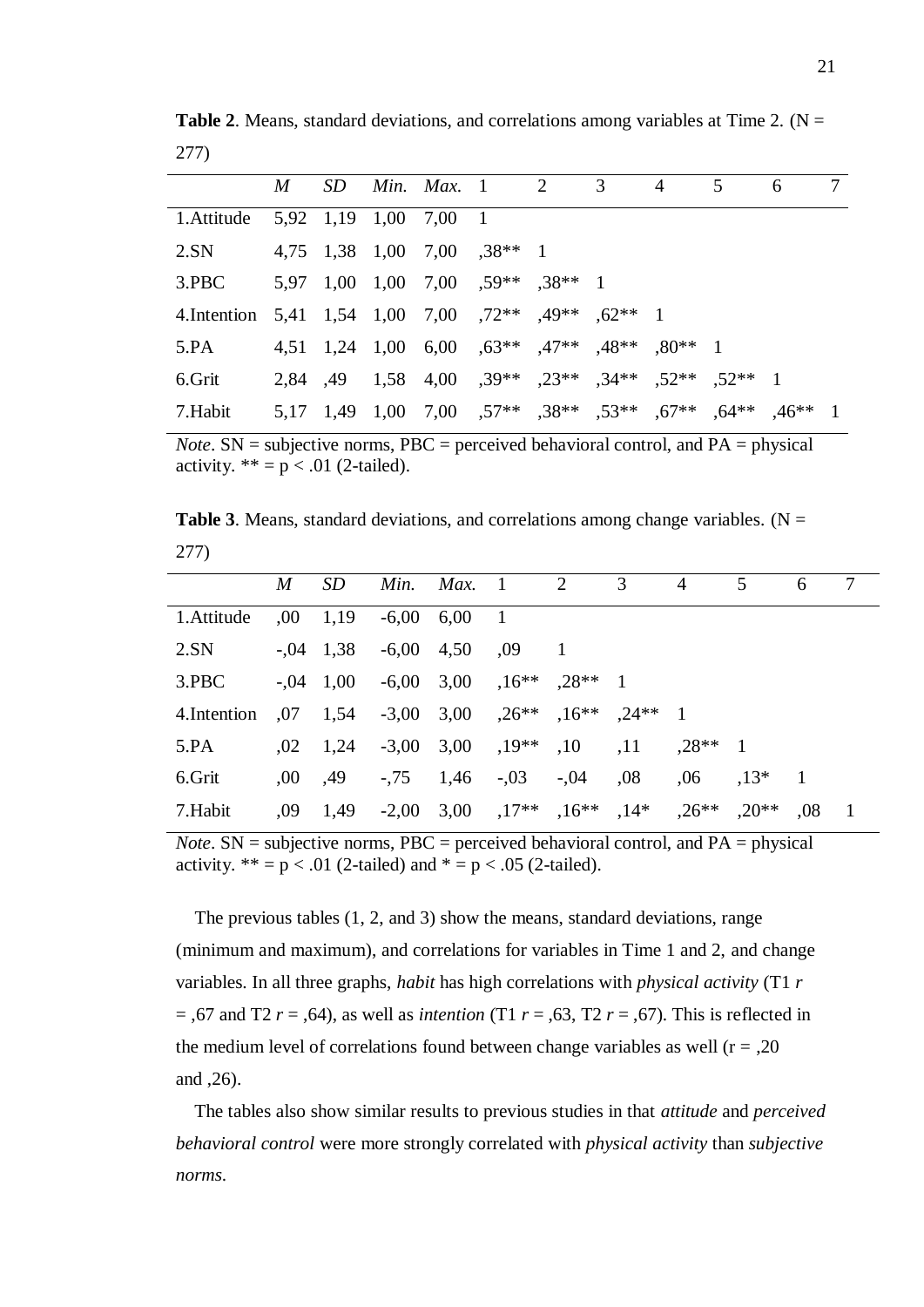**Table 2**. Means, standard deviations, and correlations among variables at Time 2. (N = 277)

| | *M* | *SD* | *Min.* | *Max.* | 1 | 2 | 3 | 4 | 5 | 6 | 7 |
|---|---|---|---|---|---|---|---|---|---|---|---|
| 1.Attitude | 5,92 | 1,19 | 1,00 | 7,00 | 1 | | | | | | |
| 2.SN | 4,75 | 1,38 | 1,00 | 7,00 | ,38** | 1 | | | | | |
| 3.PBC | 5,97 | 1,00 | 1,00 | 7,00 | ,59** | ,38** | 1 | | | | |
| 4.Intention | 5,41 | 1,54 | 1,00 | 7,00 | ,72** | ,49** | ,62** | 1 | | | |
| 5.PA | 4,51 | 1,24 | 1,00 | 6,00 | ,63** | ,47** | ,48** | ,80** | 1 | | |
| 6.Grit | 2,84 | ,49 | 1,58 | 4,00 | ,39** | ,23** | ,34** | ,52** | ,52** | 1 | |
| 7.Habit | 5,17 | 1,49 | 1,00 | 7,00 | ,57** | ,38** | ,53** | ,67** | ,64** | ,46** | 1 |

*Note*. SN = subjective norms, PBC = perceived behavioral control, and PA = physical activity. ** = p < .01 (2-tailed).

**Table 3**. Means, standard deviations, and correlations among change variables. (N = 277)

| | *M* | *SD* | *Min.* | *Max.* | 1 | 2 | 3 | 4 | 5 | 6 | 7 |
|---|---|---|---|---|---|---|---|---|---|---|---|
| 1.Attitude | ,00 | 1,19 | -6,00 | 6,00 | 1 | | | | | | |
| 2.SN | -,04 | 1,38 | -6,00 | 4,50 | ,09 | 1 | | | | | |
| 3.PBC | -,04 | 1,00 | -6,00 | 3,00 | ,16** | ,28** | 1 | | | | |
| 4.Intention | ,07 | 1,54 | -3,00 | 3,00 | ,26** | ,16** | ,24** | 1 | | | |
| 5.PA | ,02 | 1,24 | -3,00 | 3,00 | ,19** | ,10 | ,11 | ,28** | 1 | | |
| 6.Grit | ,00 | ,49 | -,75 | 1,46 | -,03 | -,04 | ,08 | ,06 | ,13* | 1 | |
| 7.Habit | ,09 | 1,49 | -2,00 | 3,00 | ,17** | ,16** | ,14* | ,26** | ,20** | ,08 | 1 |

*Note*. SN = subjective norms, PBC = perceived behavioral control, and PA = physical activity. ** = p < .01 (2-tailed) and * = p < .05 (2-tailed).

The previous tables (1, 2, and 3) show the means, standard deviations, range (minimum and maximum), and correlations for variables in Time 1 and 2, and change variables. In all three graphs, *habit* has high correlations with *physical activity* (T1 $r$ = ,67 and T2 $r$ = ,64), as well as *intention* (T1 $r$ = ,63, T2 $r$ = ,67). This is reflected in the medium level of correlations found between change variables as well (r = ,20 and ,26).

The tables also show similar results to previous studies in that *attitude* and *perceived behavioral control* were more strongly correlated with *physical activity* than *subjective norms*.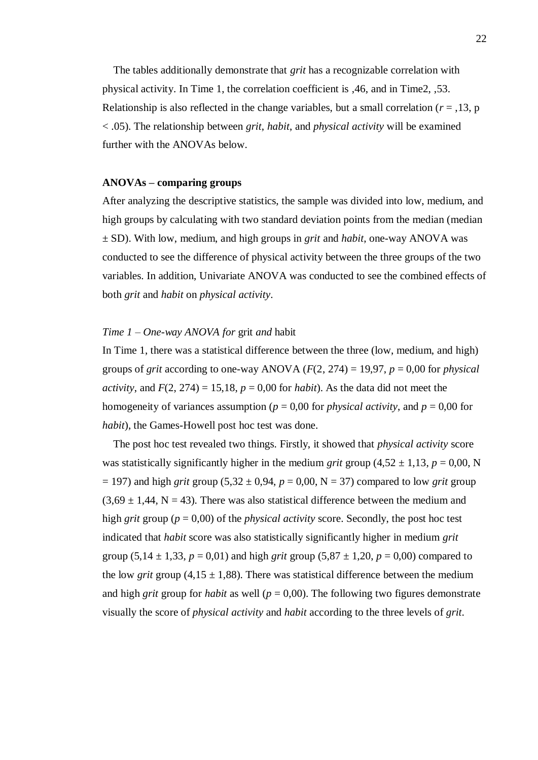The tables additionally demonstrate that *grit* has a recognizable correlation with physical activity. In Time 1, the correlation coefficient is ,46, and in Time2, ,53. Relationship is also reflected in the change variables, but a small correlation ($r$ = ,13, p < .05). The relationship between *grit*, *habit*, and *physical activity* will be examined further with the ANOVAs below.

**ANOVAs – comparing groups**

After analyzing the descriptive statistics, the sample was divided into low, medium, and high groups by calculating with two standard deviation points from the median (median ± SD). With low, medium, and high groups in *grit* and *habit*, one-way ANOVA was conducted to see the difference of physical activity between the three groups of the two variables. In addition, Univariate ANOVA was conducted to see the combined effects of both *grit* and *habit* on *physical activity*.

*Time 1 – One-way ANOVA for* grit *and* habit

In Time 1, there was a statistical difference between the three (low, medium, and high) groups of *grit* according to one-way ANOVA ($F$(2, 274) = 19,97, $p$ = 0,00 for *physical activity*, and $F$(2, 274) = 15,18, $p$ = 0,00 for *habit*). As the data did not meet the homogeneity of variances assumption ($p$ = 0,00 for *physical activity*, and $p$ = 0,00 for *habit*), the Games-Howell post hoc test was done.

The post hoc test revealed two things. Firstly, it showed that *physical activity* score was statistically significantly higher in the medium *grit* group (4,52 ± 1,13, $p$ = 0,00, N = 197) and high *grit* group (5,32 ± 0,94, $p$ = 0,00, N = 37) compared to low *grit* group (3,69 ± 1,44, N = 43). There was also statistical difference between the medium and high *grit* group ($p$ = 0,00) of the *physical activity* score. Secondly, the post hoc test indicated that *habit* score was also statistically significantly higher in medium *grit* group (5,14 ± 1,33, $p$ = 0,01) and high *grit* group (5,87 ± 1,20, $p$ = 0,00) compared to the low *grit* group (4,15 ± 1,88). There was statistical difference between the medium and high *grit* group for *habit* as well ($p$ = 0,00). The following two figures demonstrate visually the score of *physical activity* and *habit* according to the three levels of *grit*.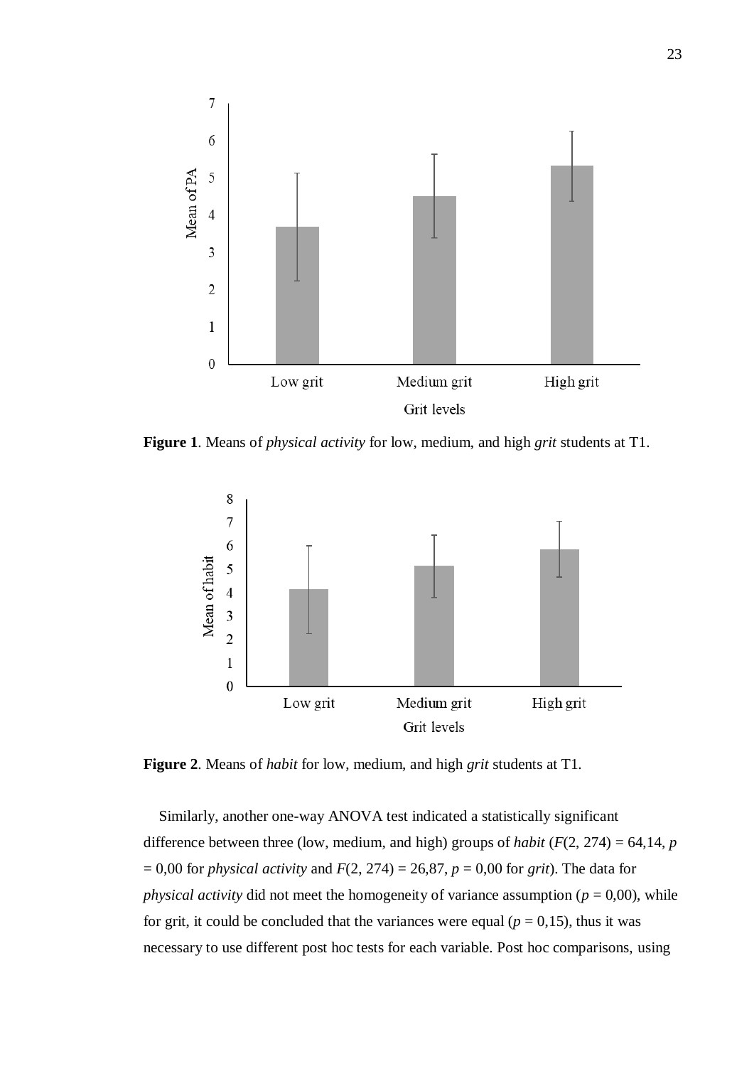**Figure 1**. Means of *physical activity* for low, medium, and high *grit* students at T1.

**Figure 2**. Means of *habit* for low, medium, and high *grit* students at T1.

Similarly, another one-way ANOVA test indicated a statistically significant difference between three (low, medium, and high) groups of *habit* ($F(2, 274) = 64{,}14$, $p = 0{,}00$ for *physical activity* and $F(2, 274) = 26{,}87$, $p = 0{,}00$ for *grit*). The data for *physical activity* did not meet the homogeneity of variance assumption ($p = 0{,}00$), while for grit, it could be concluded that the variances were equal ($p = 0{,}15$), thus it was necessary to use different post hoc tests for each variable. Post hoc comparisons, using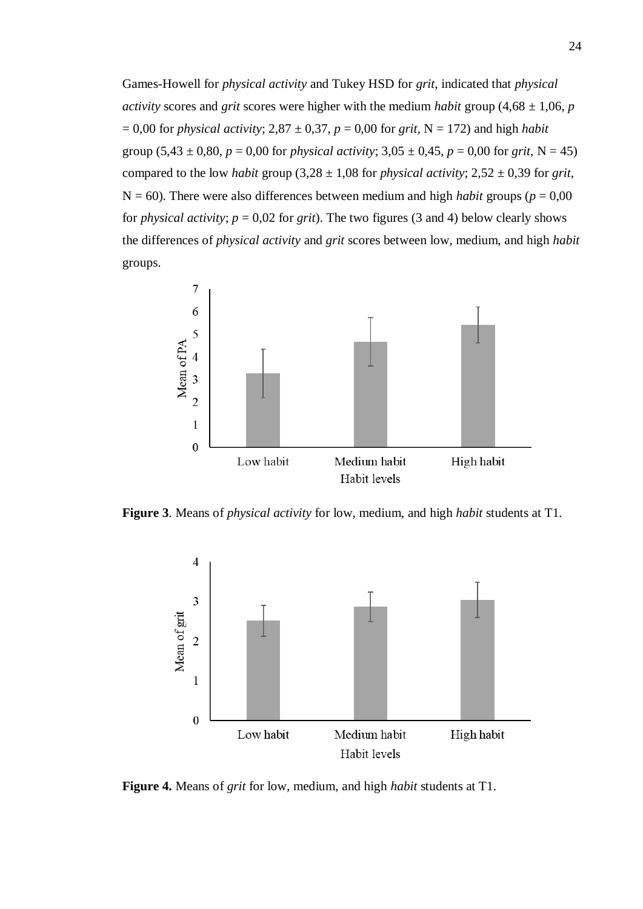Games-Howell for *physical activity* and Tukey HSD for *grit*, indicated that *physical activity* scores and *grit* scores were higher with the medium *habit* group (4,68 ± 1,06, $p = 0{,}00$ for *physical activity*; 2,87 ± 0,37, $p = 0{,}00$ for *grit*, N = 172) and high *habit* group (5,43 ± 0,80, $p = 0{,}00$ for *physical activity*; 3,05 ± 0,45, $p = 0{,}00$ for *grit*, N = 45) compared to the low *habit* group (3,28 ± 1,08 for *physical activity*; 2,52 ± 0,39 for *grit*, N = 60). There were also differences between medium and high *habit* groups ($p = 0{,}00$ for *physical activity*; $p = 0{,}02$ for *grit*). The two figures (3 and 4) below clearly shows the differences of *physical activity* and *grit* scores between low, medium, and high *habit* groups.

**Figure 3**. Means of *physical activity* for low, medium, and high *habit* students at T1.

**Figure 4.** Means of *grit* for low, medium, and high *habit* students at T1.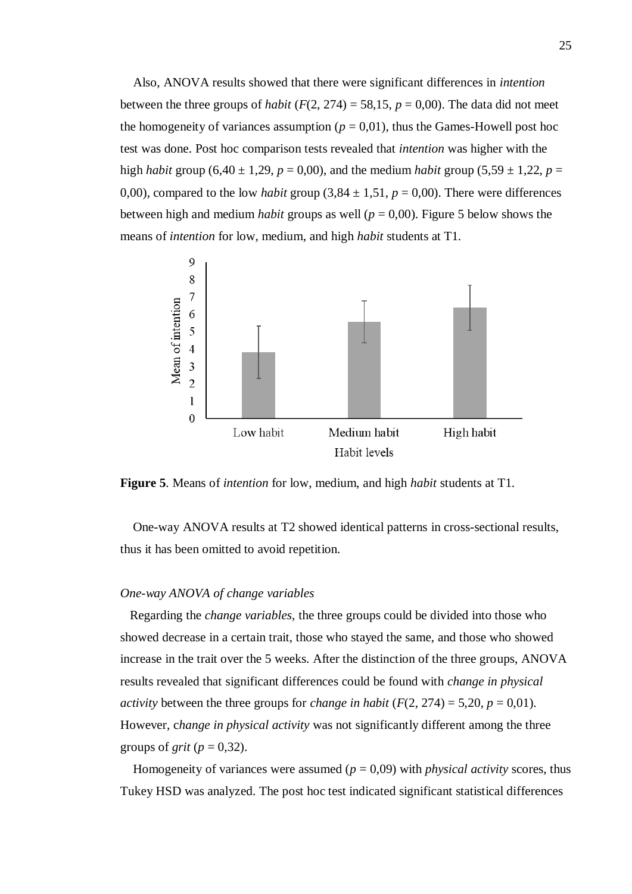Also, ANOVA results showed that there were significant differences in *intention* between the three groups of *habit* ($F(2, 274) = 58{,}15$, $p = 0{,}00$). The data did not meet the homogeneity of variances assumption ($p = 0{,}01$), thus the Games-Howell post hoc test was done. Post hoc comparison tests revealed that *intention* was higher with the high *habit* group ($6{,}40 \pm 1{,}29$, $p = 0{,}00$), and the medium *habit* group ($5{,}59 \pm 1{,}22$, $p = 0{,}00$), compared to the low *habit* group ($3{,}84 \pm 1{,}51$, $p = 0{,}00$). There were differences between high and medium *habit* groups as well ($p = 0{,}00$). Figure 5 below shows the means of *intention* for low, medium, and high *habit* students at T1.

**Figure 5**. Means of *intention* for low, medium, and high *habit* students at T1.

One-way ANOVA results at T2 showed identical patterns in cross-sectional results, thus it has been omitted to avoid repetition.

*One-way ANOVA of change variables*

Regarding the *change variables*, the three groups could be divided into those who showed decrease in a certain trait, those who stayed the same, and those who showed increase in the trait over the 5 weeks. After the distinction of the three groups, ANOVA results revealed that significant differences could be found with *change in physical activity* between the three groups for *change in habit* ($F(2, 274) = 5{,}20$, $p = 0{,}01$). However, c*hange in physical activity* was not significantly different among the three groups of *grit* ($p = 0{,}32$).

Homogeneity of variances were assumed ($p = 0{,}09$) with *physical activity* scores, thus Tukey HSD was analyzed. The post hoc test indicated significant statistical differences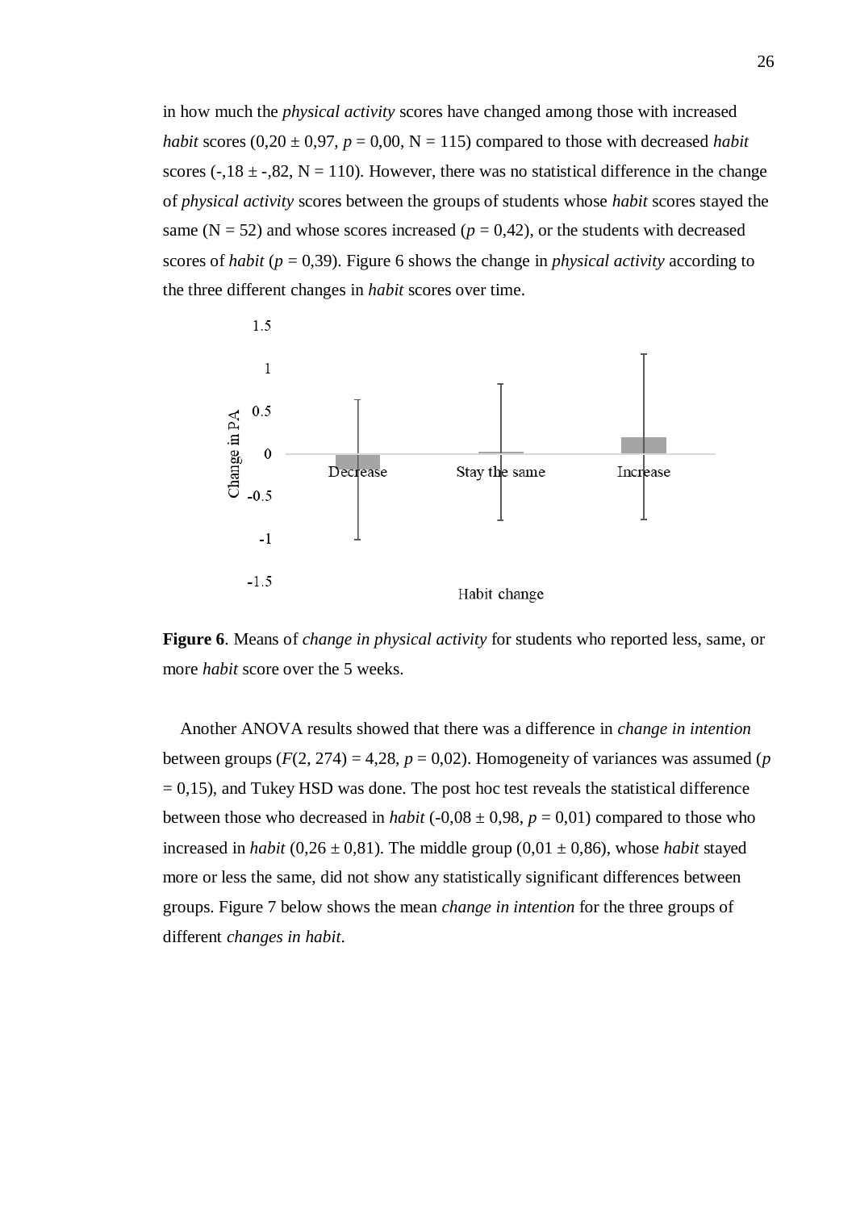in how much the *physical activity* scores have changed among those with increased *habit* scores (0,20 ± 0,97, $p$ = 0,00, N = 115) compared to those with decreased *habit* scores (-,18 ± -,82, N = 110). However, there was no statistical difference in the change of *physical activity* scores between the groups of students whose *habit* scores stayed the same (N = 52) and whose scores increased ($p$ = 0,42), or the students with decreased scores of *habit* ($p$ = 0,39). Figure 6 shows the change in *physical activity* according to the three different changes in *habit* scores over time.

**Figure 6**. Means of *change in physical activity* for students who reported less, same, or more *habit* score over the 5 weeks.

Another ANOVA results showed that there was a difference in *change in intention* between groups ($F$(2, 274) = 4,28, $p$ = 0,02). Homogeneity of variances was assumed ($p$ = 0,15), and Tukey HSD was done. The post hoc test reveals the statistical difference between those who decreased in *habit* (-0,08 ± 0,98, $p$ = 0,01) compared to those who increased in *habit* (0,26 ± 0,81). The middle group (0,01 ± 0,86), whose *habit* stayed more or less the same, did not show any statistically significant differences between groups. Figure 7 below shows the mean *change in intention* for the three groups of different *changes in habit*.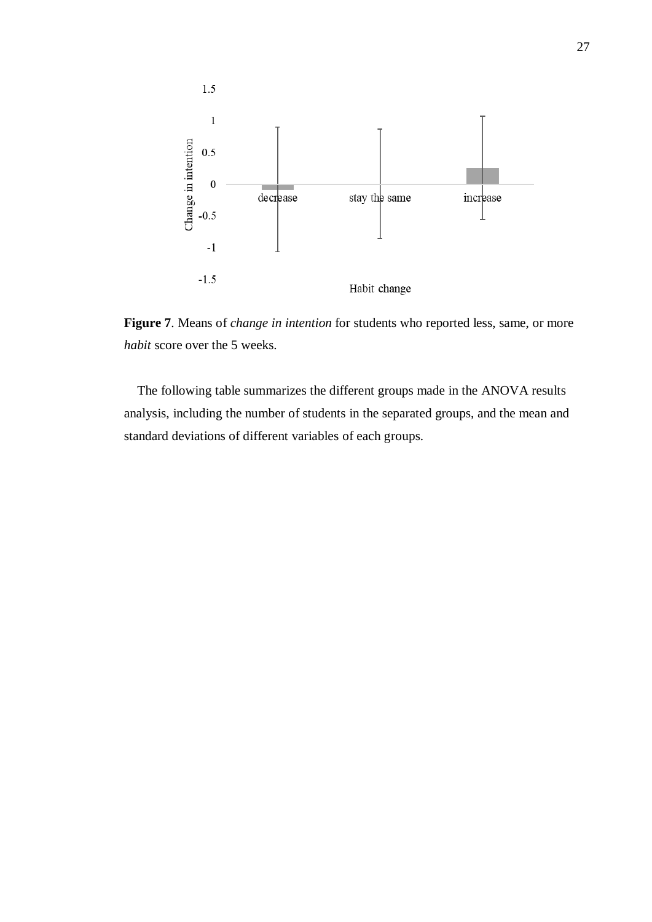**Figure 7**. Means of *change in intention* for students who reported less, same, or more *habit* score over the 5 weeks.

The following table summarizes the different groups made in the ANOVA results analysis, including the number of students in the separated groups, and the mean and standard deviations of different variables of each groups.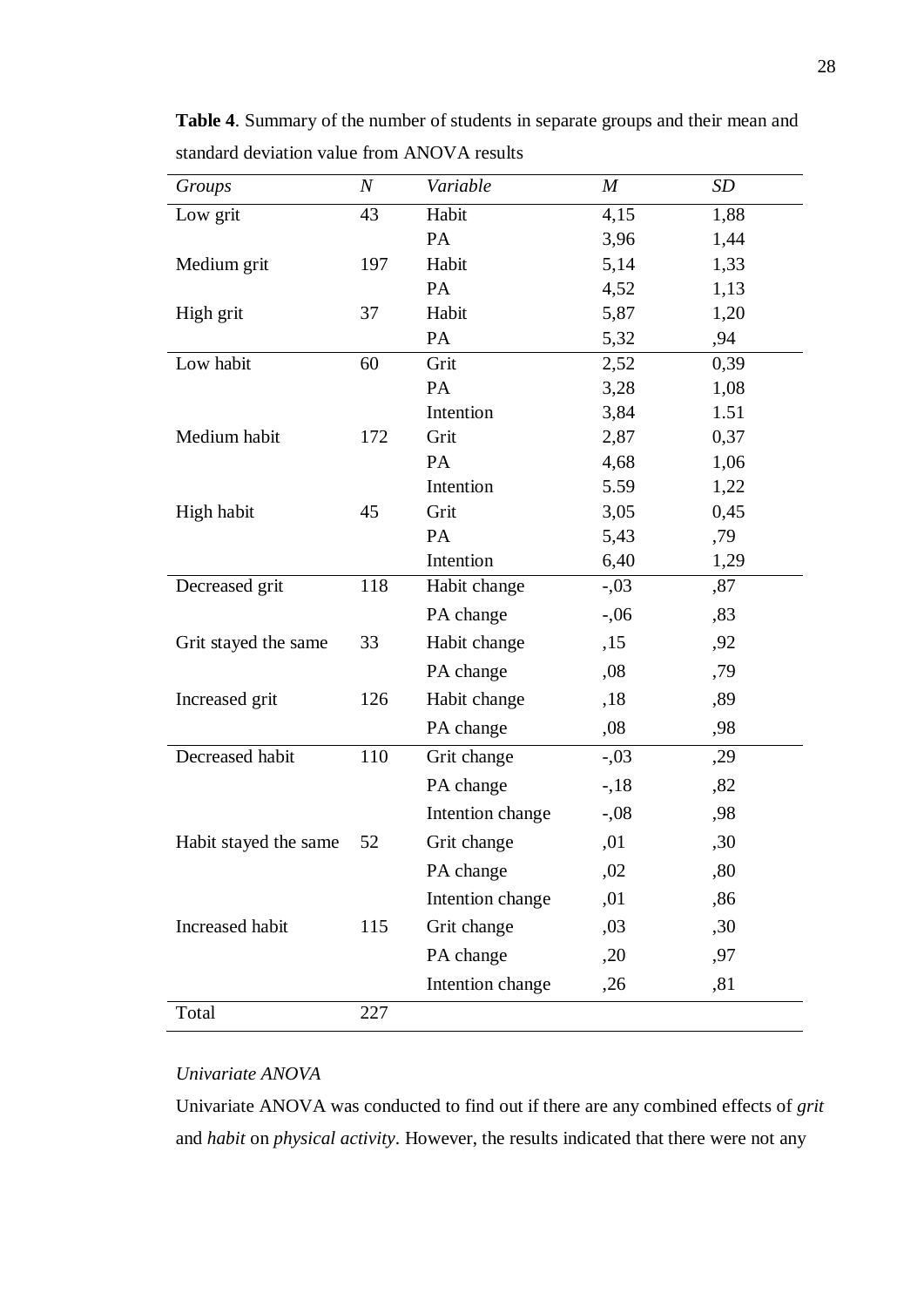**Table 4**. Summary of the number of students in separate groups and their mean and standard deviation value from ANOVA results

| *Groups* | *N* | *Variable* | *M* | *SD* |
|---|---|---|---|---|
| Low grit | 43 | Habit | 4,15 | 1,88 |
| | | PA | 3,96 | 1,44 |
| Medium grit | 197 | Habit | 5,14 | 1,33 |
| | | PA | 4,52 | 1,13 |
| High grit | 37 | Habit | 5,87 | 1,20 |
| | | PA | 5,32 | ,94 |
| Low habit | 60 | Grit | 2,52 | 0,39 |
| | | PA | 3,28 | 1,08 |
| | | Intention | 3,84 | 1.51 |
| Medium habit | 172 | Grit | 2,87 | 0,37 |
| | | PA | 4,68 | 1,06 |
| | | Intention | 5.59 | 1,22 |
| High habit | 45 | Grit | 3,05 | 0,45 |
| | | PA | 5,43 | ,79 |
| | | Intention | 6,40 | 1,29 |
| Decreased grit | 118 | Habit change | -,03 | ,87 |
| | | PA change | -,06 | ,83 |
| Grit stayed the same | 33 | Habit change | ,15 | ,92 |
| | | PA change | ,08 | ,79 |
| Increased grit | 126 | Habit change | ,18 | ,89 |
| | | PA change | ,08 | ,98 |
| Decreased habit | 110 | Grit change | -,03 | ,29 |
| | | PA change | -,18 | ,82 |
| | | Intention change | -,08 | ,98 |
| Habit stayed the same | 52 | Grit change | ,01 | ,30 |
| | | PA change | ,02 | ,80 |
| | | Intention change | ,01 | ,86 |
| Increased habit | 115 | Grit change | ,03 | ,30 |
| | | PA change | ,20 | ,97 |
| | | Intention change | ,26 | ,81 |
| Total | 227 | | | |

*Univariate ANOVA*

Univariate ANOVA was conducted to find out if there are any combined effects of *grit* and *habit* on *physical activity*. However, the results indicated that there were not any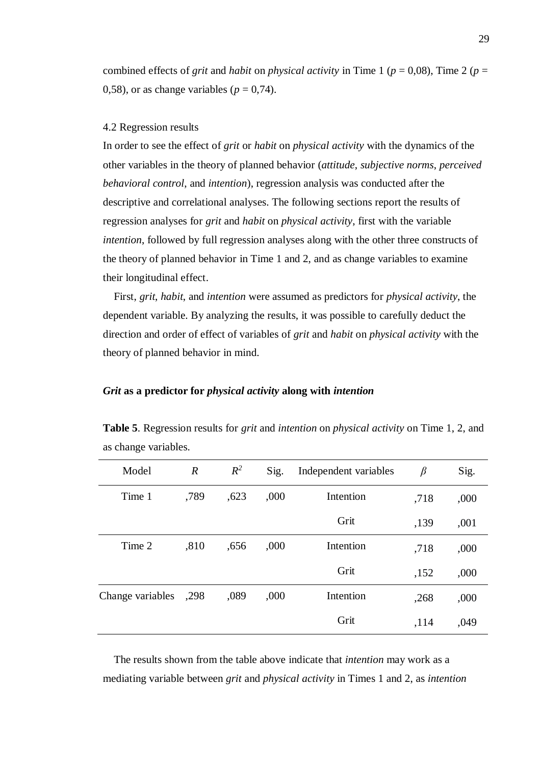combined effects of *grit* and *habit* on *physical activity* in Time 1 ($p$ = 0,08), Time 2 ($p$ = 0,58), or as change variables ($p$ = 0,74).

### 4.2 Regression results

In order to see the effect of *grit* or *habit* on *physical activity* with the dynamics of the other variables in the theory of planned behavior (*attitude*, *subjective norms*, *perceived behavioral control*, and *intention*), regression analysis was conducted after the descriptive and correlational analyses. The following sections report the results of regression analyses for *grit* and *habit* on *physical activity*, first with the variable *intention*, followed by full regression analyses along with the other three constructs of the theory of planned behavior in Time 1 and 2, and as change variables to examine their longitudinal effect.

First, *grit*, *habit*, and *intention* were assumed as predictors for *physical activity*, the dependent variable. By analyzing the results, it was possible to carefully deduct the direction and order of effect of variables of *grit* and *habit* on *physical activity* with the theory of planned behavior in mind.

**_Grit_ as a predictor for _physical activity_ along with _intention_**

**Table 5**. Regression results for *grit* and *intention* on *physical activity* on Time 1, 2, and as change variables.

| Model | $R$ | $R^2$ | Sig. | Independent variables | $\beta$ | Sig. |
|---|---|---|---|---|---|---|
| Time 1 | ,789 | ,623 | ,000 | Intention | ,718 | ,000 |
| | | | | Grit | ,139 | ,001 |
| Time 2 | ,810 | ,656 | ,000 | Intention | ,718 | ,000 |
| | | | | Grit | ,152 | ,000 |
| Change variables | ,298 | ,089 | ,000 | Intention | ,268 | ,000 |
| | | | | Grit | ,114 | ,049 |

The results shown from the table above indicate that *intention* may work as a mediating variable between *grit* and *physical activity* in Times 1 and 2, as *intention*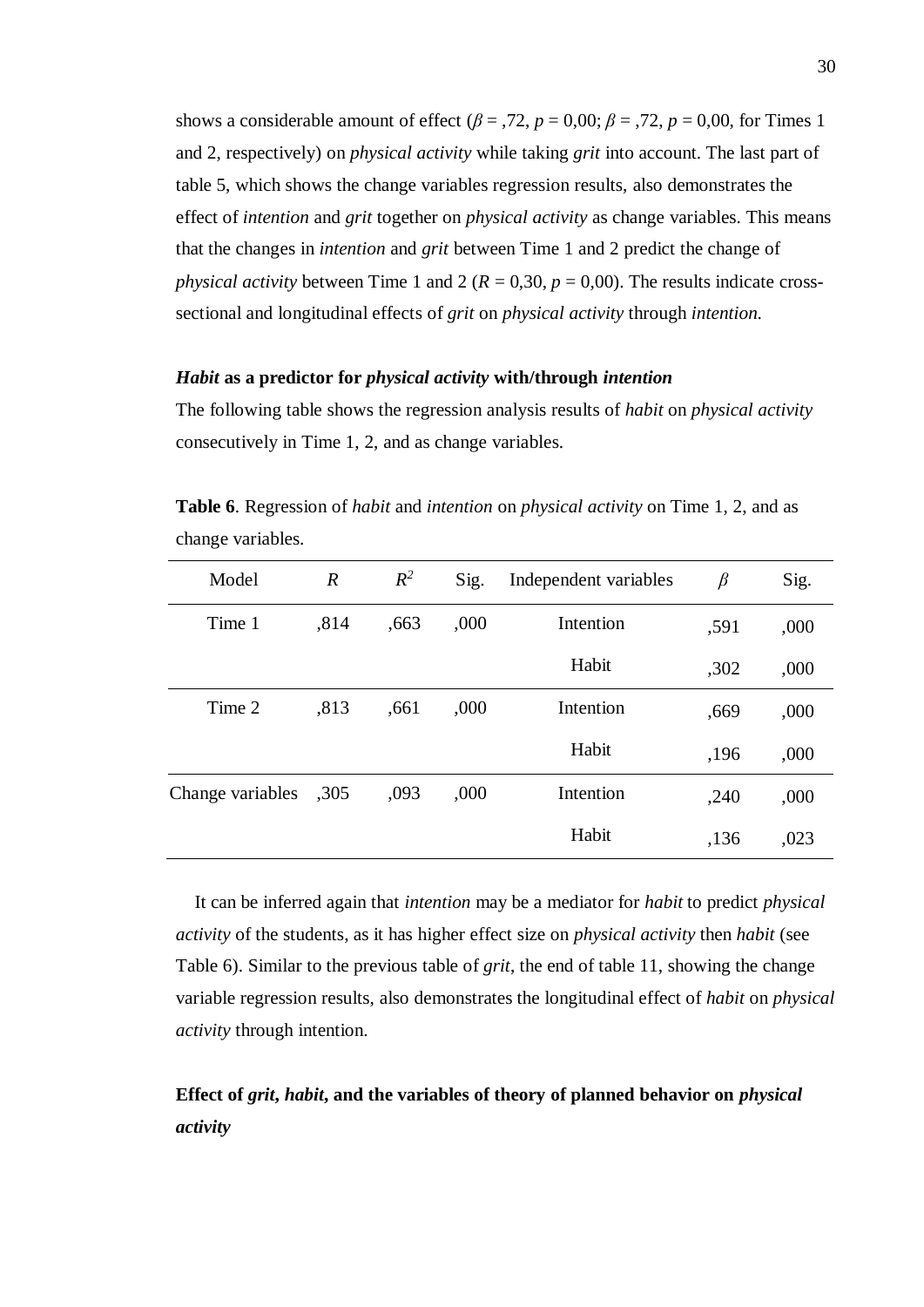shows a considerable amount of effect ($\beta$ = ,72, $p$ = 0,00; $\beta$ = ,72, $p$ = 0,00, for Times 1 and 2, respectively) on *physical activity* while taking *grit* into account. The last part of table 5, which shows the change variables regression results, also demonstrates the effect of *intention* and *grit* together on *physical activity* as change variables. This means that the changes in *intention* and *grit* between Time 1 and 2 predict the change of *physical activity* between Time 1 and 2 ($R$ = 0,30, $p$ = 0,00). The results indicate cross-sectional and longitudinal effects of *grit* on *physical activity* through *intention.*

### ***Habit* as a predictor for *physical activity* with/through *intention***

The following table shows the regression analysis results of *habit* on *physical activity* consecutively in Time 1, 2, and as change variables.

**Table 6**. Regression of *habit* and *intention* on *physical activity* on Time 1, 2, and as change variables.

| Model | $R$ | $R^2$ | Sig. | Independent variables | $\beta$ | Sig. |
|---|---|---|---|---|---|---|
| Time 1 | ,814 | ,663 | ,000 | Intention | ,591 | ,000 |
| | | | | Habit | ,302 | ,000 |
| Time 2 | ,813 | ,661 | ,000 | Intention | ,669 | ,000 |
| | | | | Habit | ,196 | ,000 |
| Change variables | ,305 | ,093 | ,000 | Intention | ,240 | ,000 |
| | | | | Habit | ,136 | ,023 |

It can be inferred again that *intention* may be a mediator for *habit* to predict *physical activity* of the students, as it has higher effect size on *physical activity* then *habit* (see Table 6). Similar to the previous table of *grit*, the end of table 11, showing the change variable regression results, also demonstrates the longitudinal effect of *habit* on *physical activity* through intention.

### **Effect of *grit*, *habit*, and the variables of theory of planned behavior on *physical activity***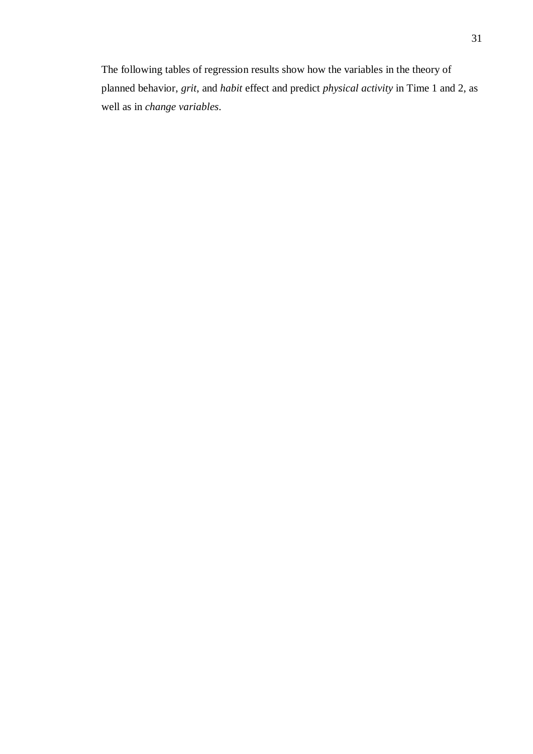The following tables of regression results show how the variables in the theory of planned behavior, *grit*, and *habit* effect and predict *physical activity* in Time 1 and 2, as well as in *change variables*.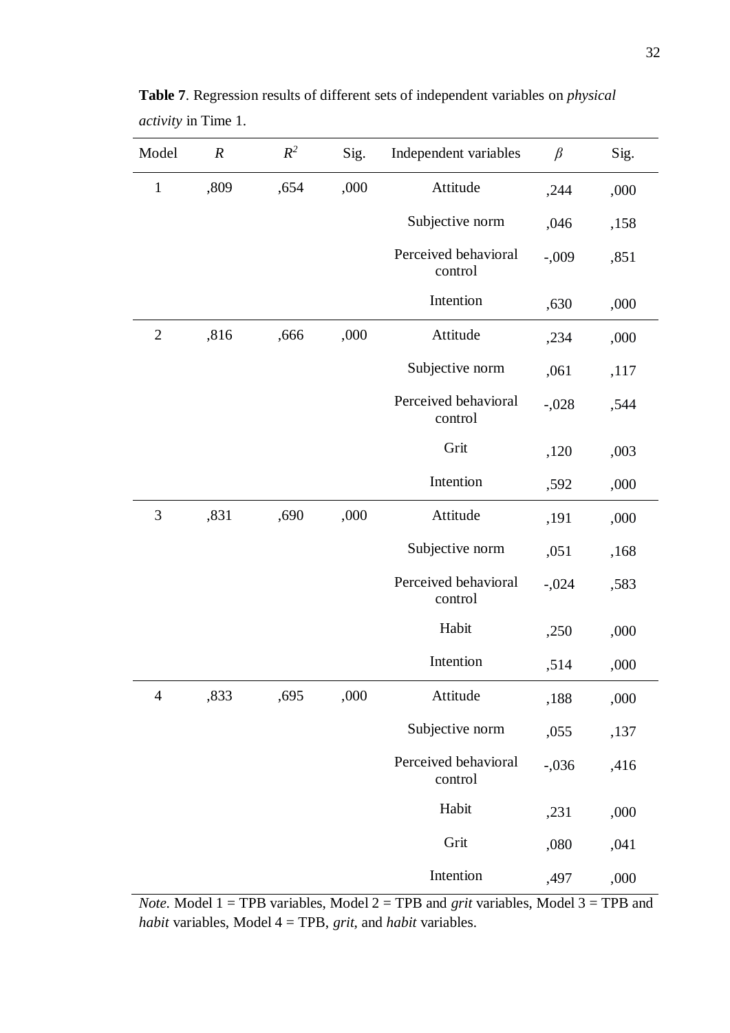**Table 7**. Regression results of different sets of independent variables on *physical activity* in Time 1.

| Model | *R* | $R^2$ | Sig. | Independent variables | $\beta$ | Sig. |
|---|---|---|---|---|---|---|
| 1 | ,809 | ,654 | ,000 | Attitude | ,244 | ,000 |
| | | | | Subjective norm | ,046 | ,158 |
| | | | | Perceived behavioral control | -,009 | ,851 |
| | | | | Intention | ,630 | ,000 |
| 2 | ,816 | ,666 | ,000 | Attitude | ,234 | ,000 |
| | | | | Subjective norm | ,061 | ,117 |
| | | | | Perceived behavioral control | -,028 | ,544 |
| | | | | Grit | ,120 | ,003 |
| | | | | Intention | ,592 | ,000 |
| 3 | ,831 | ,690 | ,000 | Attitude | ,191 | ,000 |
| | | | | Subjective norm | ,051 | ,168 |
| | | | | Perceived behavioral control | -,024 | ,583 |
| | | | | Habit | ,250 | ,000 |
| | | | | Intention | ,514 | ,000 |
| 4 | ,833 | ,695 | ,000 | Attitude | ,188 | ,000 |
| | | | | Subjective norm | ,055 | ,137 |
| | | | | Perceived behavioral control | -,036 | ,416 |
| | | | | Habit | ,231 | ,000 |
| | | | | Grit | ,080 | ,041 |
| | | | | Intention | ,497 | ,000 |

*Note.* Model 1 = TPB variables, Model 2 = TPB and *grit* variables, Model 3 = TPB and *habit* variables, Model 4 = TPB, *grit*, and *habit* variables.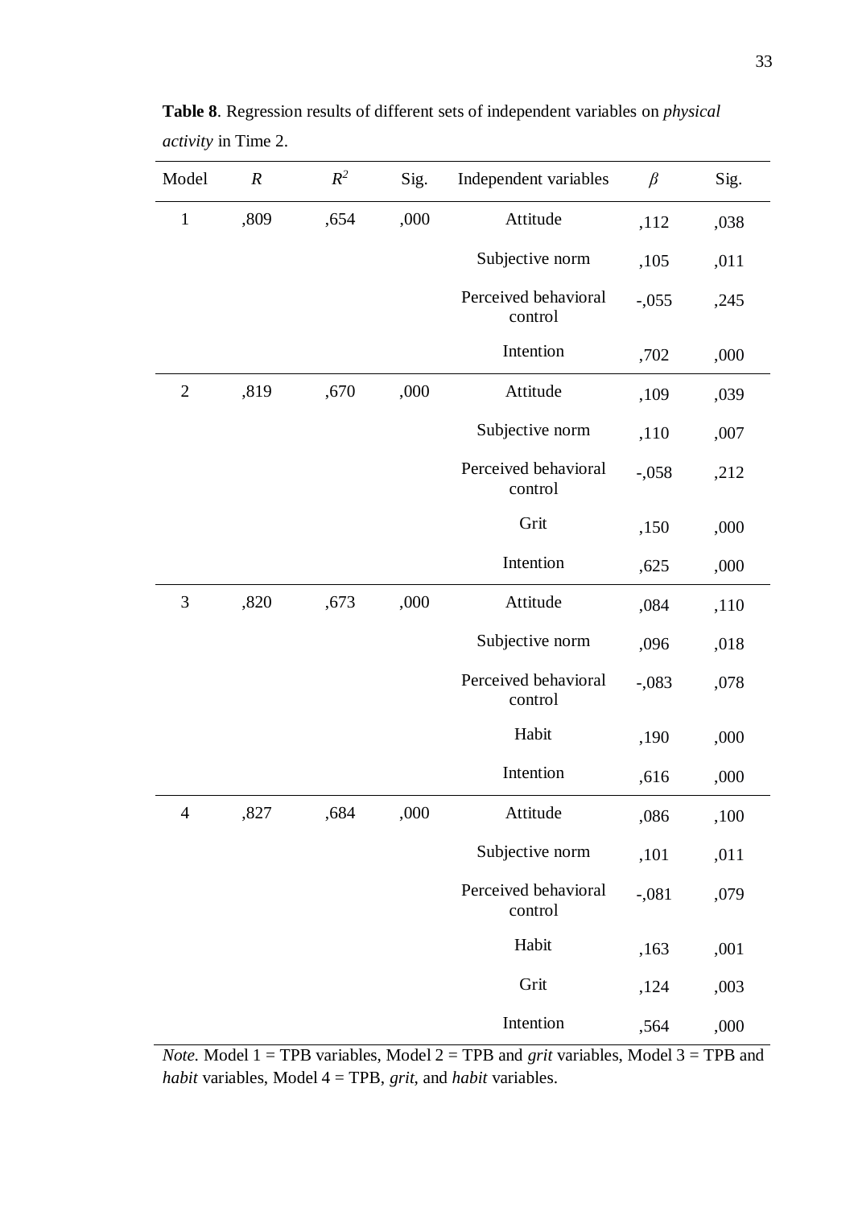**Table 8**. Regression results of different sets of independent variables on *physical activity* in Time 2.

| Model | *R* | $R^2$ | Sig. | Independent variables | *β* | Sig. |
|---|---|---|---|---|---|---|
| 1 | ,809 | ,654 | ,000 | Attitude | ,112 | ,038 |
| | | | | Subjective norm | ,105 | ,011 |
| | | | | Perceived behavioral control | -,055 | ,245 |
| | | | | Intention | ,702 | ,000 |
| 2 | ,819 | ,670 | ,000 | Attitude | ,109 | ,039 |
| | | | | Subjective norm | ,110 | ,007 |
| | | | | Perceived behavioral control | -,058 | ,212 |
| | | | | Grit | ,150 | ,000 |
| | | | | Intention | ,625 | ,000 |
| 3 | ,820 | ,673 | ,000 | Attitude | ,084 | ,110 |
| | | | | Subjective norm | ,096 | ,018 |
| | | | | Perceived behavioral control | -,083 | ,078 |
| | | | | Habit | ,190 | ,000 |
| | | | | Intention | ,616 | ,000 |
| 4 | ,827 | ,684 | ,000 | Attitude | ,086 | ,100 |
| | | | | Subjective norm | ,101 | ,011 |
| | | | | Perceived behavioral control | -,081 | ,079 |
| | | | | Habit | ,163 | ,001 |
| | | | | Grit | ,124 | ,003 |
| | | | | Intention | ,564 | ,000 |

*Note.* Model 1 = TPB variables, Model 2 = TPB and *grit* variables, Model 3 = TPB and *habit* variables, Model 4 = TPB, *grit*, and *habit* variables.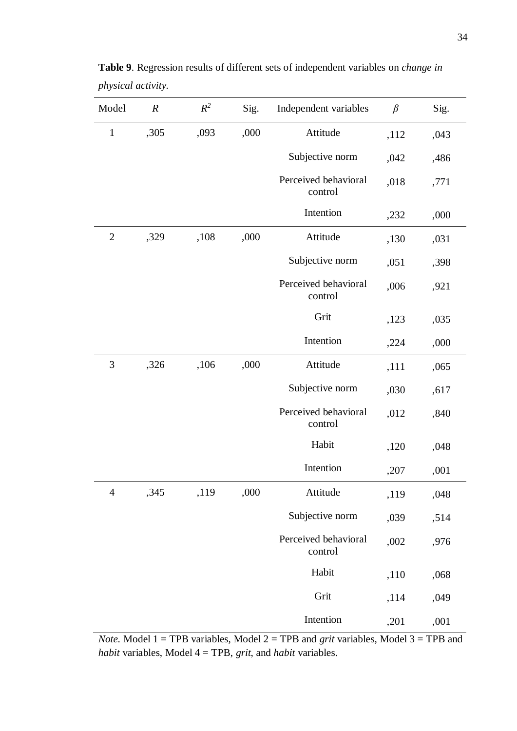**Table 9**. Regression results of different sets of independent variables on *change in physical activity.*

| Model | $R$ | $R^2$ | Sig. | Independent variables | $\beta$ | Sig. |
|---|---|---|---|---|---|---|
| 1 | ,305 | ,093 | ,000 | Attitude | ,112 | ,043 |
| | | | | Subjective norm | ,042 | ,486 |
| | | | | Perceived behavioral control | ,018 | ,771 |
| | | | | Intention | ,232 | ,000 |
| 2 | ,329 | ,108 | ,000 | Attitude | ,130 | ,031 |
| | | | | Subjective norm | ,051 | ,398 |
| | | | | Perceived behavioral control | ,006 | ,921 |
| | | | | Grit | ,123 | ,035 |
| | | | | Intention | ,224 | ,000 |
| 3 | ,326 | ,106 | ,000 | Attitude | ,111 | ,065 |
| | | | | Subjective norm | ,030 | ,617 |
| | | | | Perceived behavioral control | ,012 | ,840 |
| | | | | Habit | ,120 | ,048 |
| | | | | Intention | ,207 | ,001 |
| 4 | ,345 | ,119 | ,000 | Attitude | ,119 | ,048 |
| | | | | Subjective norm | ,039 | ,514 |
| | | | | Perceived behavioral control | ,002 | ,976 |
| | | | | Habit | ,110 | ,068 |
| | | | | Grit | ,114 | ,049 |
| | | | | Intention | ,201 | ,001 |

*Note.* Model 1 = TPB variables, Model 2 = TPB and *grit* variables, Model 3 = TPB and *habit* variables, Model 4 = TPB, *grit*, and *habit* variables.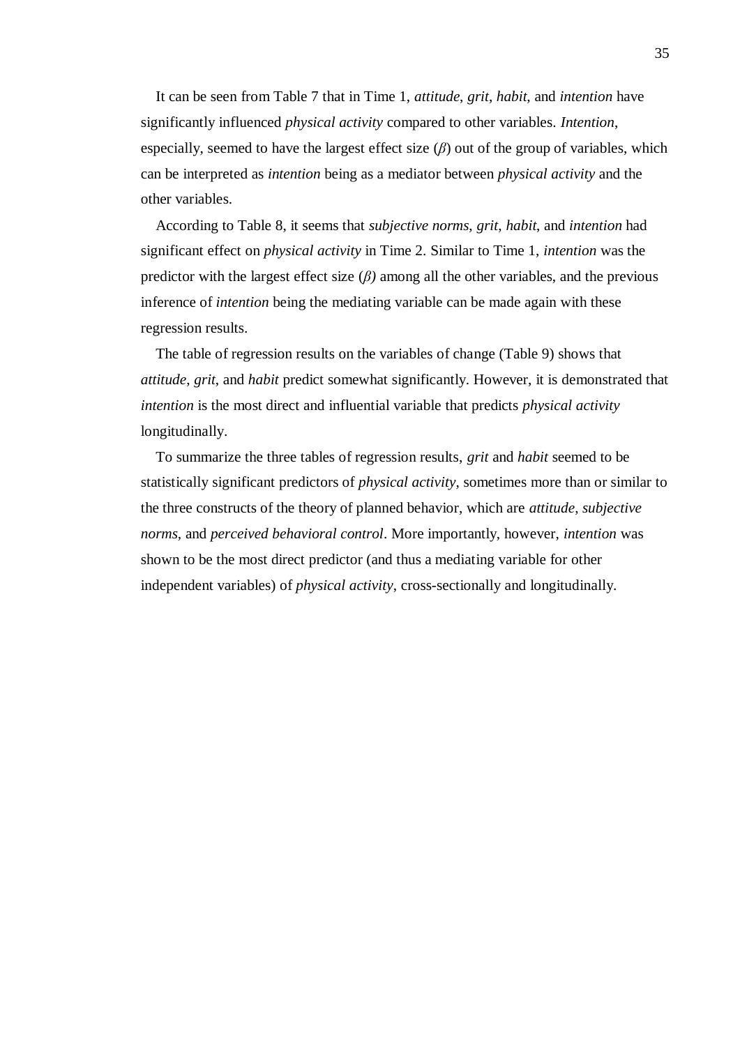It can be seen from Table 7 that in Time 1, *attitude*, *grit*, *habit*, and *intention* have significantly influenced *physical activity* compared to other variables. *Intention*, especially, seemed to have the largest effect size (*β*) out of the group of variables, which can be interpreted as *intention* being as a mediator between *physical activity* and the other variables.

According to Table 8, it seems that *subjective norms*, *grit*, *habit*, and *intention* had significant effect on *physical activity* in Time 2. Similar to Time 1, *intention* was the predictor with the largest effect size (*β)* among all the other variables, and the previous inference of *intention* being the mediating variable can be made again with these regression results.

The table of regression results on the variables of change (Table 9) shows that *attitude*, *grit*, and *habit* predict somewhat significantly. However, it is demonstrated that *intention* is the most direct and influential variable that predicts *physical activity* longitudinally.

To summarize the three tables of regression results, *grit* and *habit* seemed to be statistically significant predictors of *physical activity*, sometimes more than or similar to the three constructs of the theory of planned behavior, which are *attitude*, *subjective norms*, and *perceived behavioral control*. More importantly, however, *intention* was shown to be the most direct predictor (and thus a mediating variable for other independent variables) of *physical activity*, cross-sectionally and longitudinally.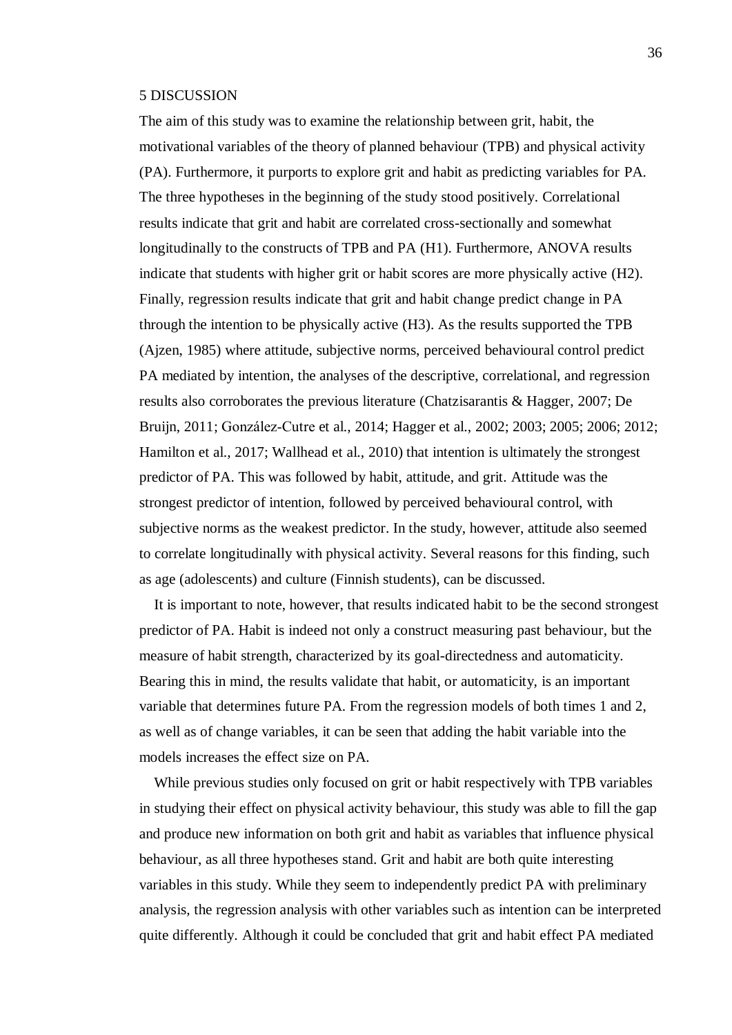# 5 DISCUSSION

The aim of this study was to examine the relationship between grit, habit, the motivational variables of the theory of planned behaviour (TPB) and physical activity (PA). Furthermore, it purports to explore grit and habit as predicting variables for PA. The three hypotheses in the beginning of the study stood positively. Correlational results indicate that grit and habit are correlated cross-sectionally and somewhat longitudinally to the constructs of TPB and PA (H1). Furthermore, ANOVA results indicate that students with higher grit or habit scores are more physically active (H2). Finally, regression results indicate that grit and habit change predict change in PA through the intention to be physically active (H3). As the results supported the TPB (Ajzen, 1985) where attitude, subjective norms, perceived behavioural control predict PA mediated by intention, the analyses of the descriptive, correlational, and regression results also corroborates the previous literature (Chatzisarantis & Hagger, 2007; De Bruijn, 2011; González-Cutre et al., 2014; Hagger et al., 2002; 2003; 2005; 2006; 2012; Hamilton et al., 2017; Wallhead et al., 2010) that intention is ultimately the strongest predictor of PA. This was followed by habit, attitude, and grit. Attitude was the strongest predictor of intention, followed by perceived behavioural control, with subjective norms as the weakest predictor. In the study, however, attitude also seemed to correlate longitudinally with physical activity. Several reasons for this finding, such as age (adolescents) and culture (Finnish students), can be discussed.

It is important to note, however, that results indicated habit to be the second strongest predictor of PA. Habit is indeed not only a construct measuring past behaviour, but the measure of habit strength, characterized by its goal-directedness and automaticity. Bearing this in mind, the results validate that habit, or automaticity, is an important variable that determines future PA. From the regression models of both times 1 and 2, as well as of change variables, it can be seen that adding the habit variable into the models increases the effect size on PA.

While previous studies only focused on grit or habit respectively with TPB variables in studying their effect on physical activity behaviour, this study was able to fill the gap and produce new information on both grit and habit as variables that influence physical behaviour, as all three hypotheses stand. Grit and habit are both quite interesting variables in this study. While they seem to independently predict PA with preliminary analysis, the regression analysis with other variables such as intention can be interpreted quite differently. Although it could be concluded that grit and habit effect PA mediated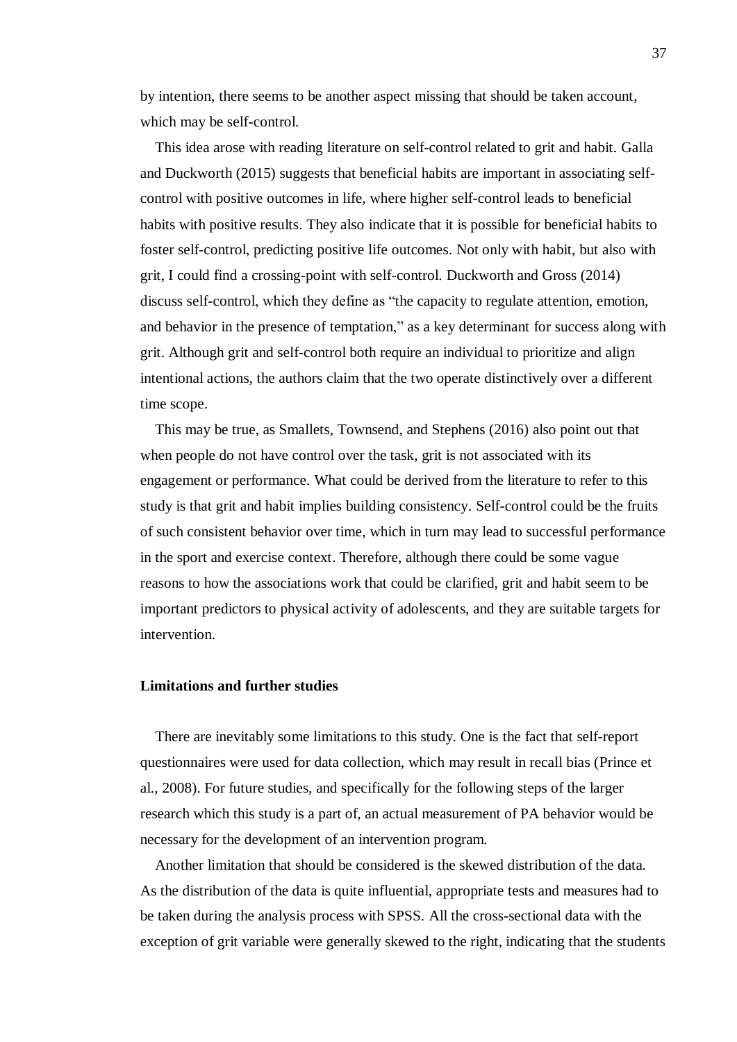by intention, there seems to be another aspect missing that should be taken account, which may be self-control.

This idea arose with reading literature on self-control related to grit and habit. Galla and Duckworth (2015) suggests that beneficial habits are important in associating self-control with positive outcomes in life, where higher self-control leads to beneficial habits with positive results. They also indicate that it is possible for beneficial habits to foster self-control, predicting positive life outcomes. Not only with habit, but also with grit, I could find a crossing-point with self-control. Duckworth and Gross (2014) discuss self-control, which they define as "the capacity to regulate attention, emotion, and behavior in the presence of temptation," as a key determinant for success along with grit. Although grit and self-control both require an individual to prioritize and align intentional actions, the authors claim that the two operate distinctively over a different time scope.

This may be true, as Smallets, Townsend, and Stephens (2016) also point out that when people do not have control over the task, grit is not associated with its engagement or performance. What could be derived from the literature to refer to this study is that grit and habit implies building consistency. Self-control could be the fruits of such consistent behavior over time, which in turn may lead to successful performance in the sport and exercise context. Therefore, although there could be some vague reasons to how the associations work that could be clarified, grit and habit seem to be important predictors to physical activity of adolescents, and they are suitable targets for intervention.

### Limitations and further studies

There are inevitably some limitations to this study. One is the fact that self-report questionnaires were used for data collection, which may result in recall bias (Prince et al., 2008). For future studies, and specifically for the following steps of the larger research which this study is a part of, an actual measurement of PA behavior would be necessary for the development of an intervention program.

Another limitation that should be considered is the skewed distribution of the data. As the distribution of the data is quite influential, appropriate tests and measures had to be taken during the analysis process with SPSS. All the cross-sectional data with the exception of grit variable were generally skewed to the right, indicating that the students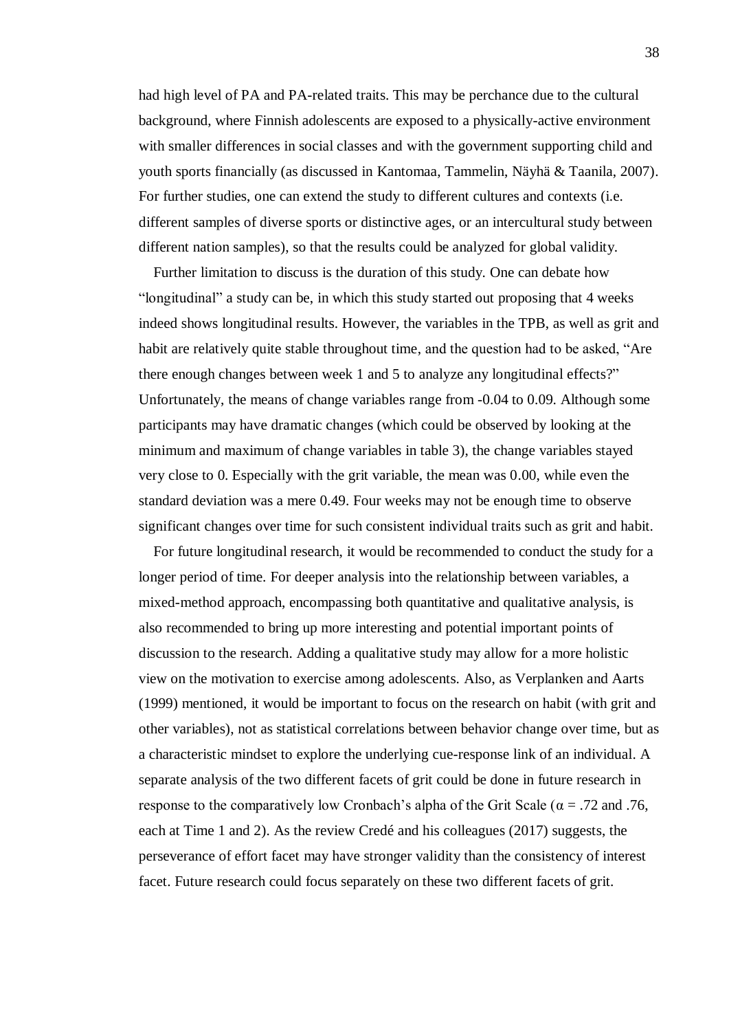had high level of PA and PA-related traits. This may be perchance due to the cultural background, where Finnish adolescents are exposed to a physically-active environment with smaller differences in social classes and with the government supporting child and youth sports financially (as discussed in Kantomaa, Tammelin, Näyhä & Taanila, 2007). For further studies, one can extend the study to different cultures and contexts (i.e. different samples of diverse sports or distinctive ages, or an intercultural study between different nation samples), so that the results could be analyzed for global validity.

Further limitation to discuss is the duration of this study. One can debate how "longitudinal" a study can be, in which this study started out proposing that 4 weeks indeed shows longitudinal results. However, the variables in the TPB, as well as grit and habit are relatively quite stable throughout time, and the question had to be asked, "Are there enough changes between week 1 and 5 to analyze any longitudinal effects?" Unfortunately, the means of change variables range from -0.04 to 0.09. Although some participants may have dramatic changes (which could be observed by looking at the minimum and maximum of change variables in table 3), the change variables stayed very close to 0. Especially with the grit variable, the mean was 0.00, while even the standard deviation was a mere 0.49. Four weeks may not be enough time to observe significant changes over time for such consistent individual traits such as grit and habit.

For future longitudinal research, it would be recommended to conduct the study for a longer period of time. For deeper analysis into the relationship between variables, a mixed-method approach, encompassing both quantitative and qualitative analysis, is also recommended to bring up more interesting and potential important points of discussion to the research. Adding a qualitative study may allow for a more holistic view on the motivation to exercise among adolescents. Also, as Verplanken and Aarts (1999) mentioned, it would be important to focus on the research on habit (with grit and other variables), not as statistical correlations between behavior change over time, but as a characteristic mindset to explore the underlying cue-response link of an individual. A separate analysis of the two different facets of grit could be done in future research in response to the comparatively low Cronbach's alpha of the Grit Scale ($\alpha = .72$ and $.76$, each at Time 1 and 2). As the review Credé and his colleagues (2017) suggests, the perseverance of effort facet may have stronger validity than the consistency of interest facet. Future research could focus separately on these two different facets of grit.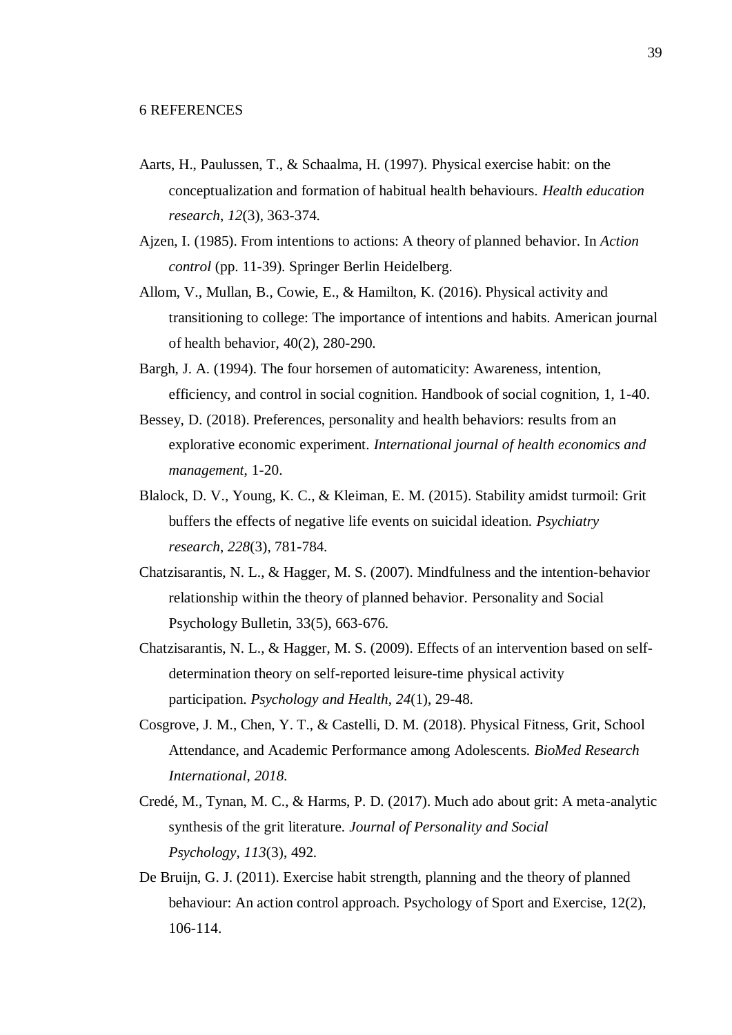# 6 REFERENCES

Aarts, H., Paulussen, T., & Schaalma, H. (1997). Physical exercise habit: on the conceptualization and formation of habitual health behaviours. *Health education research*, *12*(3), 363-374.

Ajzen, I. (1985). From intentions to actions: A theory of planned behavior. In *Action control* (pp. 11-39). Springer Berlin Heidelberg.

Allom, V., Mullan, B., Cowie, E., & Hamilton, K. (2016). Physical activity and transitioning to college: The importance of intentions and habits. American journal of health behavior, 40(2), 280-290.

Bargh, J. A. (1994). The four horsemen of automaticity: Awareness, intention, efficiency, and control in social cognition. Handbook of social cognition, 1, 1-40.

Bessey, D. (2018). Preferences, personality and health behaviors: results from an explorative economic experiment. *International journal of health economics and management*, 1-20.

Blalock, D. V., Young, K. C., & Kleiman, E. M. (2015). Stability amidst turmoil: Grit buffers the effects of negative life events on suicidal ideation. *Psychiatry research*, *228*(3), 781-784.

Chatzisarantis, N. L., & Hagger, M. S. (2007). Mindfulness and the intention-behavior relationship within the theory of planned behavior. Personality and Social Psychology Bulletin, 33(5), 663-676.

Chatzisarantis, N. L., & Hagger, M. S. (2009). Effects of an intervention based on self-determination theory on self-reported leisure-time physical activity participation. *Psychology and Health*, *24*(1), 29-48.

Cosgrove, J. M., Chen, Y. T., & Castelli, D. M. (2018). Physical Fitness, Grit, School Attendance, and Academic Performance among Adolescents. *BioMed Research International*, *2018*.

Credé, M., Tynan, M. C., & Harms, P. D. (2017). Much ado about grit: A meta-analytic synthesis of the grit literature. *Journal of Personality and Social Psychology*, *113*(3), 492.

De Bruijn, G. J. (2011). Exercise habit strength, planning and the theory of planned behaviour: An action control approach. Psychology of Sport and Exercise, 12(2), 106-114.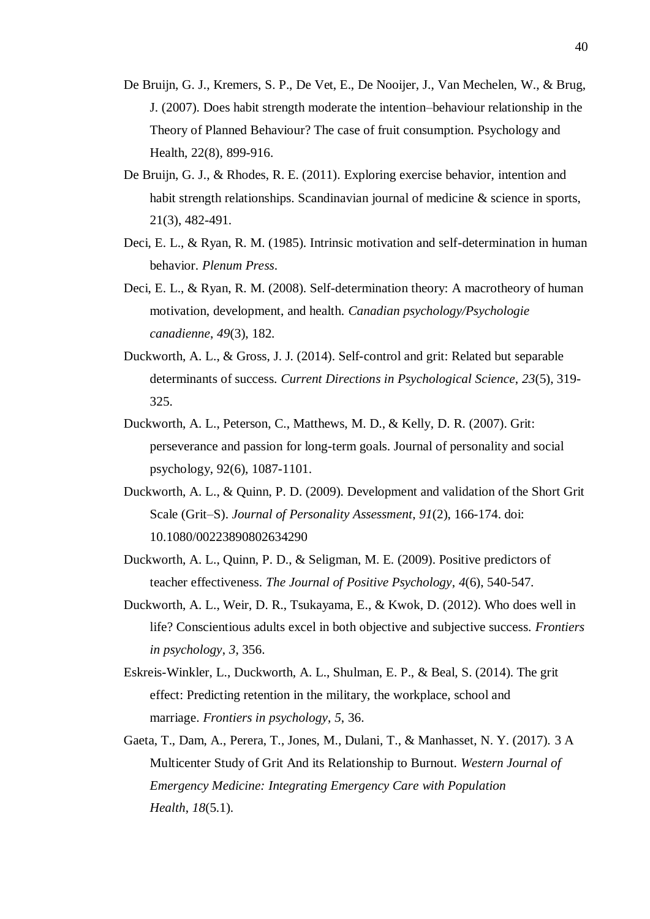De Bruijn, G. J., Kremers, S. P., De Vet, E., De Nooijer, J., Van Mechelen, W., & Brug, J. (2007). Does habit strength moderate the intention–behaviour relationship in the Theory of Planned Behaviour? The case of fruit consumption. Psychology and Health, 22(8), 899-916.

De Bruijn, G. J., & Rhodes, R. E. (2011). Exploring exercise behavior, intention and habit strength relationships. Scandinavian journal of medicine & science in sports, 21(3), 482-491.

Deci, E. L., & Ryan, R. M. (1985). Intrinsic motivation and self-determination in human behavior. *Plenum Press*.

Deci, E. L., & Ryan, R. M. (2008). Self-determination theory: A macrotheory of human motivation, development, and health. *Canadian psychology/Psychologie canadienne*, *49*(3), 182.

Duckworth, A. L., & Gross, J. J. (2014). Self-control and grit: Related but separable determinants of success. *Current Directions in Psychological Science*, *23*(5), 319-325.

Duckworth, A. L., Peterson, C., Matthews, M. D., & Kelly, D. R. (2007). Grit: perseverance and passion for long-term goals. Journal of personality and social psychology, 92(6), 1087-1101.

Duckworth, A. L., & Quinn, P. D. (2009). Development and validation of the Short Grit Scale (Grit–S). *Journal of Personality Assessment*, *91*(2), 166-174. doi: 10.1080/00223890802634290

Duckworth, A. L., Quinn, P. D., & Seligman, M. E. (2009). Positive predictors of teacher effectiveness. *The Journal of Positive Psychology*, *4*(6), 540-547.

Duckworth, A. L., Weir, D. R., Tsukayama, E., & Kwok, D. (2012). Who does well in life? Conscientious adults excel in both objective and subjective success. *Frontiers in psychology*, *3*, 356.

Eskreis-Winkler, L., Duckworth, A. L., Shulman, E. P., & Beal, S. (2014). The grit effect: Predicting retention in the military, the workplace, school and marriage. *Frontiers in psychology*, *5*, 36.

Gaeta, T., Dam, A., Perera, T., Jones, M., Dulani, T., & Manhasset, N. Y. (2017). 3 A Multicenter Study of Grit And its Relationship to Burnout. *Western Journal of Emergency Medicine: Integrating Emergency Care with Population Health*, *18*(5.1).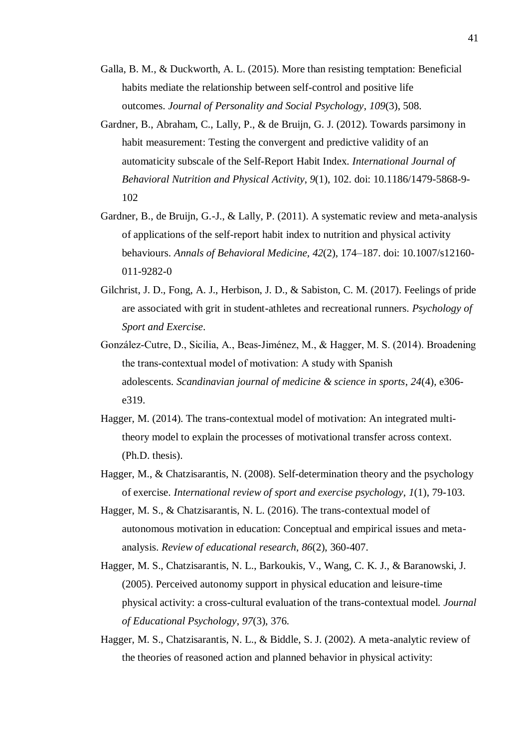Galla, B. M., & Duckworth, A. L. (2015). More than resisting temptation: Beneficial habits mediate the relationship between self-control and positive life outcomes. *Journal of Personality and Social Psychology*, *109*(3), 508.

Gardner, B., Abraham, C., Lally, P., & de Bruijn, G. J. (2012). Towards parsimony in habit measurement: Testing the convergent and predictive validity of an automaticity subscale of the Self-Report Habit Index. *International Journal of Behavioral Nutrition and Physical Activity*, *9*(1), 102. doi: 10.1186/1479-5868-9-102

Gardner, B., de Bruijn, G.-J., & Lally, P. (2011). A systematic review and meta-analysis of applications of the self-report habit index to nutrition and physical activity behaviours. *Annals of Behavioral Medicine*, *42*(2), 174–187. doi: 10.1007/s12160-011-9282-0

Gilchrist, J. D., Fong, A. J., Herbison, J. D., & Sabiston, C. M. (2017). Feelings of pride are associated with grit in student-athletes and recreational runners. *Psychology of Sport and Exercise*.

González-Cutre, D., Sicilia, A., Beas-Jiménez, M., & Hagger, M. S. (2014). Broadening the trans-contextual model of motivation: A study with Spanish adolescents. *Scandinavian journal of medicine & science in sports*, *24*(4), e306-e319.

Hagger, M. (2014). The trans-contextual model of motivation: An integrated multi-theory model to explain the processes of motivational transfer across context. (Ph.D. thesis).

Hagger, M., & Chatzisarantis, N. (2008). Self-determination theory and the psychology of exercise. *International review of sport and exercise psychology*, *1*(1), 79-103.

Hagger, M. S., & Chatzisarantis, N. L. (2016). The trans-contextual model of autonomous motivation in education: Conceptual and empirical issues and meta-analysis. *Review of educational research*, *86*(2), 360-407.

Hagger, M. S., Chatzisarantis, N. L., Barkoukis, V., Wang, C. K. J., & Baranowski, J. (2005). Perceived autonomy support in physical education and leisure-time physical activity: a cross-cultural evaluation of the trans-contextual model. *Journal of Educational Psychology*, *97*(3), 376.

Hagger, M. S., Chatzisarantis, N. L., & Biddle, S. J. (2002). A meta-analytic review of the theories of reasoned action and planned behavior in physical activity: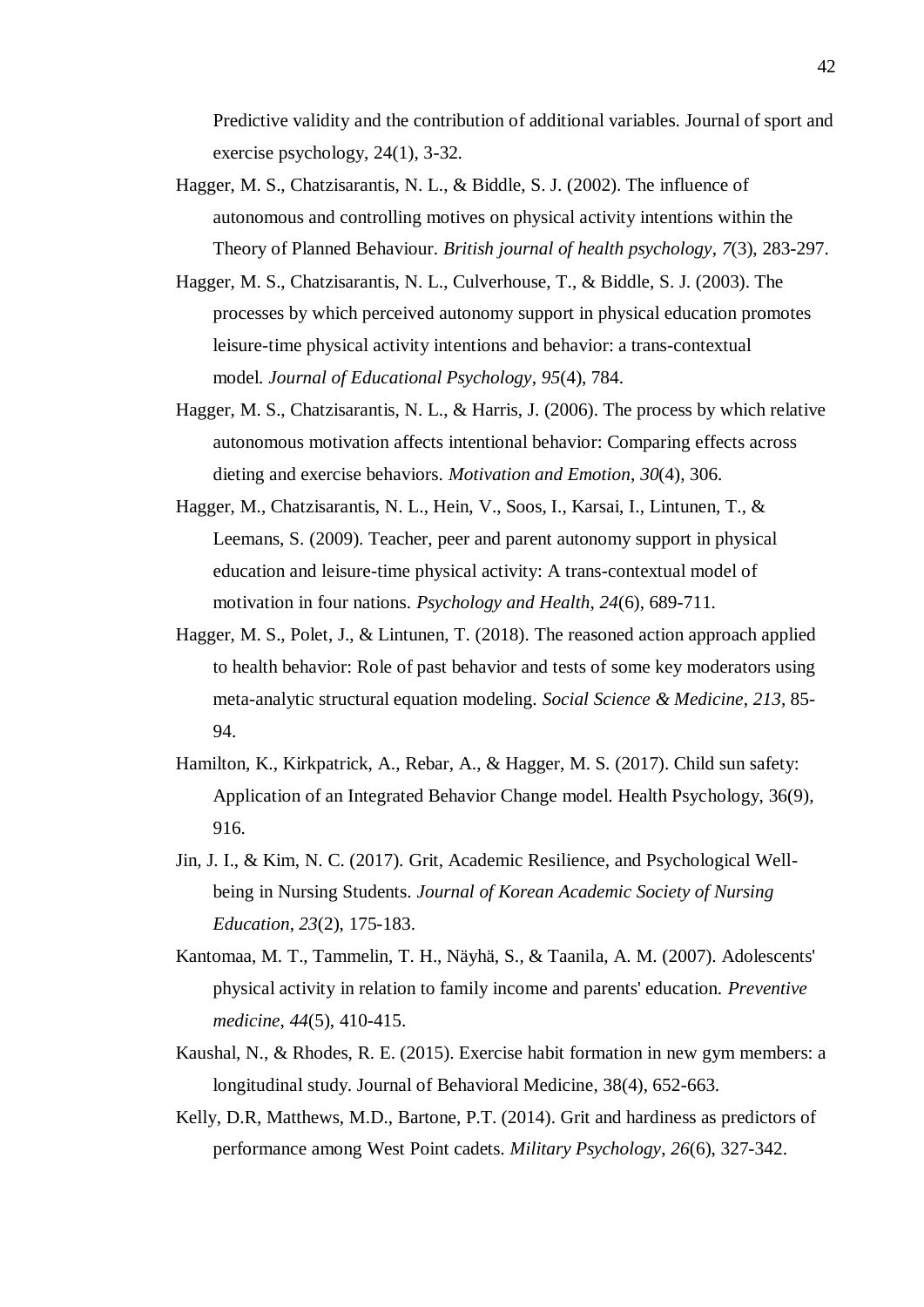Predictive validity and the contribution of additional variables. Journal of sport and exercise psychology, 24(1), 3-32.

Hagger, M. S., Chatzisarantis, N. L., & Biddle, S. J. (2002). The influence of autonomous and controlling motives on physical activity intentions within the Theory of Planned Behaviour. *British journal of health psychology*, *7*(3), 283-297.

Hagger, M. S., Chatzisarantis, N. L., Culverhouse, T., & Biddle, S. J. (2003). The processes by which perceived autonomy support in physical education promotes leisure-time physical activity intentions and behavior: a trans-contextual model. *Journal of Educational Psychology*, *95*(4), 784.

Hagger, M. S., Chatzisarantis, N. L., & Harris, J. (2006). The process by which relative autonomous motivation affects intentional behavior: Comparing effects across dieting and exercise behaviors. *Motivation and Emotion*, *30*(4), 306.

Hagger, M., Chatzisarantis, N. L., Hein, V., Soos, I., Karsai, I., Lintunen, T., & Leemans, S. (2009). Teacher, peer and parent autonomy support in physical education and leisure-time physical activity: A trans-contextual model of motivation in four nations. *Psychology and Health*, *24*(6), 689-711.

Hagger, M. S., Polet, J., & Lintunen, T. (2018). The reasoned action approach applied to health behavior: Role of past behavior and tests of some key moderators using meta-analytic structural equation modeling. *Social Science & Medicine*, *213*, 85-94.

Hamilton, K., Kirkpatrick, A., Rebar, A., & Hagger, M. S. (2017). Child sun safety: Application of an Integrated Behavior Change model. Health Psychology, 36(9), 916.

Jin, J. I., & Kim, N. C. (2017). Grit, Academic Resilience, and Psychological Well-being in Nursing Students. *Journal of Korean Academic Society of Nursing Education*, *23*(2), 175-183.

Kantomaa, M. T., Tammelin, T. H., Näyhä, S., & Taanila, A. M. (2007). Adolescents' physical activity in relation to family income and parents' education. *Preventive medicine*, *44*(5), 410-415.

Kaushal, N., & Rhodes, R. E. (2015). Exercise habit formation in new gym members: a longitudinal study. Journal of Behavioral Medicine, 38(4), 652-663.

Kelly, D.R, Matthews, M.D., Bartone, P.T. (2014). Grit and hardiness as predictors of performance among West Point cadets. *Military Psychology*, *26*(6), 327-342.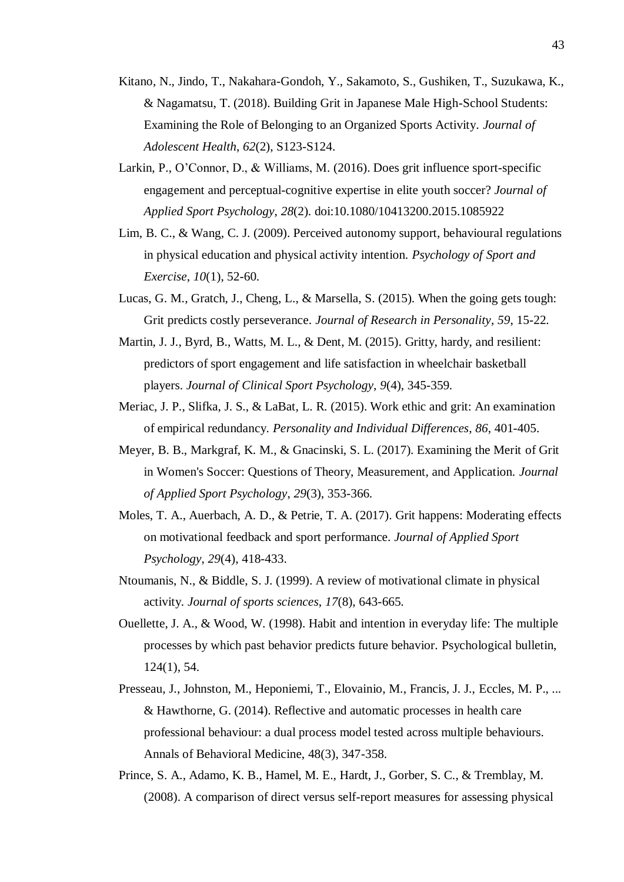Kitano, N., Jindo, T., Nakahara-Gondoh, Y., Sakamoto, S., Gushiken, T., Suzukawa, K., & Nagamatsu, T. (2018). Building Grit in Japanese Male High-School Students: Examining the Role of Belonging to an Organized Sports Activity. *Journal of Adolescent Health*, *62*(2), S123-S124.

Larkin, P., O'Connor, D., & Williams, M. (2016). Does grit influence sport-specific engagement and perceptual-cognitive expertise in elite youth soccer? *Journal of Applied Sport Psychology*, *28*(2). doi:10.1080/10413200.2015.1085922

Lim, B. C., & Wang, C. J. (2009). Perceived autonomy support, behavioural regulations in physical education and physical activity intention. *Psychology of Sport and Exercise*, *10*(1), 52-60.

Lucas, G. M., Gratch, J., Cheng, L., & Marsella, S. (2015). When the going gets tough: Grit predicts costly perseverance. *Journal of Research in Personality*, *59*, 15-22.

Martin, J. J., Byrd, B., Watts, M. L., & Dent, M. (2015). Gritty, hardy, and resilient: predictors of sport engagement and life satisfaction in wheelchair basketball players. *Journal of Clinical Sport Psychology*, *9*(4), 345-359.

Meriac, J. P., Slifka, J. S., & LaBat, L. R. (2015). Work ethic and grit: An examination of empirical redundancy. *Personality and Individual Differences*, *86*, 401-405.

Meyer, B. B., Markgraf, K. M., & Gnacinski, S. L. (2017). Examining the Merit of Grit in Women's Soccer: Questions of Theory, Measurement, and Application. *Journal of Applied Sport Psychology*, *29*(3), 353-366.

Moles, T. A., Auerbach, A. D., & Petrie, T. A. (2017). Grit happens: Moderating effects on motivational feedback and sport performance. *Journal of Applied Sport Psychology*, *29*(4), 418-433.

Ntoumanis, N., & Biddle, S. J. (1999). A review of motivational climate in physical activity. *Journal of sports sciences*, *17*(8), 643-665.

Ouellette, J. A., & Wood, W. (1998). Habit and intention in everyday life: The multiple processes by which past behavior predicts future behavior. Psychological bulletin, 124(1), 54.

Presseau, J., Johnston, M., Heponiemi, T., Elovainio, M., Francis, J. J., Eccles, M. P., ... & Hawthorne, G. (2014). Reflective and automatic processes in health care professional behaviour: a dual process model tested across multiple behaviours. Annals of Behavioral Medicine, 48(3), 347-358.

Prince, S. A., Adamo, K. B., Hamel, M. E., Hardt, J., Gorber, S. C., & Tremblay, M. (2008). A comparison of direct versus self-report measures for assessing physical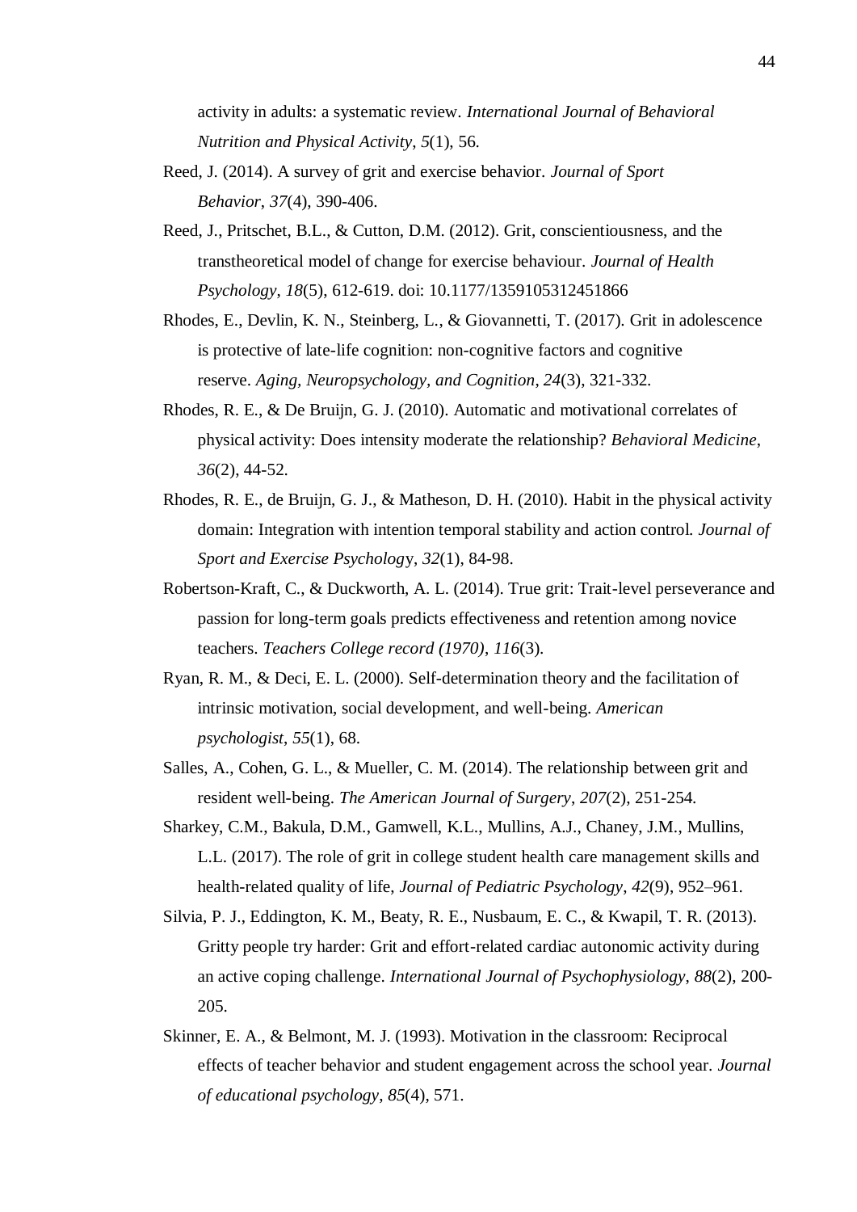activity in adults: a systematic review. *International Journal of Behavioral Nutrition and Physical Activity, 5*(1), 56.

Reed, J. (2014). A survey of grit and exercise behavior. *Journal of Sport Behavior*, *37*(4), 390-406.

Reed, J., Pritschet, B.L., & Cutton, D.M. (2012). Grit, conscientiousness, and the transtheoretical model of change for exercise behaviour. *Journal of Health Psychology, 18*(5), 612-619. doi: 10.1177/1359105312451866

Rhodes, E., Devlin, K. N., Steinberg, L., & Giovannetti, T. (2017). Grit in adolescence is protective of late-life cognition: non-cognitive factors and cognitive reserve. *Aging, Neuropsychology, and Cognition*, *24*(3), 321-332.

Rhodes, R. E., & De Bruijn, G. J. (2010). Automatic and motivational correlates of physical activity: Does intensity moderate the relationship? *Behavioral Medicine*, *36*(2), 44-52.

Rhodes, R. E., de Bruijn, G. J., & Matheson, D. H. (2010). Habit in the physical activity domain: Integration with intention temporal stability and action control. *Journal of Sport and Exercise Psychology*, *32*(1), 84-98.

Robertson-Kraft, C., & Duckworth, A. L. (2014). True grit: Trait-level perseverance and passion for long-term goals predicts effectiveness and retention among novice teachers. *Teachers College record (1970)*, *116*(3).

Ryan, R. M., & Deci, E. L. (2000). Self-determination theory and the facilitation of intrinsic motivation, social development, and well-being. *American psychologist*, *55*(1), 68.

Salles, A., Cohen, G. L., & Mueller, C. M. (2014). The relationship between grit and resident well-being. *The American Journal of Surgery*, *207*(2), 251-254.

Sharkey, C.M., Bakula, D.M., Gamwell, K.L., Mullins, A.J., Chaney, J.M., Mullins, L.L. (2017). The role of grit in college student health care management skills and health-related quality of life, *Journal of Pediatric Psychology*, *42*(9), 952–961.

Silvia, P. J., Eddington, K. M., Beaty, R. E., Nusbaum, E. C., & Kwapil, T. R. (2013). Gritty people try harder: Grit and effort-related cardiac autonomic activity during an active coping challenge. *International Journal of Psychophysiology*, *88*(2), 200-205.

Skinner, E. A., & Belmont, M. J. (1993). Motivation in the classroom: Reciprocal effects of teacher behavior and student engagement across the school year. *Journal of educational psychology*, *85*(4), 571.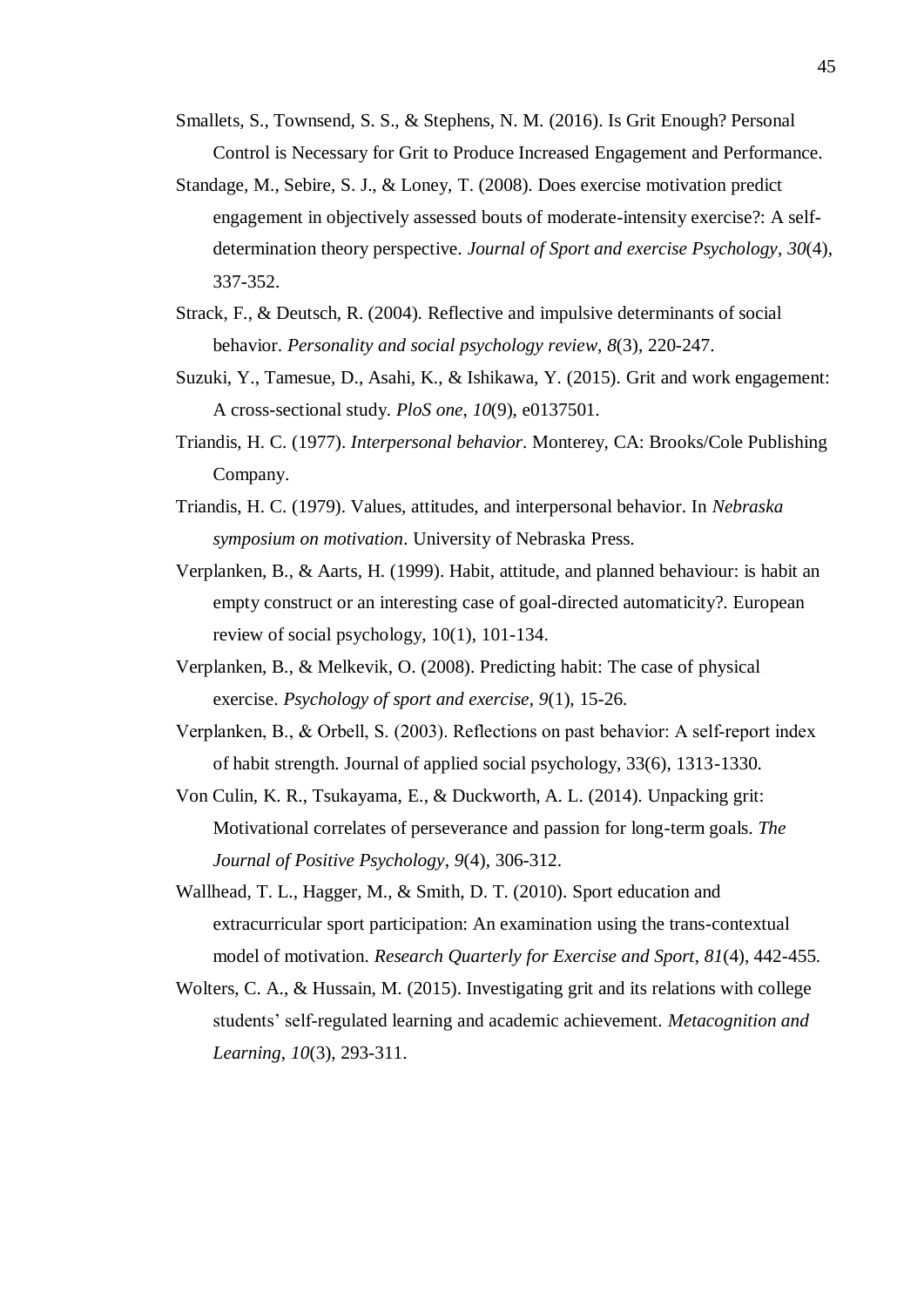Smallets, S., Townsend, S. S., & Stephens, N. M. (2016). Is Grit Enough? Personal Control is Necessary for Grit to Produce Increased Engagement and Performance.

Standage, M., Sebire, S. J., & Loney, T. (2008). Does exercise motivation predict engagement in objectively assessed bouts of moderate-intensity exercise?: A self-determination theory perspective. *Journal of Sport and exercise Psychology*, *30*(4), 337-352.

Strack, F., & Deutsch, R. (2004). Reflective and impulsive determinants of social behavior. *Personality and social psychology review*, *8*(3), 220-247.

Suzuki, Y., Tamesue, D., Asahi, K., & Ishikawa, Y. (2015). Grit and work engagement: A cross-sectional study. *PloS one*, *10*(9), e0137501.

Triandis, H. C. (1977). *Interpersonal behavior*. Monterey, CA: Brooks/Cole Publishing Company.

Triandis, H. C. (1979). Values, attitudes, and interpersonal behavior. In *Nebraska symposium on motivation*. University of Nebraska Press.

Verplanken, B., & Aarts, H. (1999). Habit, attitude, and planned behaviour: is habit an empty construct or an interesting case of goal-directed automaticity?. European review of social psychology, 10(1), 101-134.

Verplanken, B., & Melkevik, O. (2008). Predicting habit: The case of physical exercise. *Psychology of sport and exercise*, *9*(1), 15-26.

Verplanken, B., & Orbell, S. (2003). Reflections on past behavior: A self-report index of habit strength. Journal of applied social psychology, 33(6), 1313-1330.

Von Culin, K. R., Tsukayama, E., & Duckworth, A. L. (2014). Unpacking grit: Motivational correlates of perseverance and passion for long-term goals. *The Journal of Positive Psychology*, *9*(4), 306-312.

Wallhead, T. L., Hagger, M., & Smith, D. T. (2010). Sport education and extracurricular sport participation: An examination using the trans-contextual model of motivation. *Research Quarterly for Exercise and Sport*, *81*(4), 442-455.

Wolters, C. A., & Hussain, M. (2015). Investigating grit and its relations with college students' self-regulated learning and academic achievement. *Metacognition and Learning*, *10*(3), 293-311.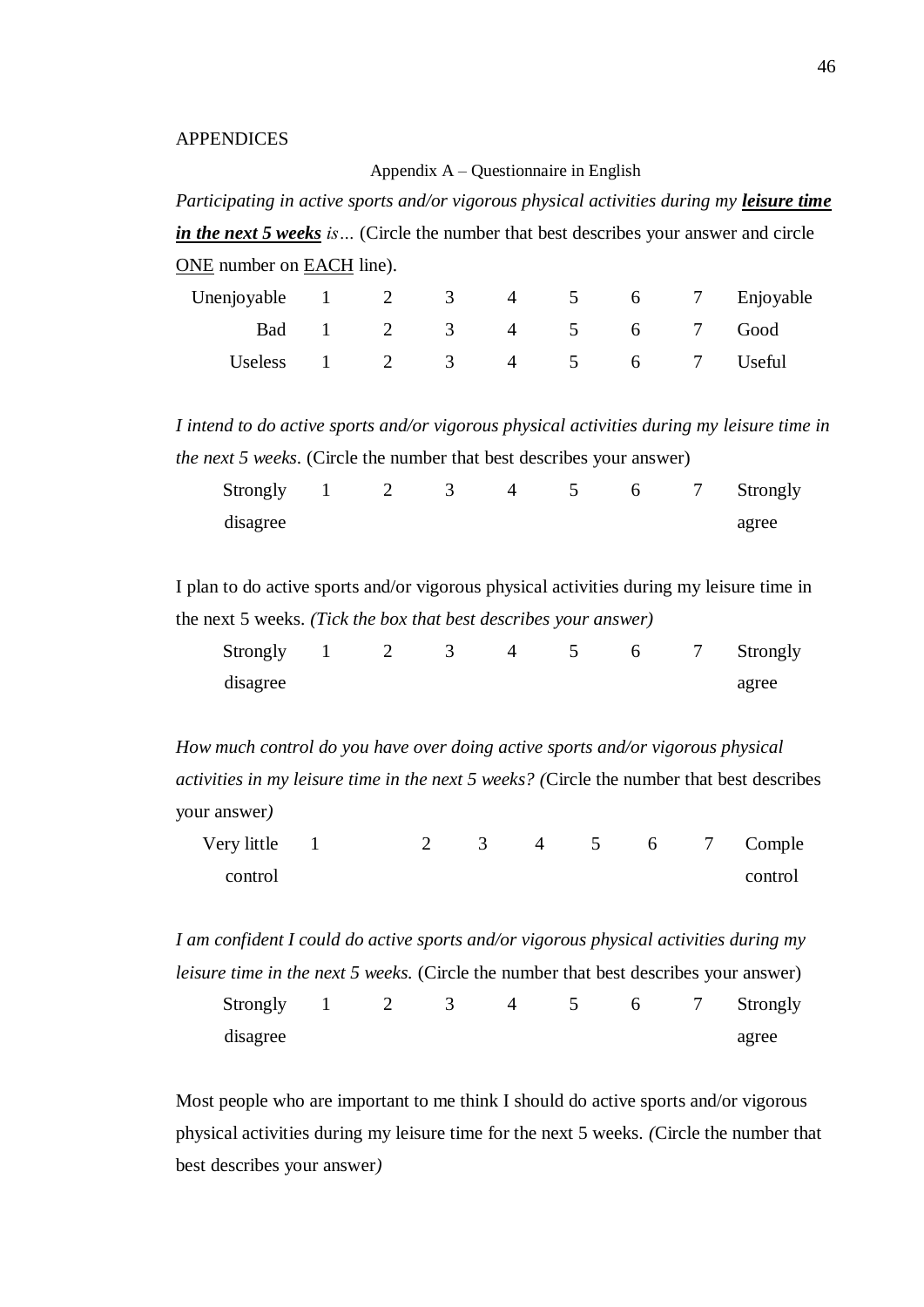APPENDICES

Appendix A – Questionnaire in English

*Participating in active sports and/or vigorous physical activities during my* ***leisure time in the next 5 weeks*** *is…* (Circle the number that best describes your answer and circle ONE number on EACH line).

| | | | | | | | | |
|---|---|---|---|---|---|---|---|---|
| Unenjoyable | 1 | 2 | 3 | 4 | 5 | 6 | 7 | Enjoyable |
| Bad | 1 | 2 | 3 | 4 | 5 | 6 | 7 | Good |
| Useless | 1 | 2 | 3 | 4 | 5 | 6 | 7 | Useful |

*I intend to do active sports and/or vigorous physical activities during my leisure time in the next 5 weeks.* (Circle the number that best describes your answer)

| | | | | | | | | |
|---|---|---|---|---|---|---|---|---|
| Strongly disagree | 1 | 2 | 3 | 4 | 5 | 6 | 7 | Strongly agree |

I plan to do active sports and/or vigorous physical activities during my leisure time in the next 5 weeks. *(Tick the box that best describes your answer)*

| | | | | | | | | |
|---|---|---|---|---|---|---|---|---|
| Strongly disagree | 1 | 2 | 3 | 4 | 5 | 6 | 7 | Strongly agree |

*How much control do you have over doing active sports and/or vigorous physical activities in my leisure time in the next 5 weeks? (*Circle the number that best describes your answer*)*

| | | | | | | | | |
|---|---|---|---|---|---|---|---|---|
| Very little control | 1 | 2 | 3 | 4 | 5 | 6 | 7 | Comple control |

*I am confident I could do active sports and/or vigorous physical activities during my leisure time in the next 5 weeks.* (Circle the number that best describes your answer)

| | | | | | | | | |
|---|---|---|---|---|---|---|---|---|
| Strongly disagree | 1 | 2 | 3 | 4 | 5 | 6 | 7 | Strongly agree |

Most people who are important to me think I should do active sports and/or vigorous physical activities during my leisure time for the next 5 weeks. *(*Circle the number that best describes your answer*)*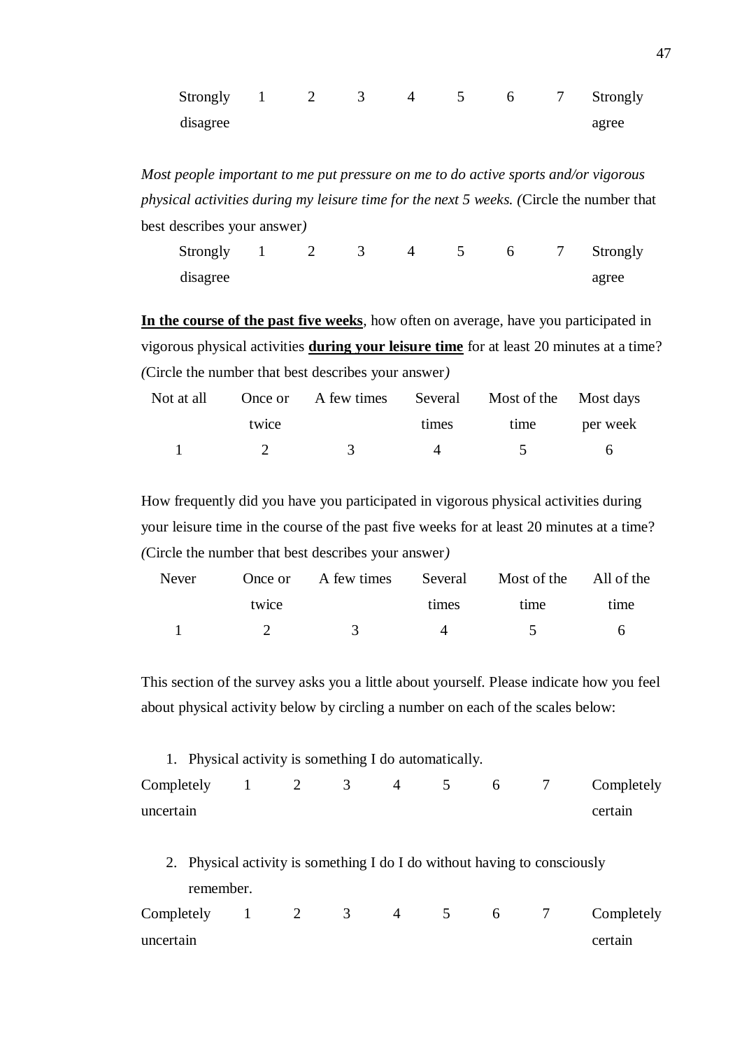| Strongly disagree | 1 | 2 | 3 | 4 | 5 | 6 | 7 | Strongly agree |
|---|---|---|---|---|---|---|---|---|

*Most people important to me put pressure on me to do active sports and/or vigorous physical activities during my leisure time for the next 5 weeks. (*Circle the number that best describes your answer*)*

| Strongly disagree | 1 | 2 | 3 | 4 | 5 | 6 | 7 | Strongly agree |
|---|---|---|---|---|---|---|---|---|

**In the course of the past five weeks**, how often on average, have you participated in vigorous physical activities **during your leisure time** for at least 20 minutes at a time? *(*Circle the number that best describes your answer*)*

| Not at all | Once or twice | A few times | Several times | Most of the time | Most days per week |
|---|---|---|---|---|---|
| 1 | 2 | 3 | 4 | 5 | 6 |

How frequently did you have you participated in vigorous physical activities during your leisure time in the course of the past five weeks for at least 20 minutes at a time? *(*Circle the number that best describes your answer*)*

| Never | Once or twice | A few times | Several times | Most of the time | All of the time |
|---|---|---|---|---|---|
| 1 | 2 | 3 | 4 | 5 | 6 |

This section of the survey asks you a little about yourself. Please indicate how you feel about physical activity below by circling a number on each of the scales below:

1. Physical activity is something I do automatically.

| Completely uncertain | 1 | 2 | 3 | 4 | 5 | 6 | 7 | Completely certain |
|---|---|---|---|---|---|---|---|---|

2. Physical activity is something I do I do without having to consciously remember.

| Completely uncertain | 1 | 2 | 3 | 4 | 5 | 6 | 7 | Completely certain |
|---|---|---|---|---|---|---|---|---|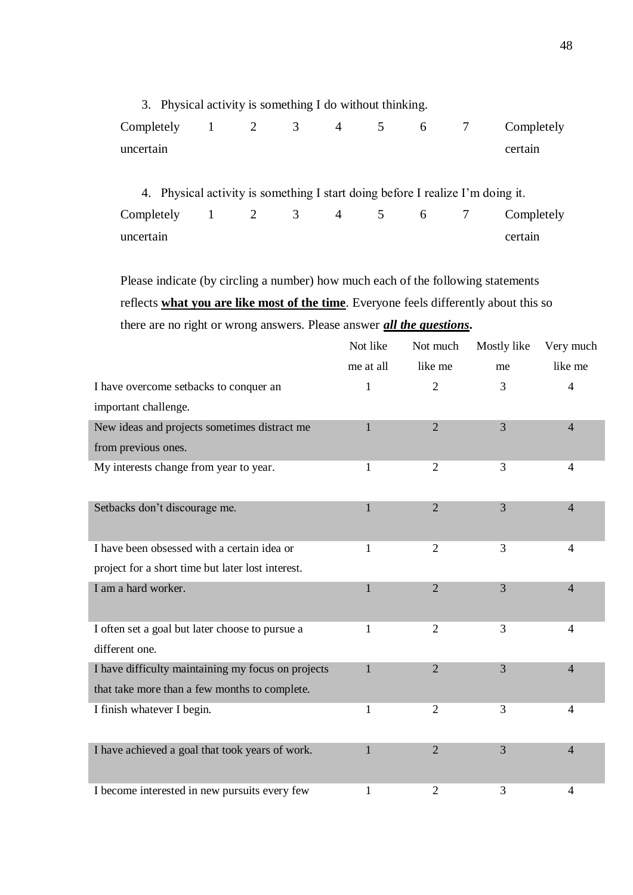3. Physical activity is something I do without thinking.

| Completely uncertain | 1 | 2 | 3 | 4 | 5 | 6 | 7 | Completely certain |
|---|---|---|---|---|---|---|---|---|

4. Physical activity is something I start doing before I realize I'm doing it.

| Completely uncertain | 1 | 2 | 3 | 4 | 5 | 6 | 7 | Completely certain |
|---|---|---|---|---|---|---|---|---|

Please indicate (by circling a number) how much each of the following statements reflects **what you are like most of the time**. Everyone feels differently about this so there are no right or wrong answers. Please answer ***all the questions*.**

| | Not like me at all | Not much like me | Mostly like me | Very much like me |
|---|---|---|---|---|
| I have overcome setbacks to conquer an important challenge. | 1 | 2 | 3 | 4 |
| New ideas and projects sometimes distract me from previous ones. | 1 | 2 | 3 | 4 |
| My interests change from year to year. | 1 | 2 | 3 | 4 |
| Setbacks don't discourage me. | 1 | 2 | 3 | 4 |
| I have been obsessed with a certain idea or project for a short time but later lost interest. | 1 | 2 | 3 | 4 |
| I am a hard worker. | 1 | 2 | 3 | 4 |
| I often set a goal but later choose to pursue a different one. | 1 | 2 | 3 | 4 |
| I have difficulty maintaining my focus on projects that take more than a few months to complete. | 1 | 2 | 3 | 4 |
| I finish whatever I begin. | 1 | 2 | 3 | 4 |
| I have achieved a goal that took years of work. | 1 | 2 | 3 | 4 |
| I become interested in new pursuits every few | 1 | 2 | 3 | 4 |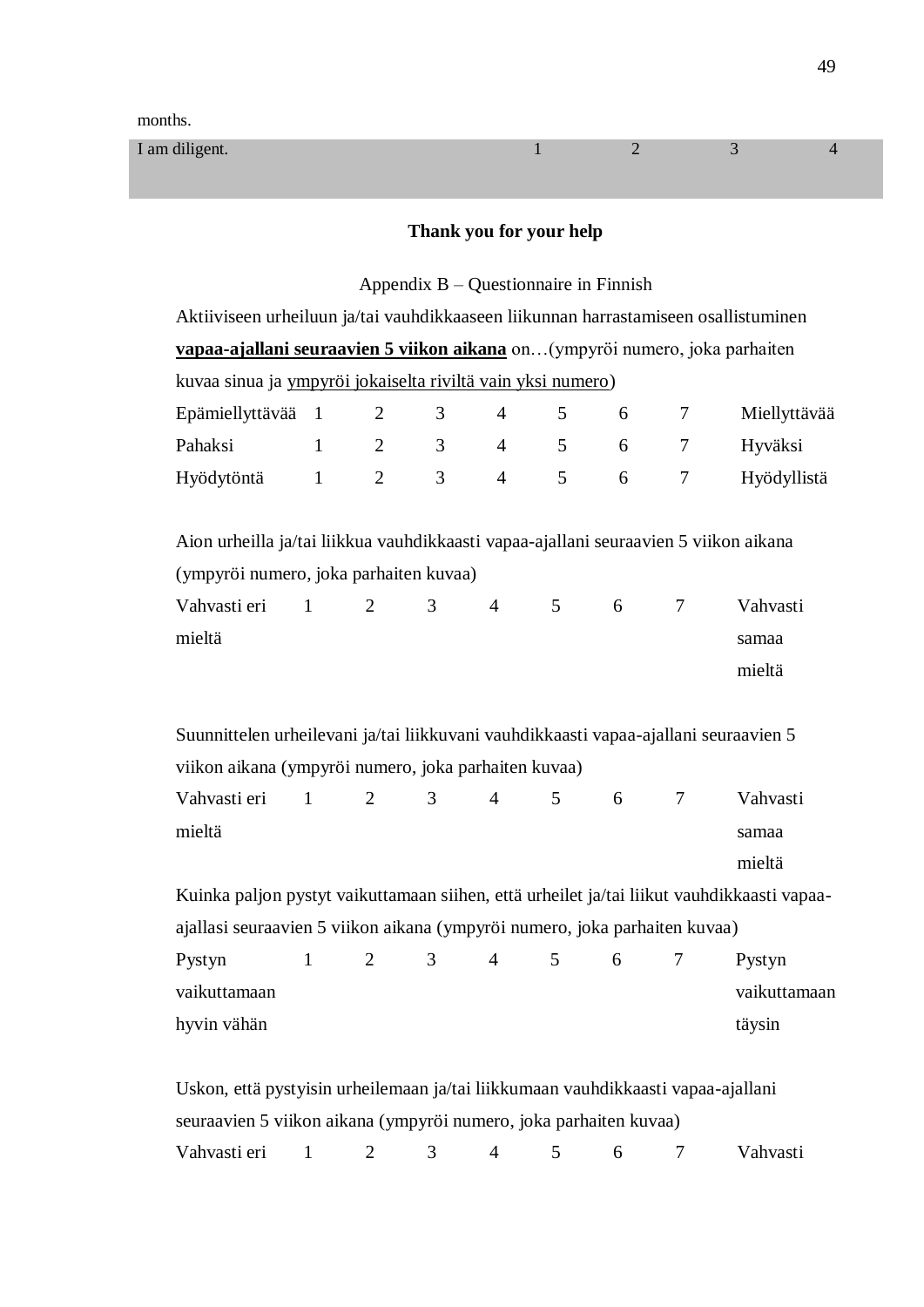months.

| I am diligent. | 1 | 2 | 3 | 4 |
|---|---|---|---|---|

**Thank you for your help**

Appendix B – Questionnaire in Finnish

Aktiiviseen urheiluun ja/tai vauhdikkaaseen liikunnan harrastamiseen osallistuminen **vapaa-ajallani seuraavien 5 viikon aikana** on…(ympyröi numero, joka parhaiten kuvaa sinua ja ympyröi jokaiselta riviltä vain yksi numero)

| Epämiellyttävää | 1 | 2 | 3 | 4 | 5 | 6 | 7 | Miellyttävää |
|---|---|---|---|---|---|---|---|---|
| Pahaksi | 1 | 2 | 3 | 4 | 5 | 6 | 7 | Hyväksi |
| Hyödytöntä | 1 | 2 | 3 | 4 | 5 | 6 | 7 | Hyödyllistä |

Aion urheilla ja/tai liikkua vauhdikkaasti vapaa-ajallani seuraavien 5 viikon aikana (ympyröi numero, joka parhaiten kuvaa)

| Vahvasti eri mieltä | 1 | 2 | 3 | 4 | 5 | 6 | 7 | Vahvasti samaa mieltä |
|---|---|---|---|---|---|---|---|---|

Suunnittelen urheilevani ja/tai liikkuvani vauhdikkaasti vapaa-ajallani seuraavien 5 viikon aikana (ympyröi numero, joka parhaiten kuvaa)

| Vahvasti eri mieltä | 1 | 2 | 3 | 4 | 5 | 6 | 7 | Vahvasti samaa mieltä |
|---|---|---|---|---|---|---|---|---|

Kuinka paljon pystyt vaikuttamaan siihen, että urheilet ja/tai liikut vauhdikkaasti vapaa-ajallasi seuraavien 5 viikon aikana (ympyröi numero, joka parhaiten kuvaa)

| Pystyn vaikuttamaan hyvin vähän | 1 | 2 | 3 | 4 | 5 | 6 | 7 | Pystyn vaikuttamaan täysin |
|---|---|---|---|---|---|---|---|---|

Uskon, että pystyisin urheilemaan ja/tai liikkumaan vauhdikkaasti vapaa-ajallani seuraavien 5 viikon aikana (ympyröi numero, joka parhaiten kuvaa)

| Vahvasti eri | 1 | 2 | 3 | 4 | 5 | 6 | 7 | Vahvasti |
|---|---|---|---|---|---|---|---|---|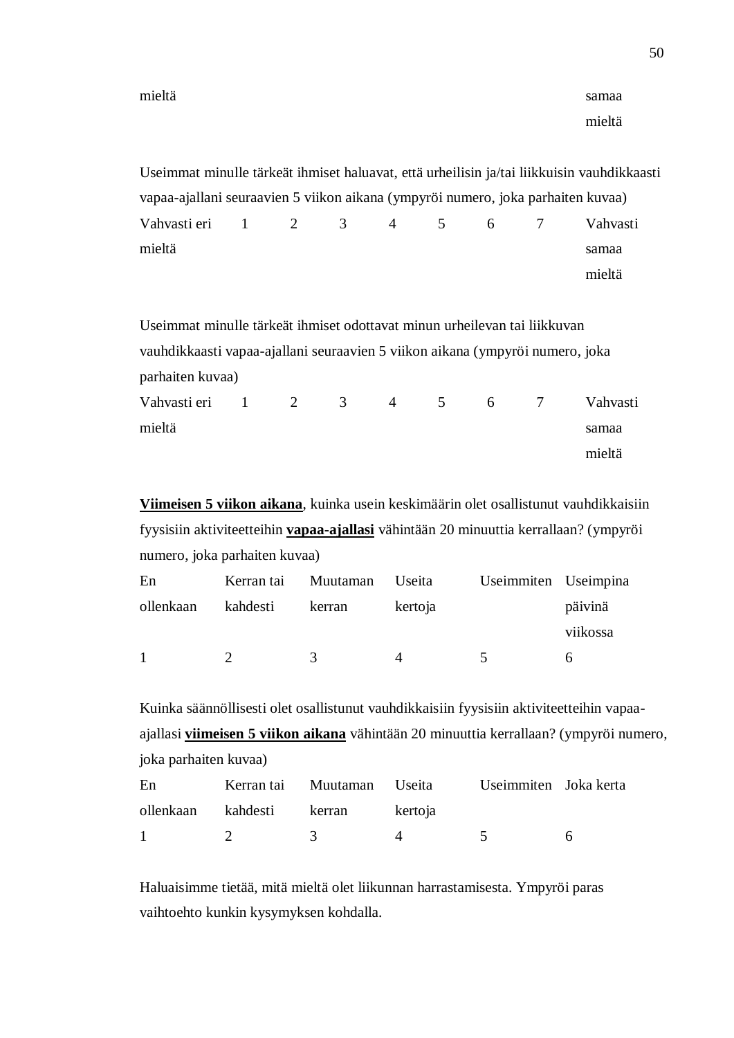mieltä samaa mieltä

Useimmat minulle tärkeät ihmiset haluavat, että urheilisin ja/tai liikkuisin vauhdikkaasti vapaa-ajallani seuraavien 5 viikon aikana (ympyröi numero, joka parhaiten kuvaa)

| Vahvasti eri mieltä | 1 | 2 | 3 | 4 | 5 | 6 | 7 | Vahvasti samaa mieltä |
|---|---|---|---|---|---|---|---|---|

Useimmat minulle tärkeät ihmiset odottavat minun urheilevan tai liikkuvan vauhdikkaasti vapaa-ajallani seuraavien 5 viikon aikana (ympyröi numero, joka parhaiten kuvaa)

| Vahvasti eri mieltä | 1 | 2 | 3 | 4 | 5 | 6 | 7 | Vahvasti samaa mieltä |
|---|---|---|---|---|---|---|---|---|

**<u>Viimeisen 5 viikon aikana</u>**, kuinka usein keskimäärin olet osallistunut vauhdikkaisiin fyysisiin aktiviteetteihin **<u>vapaa-ajallasi</u>** vähintään 20 minuuttia kerrallaan? (ympyröi numero, joka parhaiten kuvaa)

| En ollenkaan | Kerran tai kahdesti | Muutaman kerran | Useita kertoja | Useimmiten | Useimpina päivinä viikossa |
|---|---|---|---|---|---|
| 1 | 2 | 3 | 4 | 5 | 6 |

Kuinka säännöllisesti olet osallistunut vauhdikkaisiin fyysisiin aktiviteetteihin vapaa-ajallasi **<u>viimeisen 5 viikon aikana</u>** vähintään 20 minuuttia kerrallaan? (ympyröi numero, joka parhaiten kuvaa)

| En ollenkaan | Kerran tai kahdesti | Muutaman kerran | Useita kertoja | Useimmiten | Joka kerta |
|---|---|---|---|---|---|
| 1 | 2 | 3 | 4 | 5 | 6 |

Haluaisimme tietää, mitä mieltä olet liikunnan harrastamisesta. Ympyröi paras vaihtoehto kunkin kysymyksen kohdalla.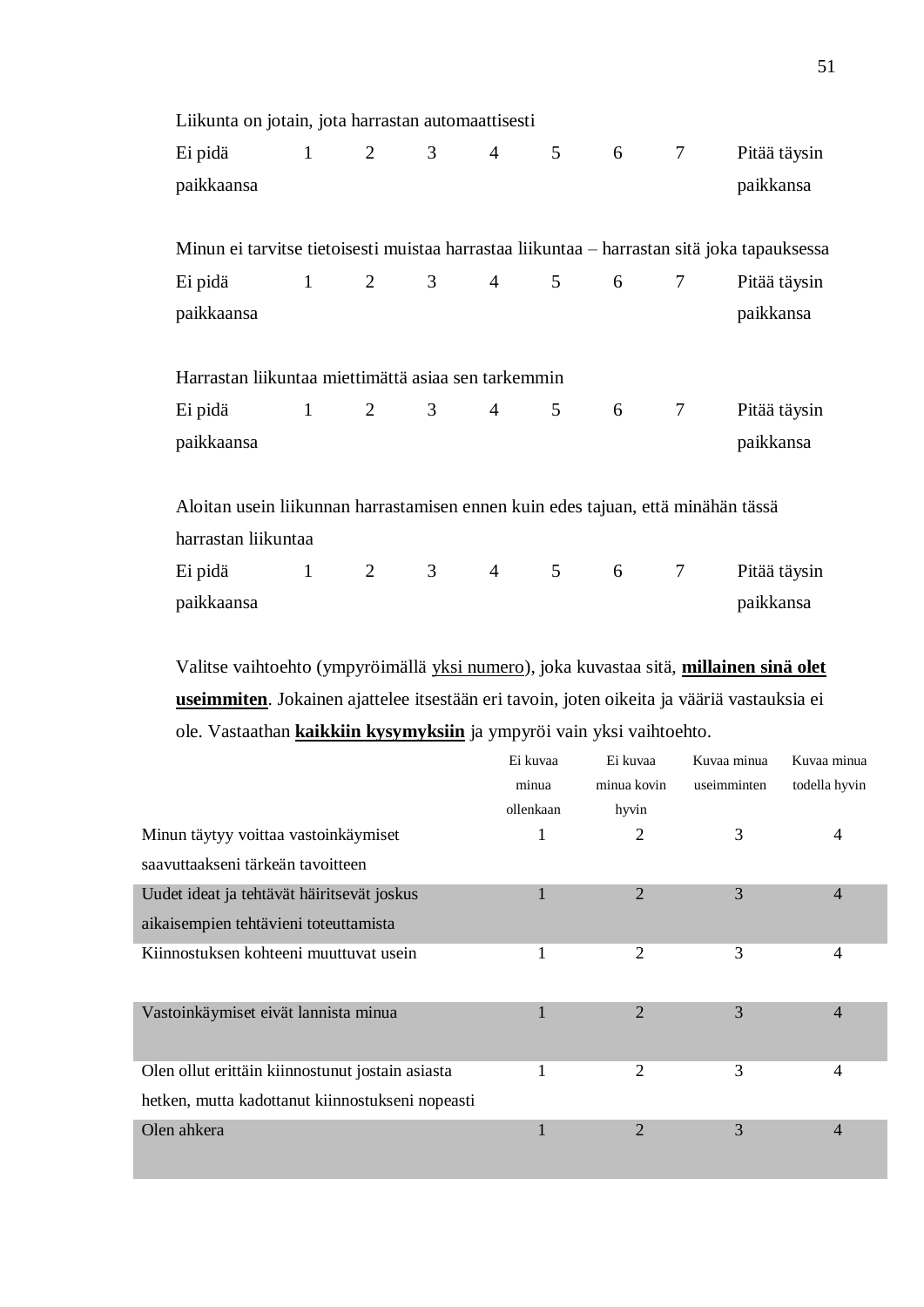Liikunta on jotain, jota harrastan automaattisesti

| Ei pidä paikkaansa | 1 | 2 | 3 | 4 | 5 | 6 | 7 | Pitää täysin paikkansa |
|---|---|---|---|---|---|---|---|---|

Minun ei tarvitse tietoisesti muistaa harrastaa liikuntaa – harrastan sitä joka tapauksessa

| Ei pidä paikkaansa | 1 | 2 | 3 | 4 | 5 | 6 | 7 | Pitää täysin paikkansa |
|---|---|---|---|---|---|---|---|---|

Harrastan liikuntaa miettimättä asiaa sen tarkemmin

| Ei pidä paikkaansa | 1 | 2 | 3 | 4 | 5 | 6 | 7 | Pitää täysin paikkansa |
|---|---|---|---|---|---|---|---|---|

Aloitan usein liikunnan harrastamisen ennen kuin edes tajuan, että minähän tässä harrastan liikuntaa

| Ei pidä paikkaansa | 1 | 2 | 3 | 4 | 5 | 6 | 7 | Pitää täysin paikkansa |
|---|---|---|---|---|---|---|---|---|

Valitse vaihtoehto (ympyröimällä yksi numero), joka kuvastaa sitä, **millainen sinä olet useimmiten**. Jokainen ajattelee itsestään eri tavoin, joten oikeita ja vääriä vastauksia ei ole. Vastaathan **kaikkiin kysymyksiin** ja ympyröi vain yksi vaihtoehto.

| | Ei kuvaa minua ollenkaan | Ei kuvaa minua kovin hyvin | Kuvaa minua useimminten | Kuvaa minua todella hyvin |
|---|---|---|---|---|
| Minun täytyy voittaa vastoinkäymiset saavuttaakseni tärkeän tavoitteen | 1 | 2 | 3 | 4 |
| Uudet ideat ja tehtävät häiritsevät joskus aikaisempien tehtävieni toteuttamista | 1 | 2 | 3 | 4 |
| Kiinnostuksen kohteeni muuttuvat usein | 1 | 2 | 3 | 4 |
| Vastoinkäymiset eivät lannista minua | 1 | 2 | 3 | 4 |
| Olen ollut erittäin kiinnostunut jostain asiasta hetken, mutta kadottanut kiinnostukseni nopeasti | 1 | 2 | 3 | 4 |
| Olen ahkera | 1 | 2 | 3 | 4 |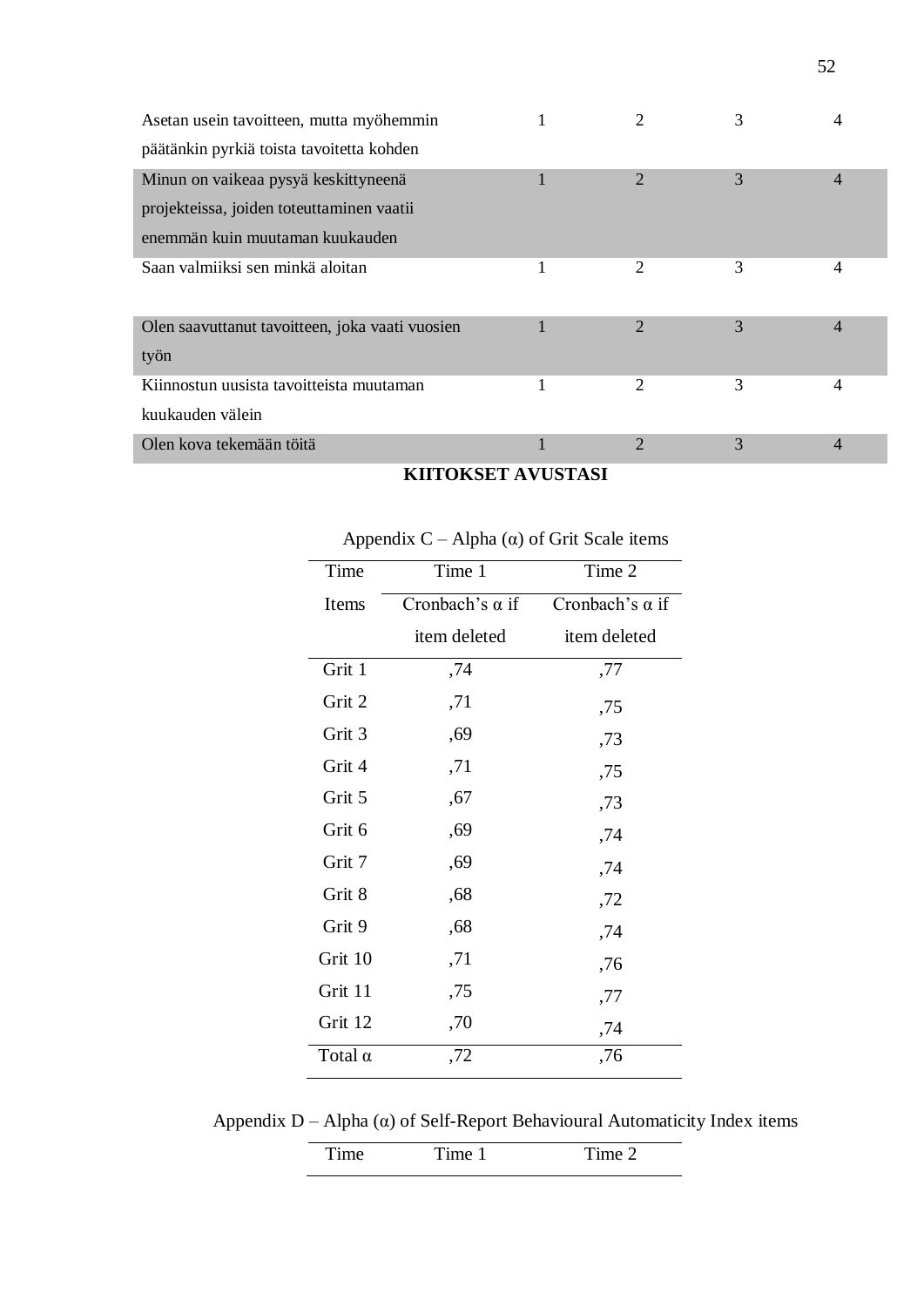| | | | | |
|---|---|---|---|---|
| Asetan usein tavoitteen, mutta myöhemmin päätänkin pyrkiä toista tavoitetta kohden | 1 | 2 | 3 | 4 |
| Minun on vaikeaa pysyä keskittyneenä projekteissa, joiden toteuttaminen vaatii enemmän kuin muutaman kuukauden | 1 | 2 | 3 | 4 |
| Saan valmiiksi sen minkä aloitan | 1 | 2 | 3 | 4 |
| Olen saavuttanut tavoitteen, joka vaati vuosien työn | 1 | 2 | 3 | 4 |
| Kiinnostun uusista tavoitteista muutaman kuukauden välein | 1 | 2 | 3 | 4 |
| Olen kova tekemään töitä | 1 | 2 | 3 | 4 |

**KIITOKSET AVUSTASI**

Appendix C – Alpha (α) of Grit Scale items

| Time | Time 1 | Time 2 |
|---|---|---|
| Items | Cronbach's α if item deleted | Cronbach's α if item deleted |
| Grit 1 | ,74 | ,77 |
| Grit 2 | ,71 | ,75 |
| Grit 3 | ,69 | ,73 |
| Grit 4 | ,71 | ,75 |
| Grit 5 | ,67 | ,73 |
| Grit 6 | ,69 | ,74 |
| Grit 7 | ,69 | ,74 |
| Grit 8 | ,68 | ,72 |
| Grit 9 | ,68 | ,74 |
| Grit 10 | ,71 | ,76 |
| Grit 11 | ,75 | ,77 |
| Grit 12 | ,70 | ,74 |
| Total α | ,72 | ,76 |

Appendix D – Alpha (α) of Self-Report Behavioural Automaticity Index items

| Time | Time 1 | Time 2 |
|---|---|---|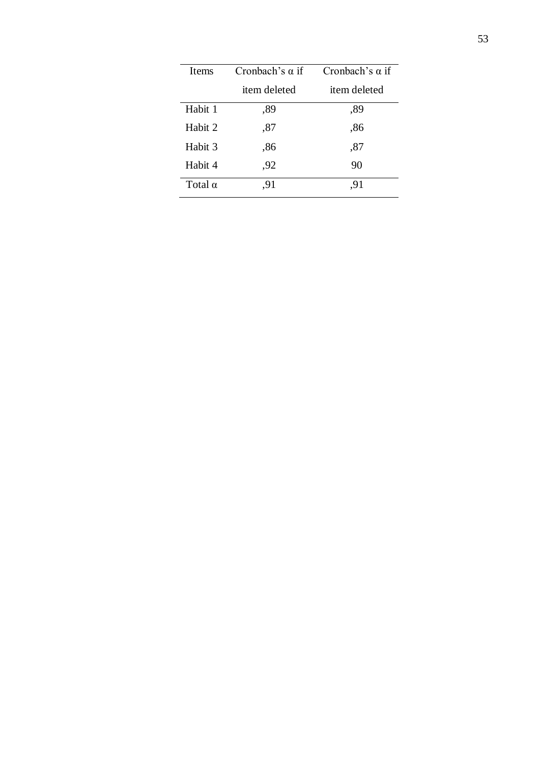| Items | Cronbach's α if item deleted | Cronbach's α if item deleted |
|---|---|---|
| Habit 1 | ,89 | ,89 |
| Habit 2 | ,87 | ,86 |
| Habit 3 | ,86 | ,87 |
| Habit 4 | ,92 | 90 |
| Total α | ,91 | ,91 |